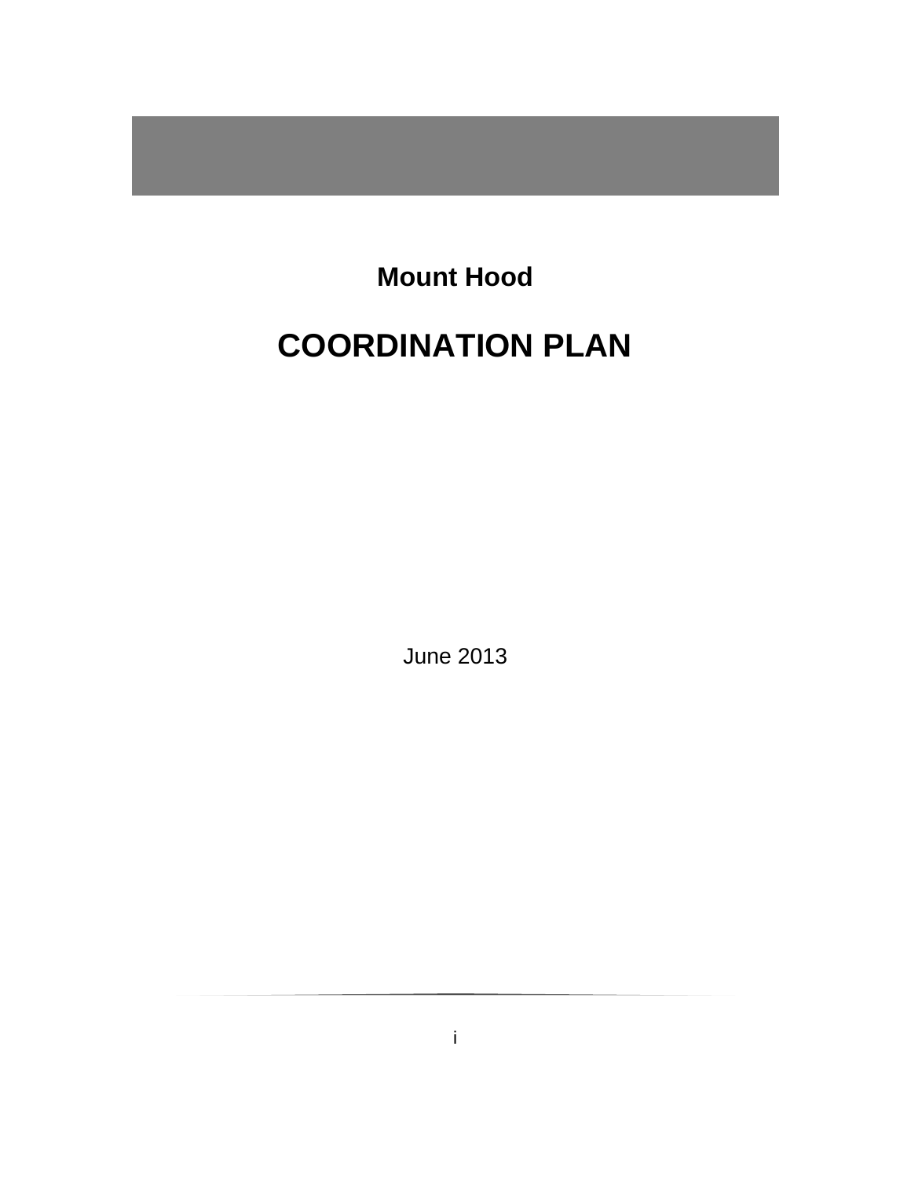**Mount Hood**

# COORDINATION PLAN

June 2013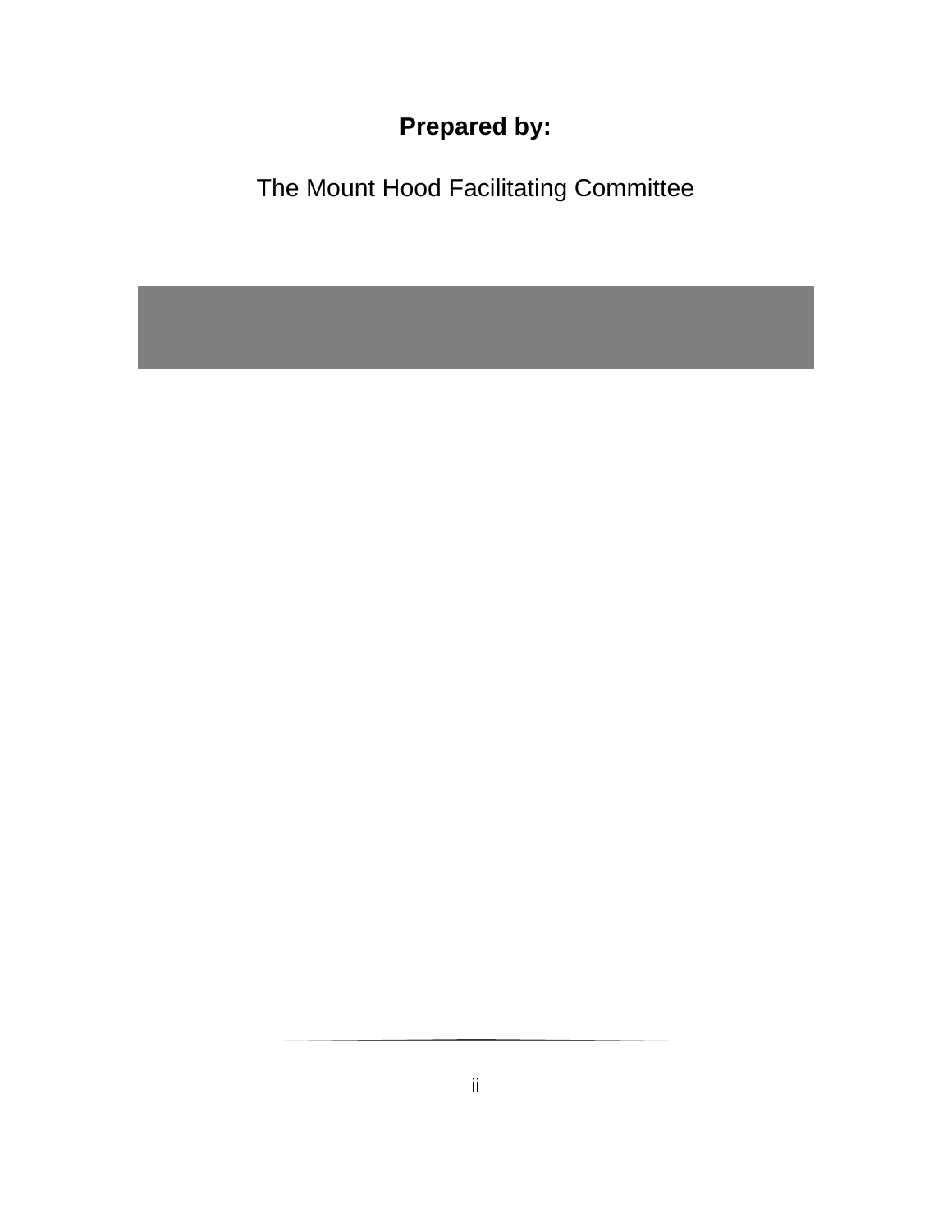**Prepared by:**

The Mount Hood Facilitating Committee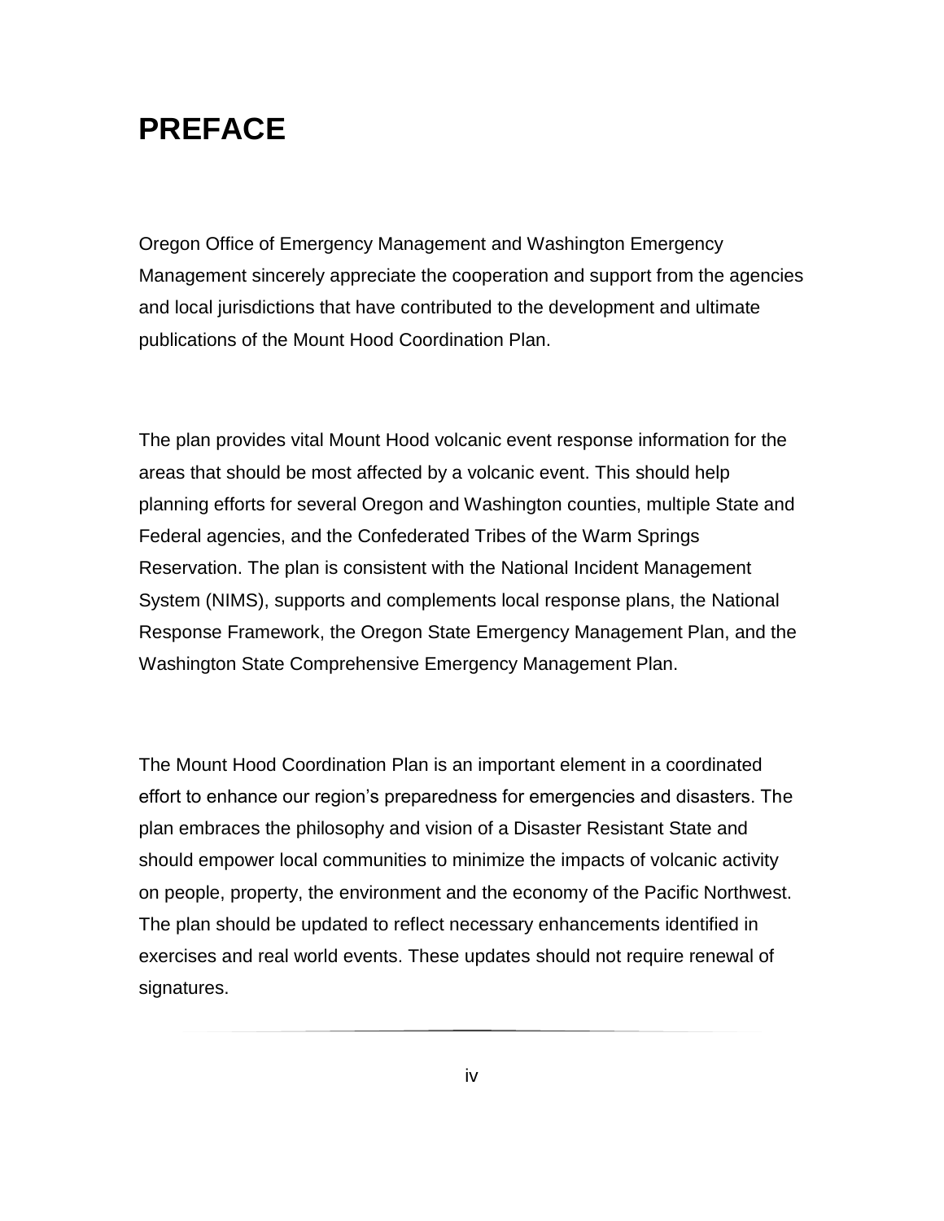# PREFACE

Oregon Office of Emergency Management and Washington Emergency Management sincerely appreciate the cooperation and support from the agencies and local jurisdictions that have contributed to the development and ultimate publications of the Mount Hood Coordination Plan.

The plan provides vital Mount Hood volcanic event response information for the areas that should be most affected by a volcanic event. This should help planning efforts for several Oregon and Washington counties, multiple State and Federal agencies, and the Confederated Tribes of the Warm Springs Reservation. The plan is consistent with the National Incident Management System (NIMS), supports and complements local response plans, the National Response Framework, the Oregon State Emergency Management Plan, and the Washington State Comprehensive Emergency Management Plan.

The Mount Hood Coordination Plan is an important element in a coordinated effort to enhance our region's preparedness for emergencies and disasters. The plan embraces the philosophy and vision of a Disaster Resistant State and should empower local communities to minimize the impacts of volcanic activity on people, property, the environment and the economy of the Pacific Northwest. The plan should be updated to reflect necessary enhancements identified in exercises and real world events. These updates should not require renewal of signatures.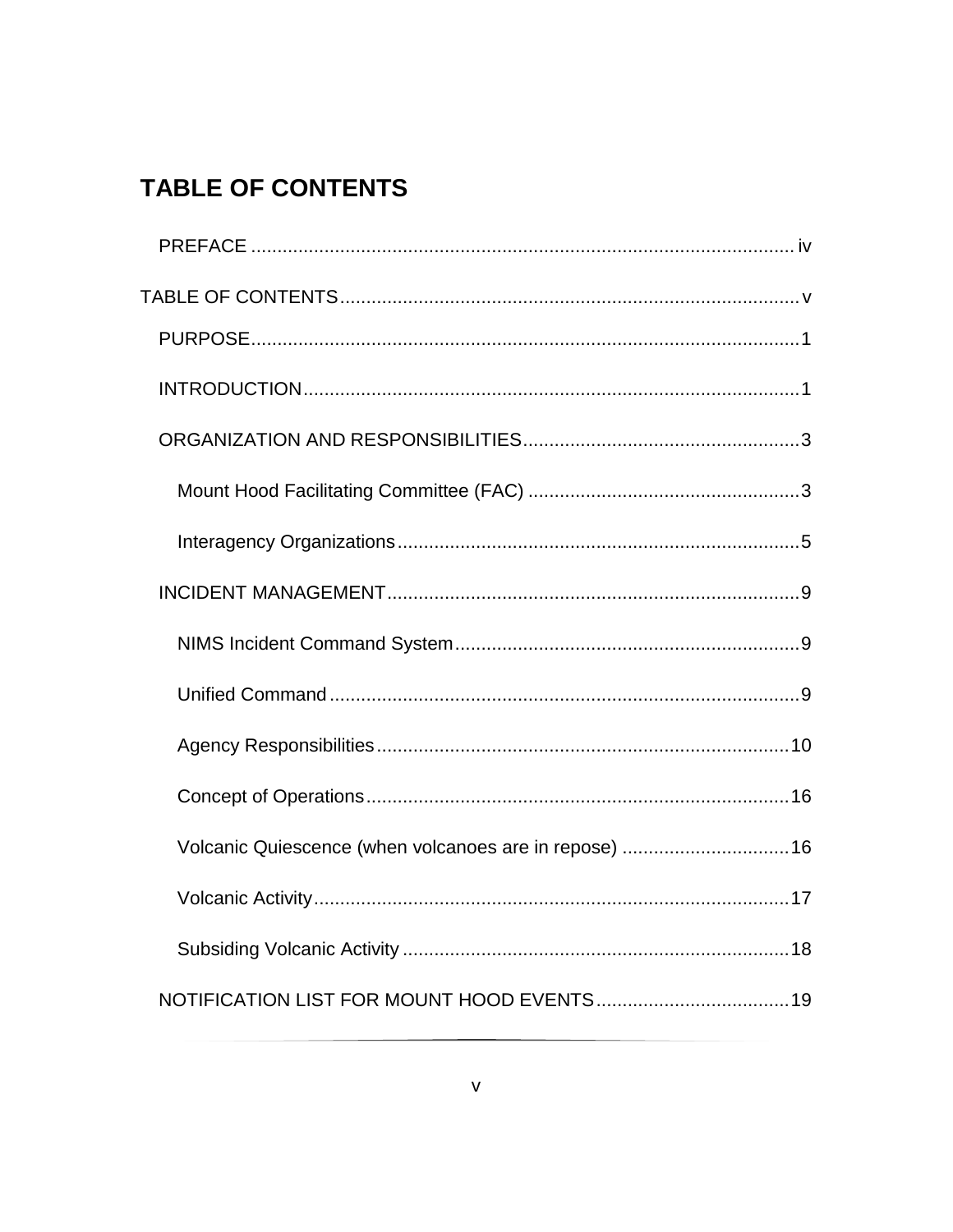# TABLE OF CONTENTS

- PREFACE ........................................................................................................ iv
- TABLE OF CONTENTS ........................................................................................ v
  - PURPOSE ......................................................................................................... 1
  - INTRODUCTION ............................................................................................... 1
  - ORGANIZATION AND RESPONSIBILITIES ..................................................... 3
    - Mount Hood Facilitating Committee (FAC) .................................................... 3
    - Interagency Organizations ............................................................................. 5
  - INCIDENT MANAGEMENT ............................................................................... 9
    - NIMS Incident Command System .................................................................. 9
    - Unified Command .......................................................................................... 9
    - Agency Responsibilities ................................................................................ 10
    - Concept of Operations .................................................................................. 16
    - Volcanic Quiescence (when volcanoes are in repose) ................................. 16
    - Volcanic Activity ........................................................................................... 17
    - Subsiding Volcanic Activity ........................................................................... 18
  - NOTIFICATION LIST FOR MOUNT HOOD EVENTS ..................................... 19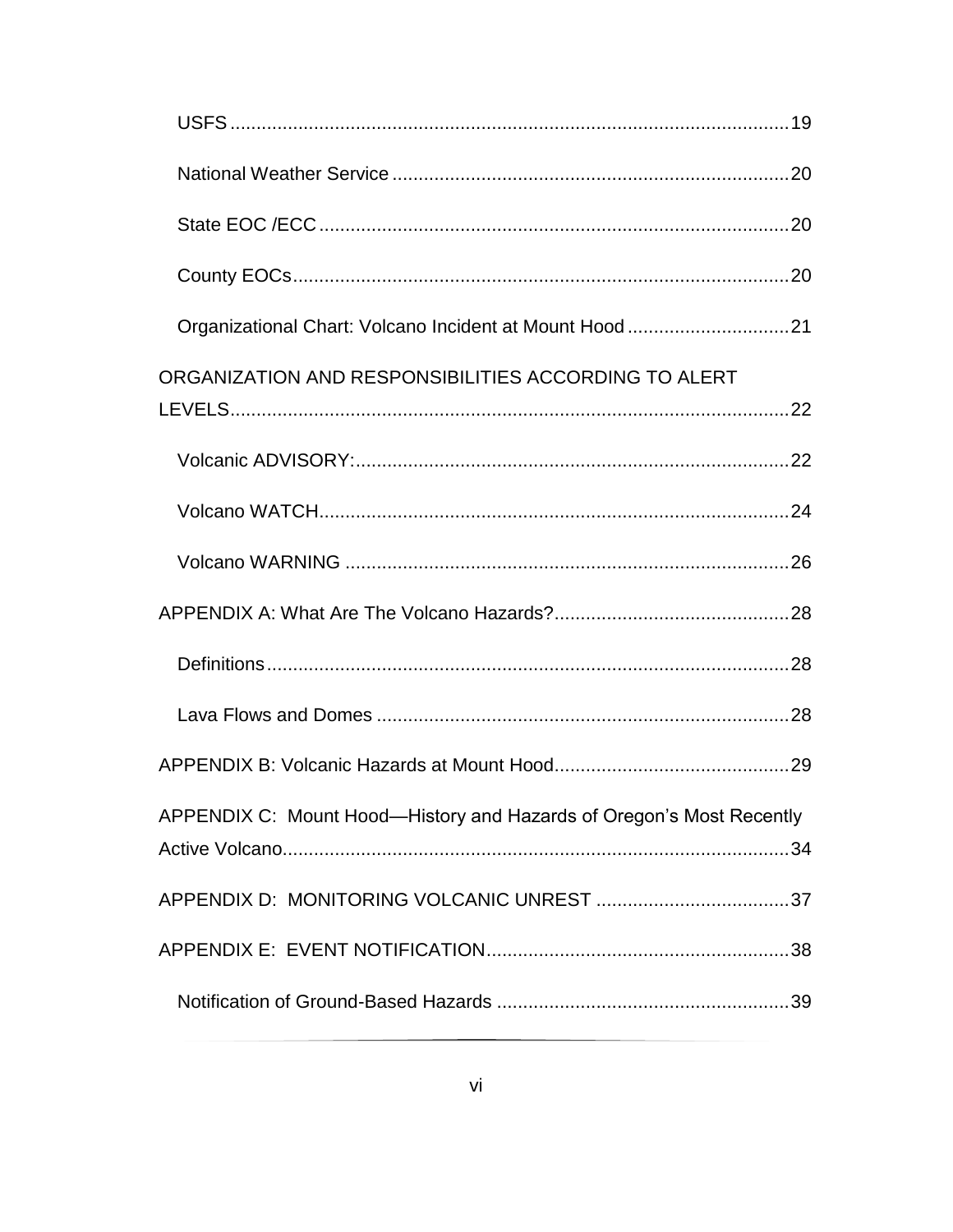- USFS ........................................................................................................ 19
- National Weather Service ........................................................................ 20
- State EOC /ECC ...................................................................................... 20
- County EOCs ........................................................................................... 20
- Organizational Chart: Volcano Incident at Mount Hood .............................. 21

ORGANIZATION AND RESPONSIBILITIES ACCORDING TO ALERT LEVELS ........................................................................................................ 22

- Volcanic ADVISORY: ................................................................................ 22
- Volcano WATCH ....................................................................................... 24
- Volcano WARNING .................................................................................. 26

APPENDIX A: What Are The Volcano Hazards? ............................................ 28

- Definitions ................................................................................................ 28
- Lava Flows and Domes ............................................................................ 28

APPENDIX B: Volcanic Hazards at Mount Hood ............................................ 29

APPENDIX C: Mount Hood—History and Hazards of Oregon's Most Recently Active Volcano ............................................................................................... 34

APPENDIX D: MONITORING VOLCANIC UNREST .................................... 37

APPENDIX E: EVENT NOTIFICATION ......................................................... 38

- Notification of Ground-Based Hazards ...................................................... 39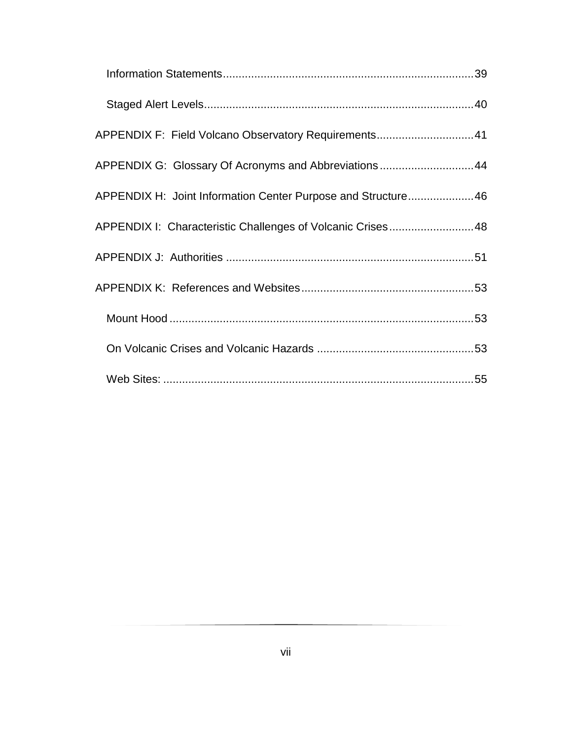Information Statements.....39

Staged Alert Levels.....40

APPENDIX F: Field Volcano Observatory Requirements.....41

APPENDIX G: Glossary Of Acronyms and Abbreviations.....44

APPENDIX H: Joint Information Center Purpose and Structure.....46

APPENDIX I: Characteristic Challenges of Volcanic Crises.....48

APPENDIX J: Authorities.....51

APPENDIX K: References and Websites.....53

Mount Hood.....53

On Volcanic Crises and Volcanic Hazards.....53

Web Sites:.....55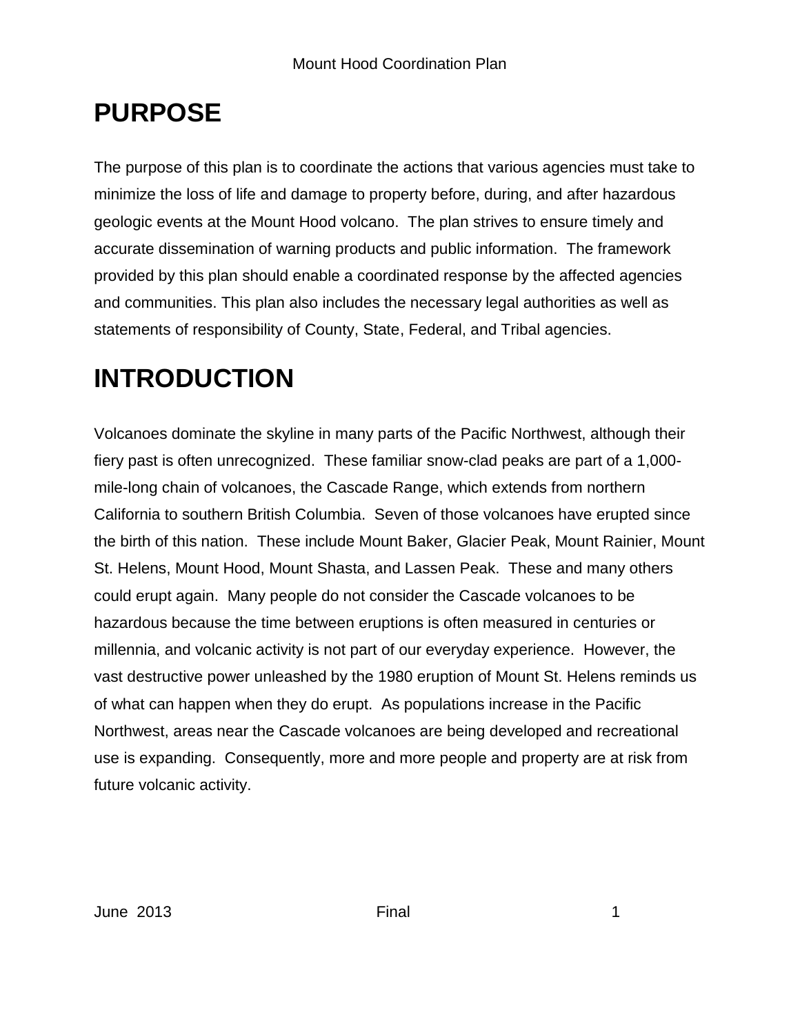# PURPOSE

The purpose of this plan is to coordinate the actions that various agencies must take to minimize the loss of life and damage to property before, during, and after hazardous geologic events at the Mount Hood volcano. The plan strives to ensure timely and accurate dissemination of warning products and public information. The framework provided by this plan should enable a coordinated response by the affected agencies and communities. This plan also includes the necessary legal authorities as well as statements of responsibility of County, State, Federal, and Tribal agencies.

# INTRODUCTION

Volcanoes dominate the skyline in many parts of the Pacific Northwest, although their fiery past is often unrecognized. These familiar snow-clad peaks are part of a 1,000-mile-long chain of volcanoes, the Cascade Range, which extends from northern California to southern British Columbia. Seven of those volcanoes have erupted since the birth of this nation. These include Mount Baker, Glacier Peak, Mount Rainier, Mount St. Helens, Mount Hood, Mount Shasta, and Lassen Peak. These and many others could erupt again. Many people do not consider the Cascade volcanoes to be hazardous because the time between eruptions is often measured in centuries or millennia, and volcanic activity is not part of our everyday experience. However, the vast destructive power unleashed by the 1980 eruption of Mount St. Helens reminds us of what can happen when they do erupt. As populations increase in the Pacific Northwest, areas near the Cascade volcanoes are being developed and recreational use is expanding. Consequently, more and more people and property are at risk from future volcanic activity.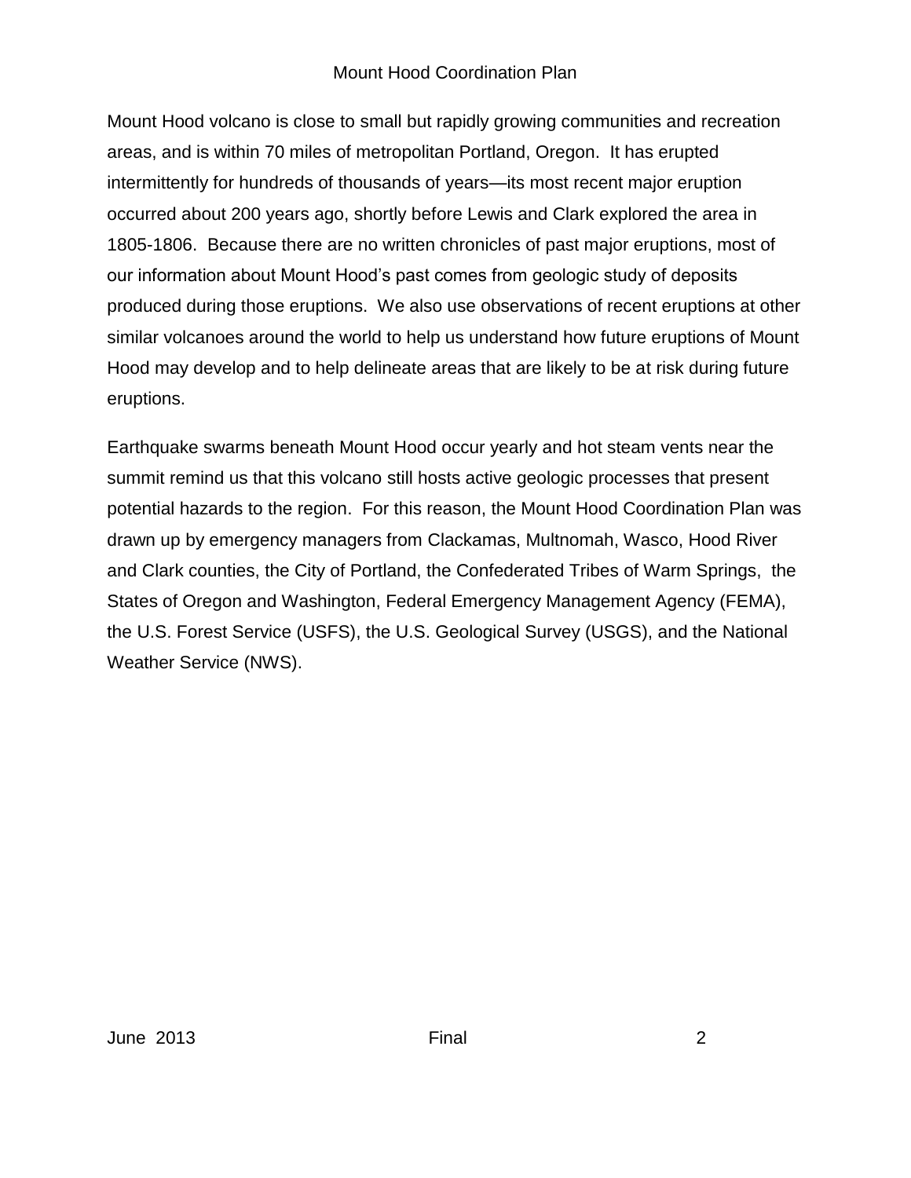Mount Hood volcano is close to small but rapidly growing communities and recreation areas, and is within 70 miles of metropolitan Portland, Oregon. It has erupted intermittently for hundreds of thousands of years—its most recent major eruption occurred about 200 years ago, shortly before Lewis and Clark explored the area in 1805-1806. Because there are no written chronicles of past major eruptions, most of our information about Mount Hood's past comes from geologic study of deposits produced during those eruptions. We also use observations of recent eruptions at other similar volcanoes around the world to help us understand how future eruptions of Mount Hood may develop and to help delineate areas that are likely to be at risk during future eruptions.

Earthquake swarms beneath Mount Hood occur yearly and hot steam vents near the summit remind us that this volcano still hosts active geologic processes that present potential hazards to the region. For this reason, the Mount Hood Coordination Plan was drawn up by emergency managers from Clackamas, Multnomah, Wasco, Hood River and Clark counties, the City of Portland, the Confederated Tribes of Warm Springs, the States of Oregon and Washington, Federal Emergency Management Agency (FEMA), the U.S. Forest Service (USFS), the U.S. Geological Survey (USGS), and the National Weather Service (NWS).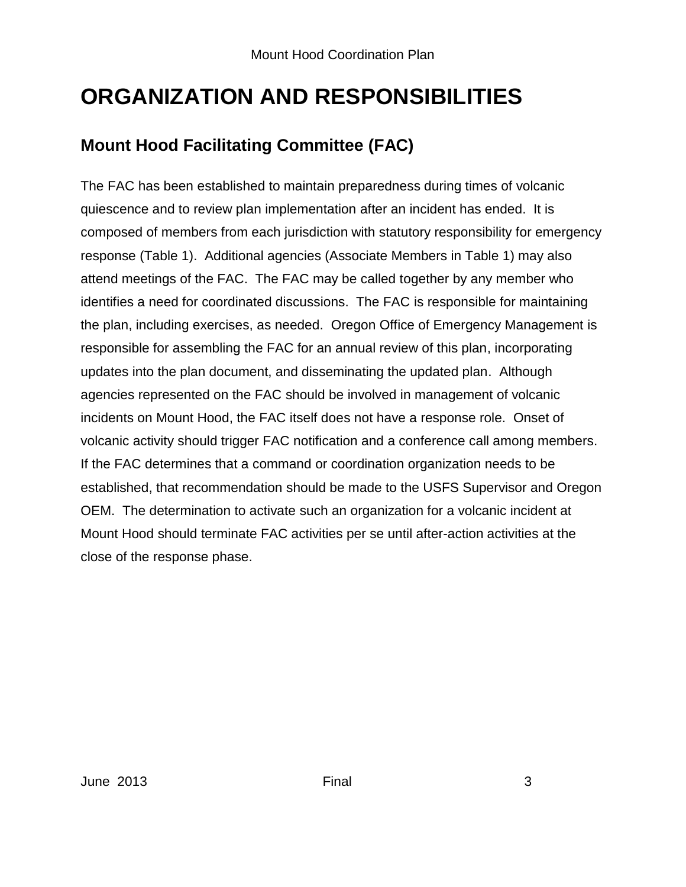# ORGANIZATION AND RESPONSIBILITIES

## Mount Hood Facilitating Committee (FAC)

The FAC has been established to maintain preparedness during times of volcanic quiescence and to review plan implementation after an incident has ended. It is composed of members from each jurisdiction with statutory responsibility for emergency response (Table 1). Additional agencies (Associate Members in Table 1) may also attend meetings of the FAC. The FAC may be called together by any member who identifies a need for coordinated discussions. The FAC is responsible for maintaining the plan, including exercises, as needed. Oregon Office of Emergency Management is responsible for assembling the FAC for an annual review of this plan, incorporating updates into the plan document, and disseminating the updated plan. Although agencies represented on the FAC should be involved in management of volcanic incidents on Mount Hood, the FAC itself does not have a response role. Onset of volcanic activity should trigger FAC notification and a conference call among members. If the FAC determines that a command or coordination organization needs to be established, that recommendation should be made to the USFS Supervisor and Oregon OEM. The determination to activate such an organization for a volcanic incident at Mount Hood should terminate FAC activities per se until after-action activities at the close of the response phase.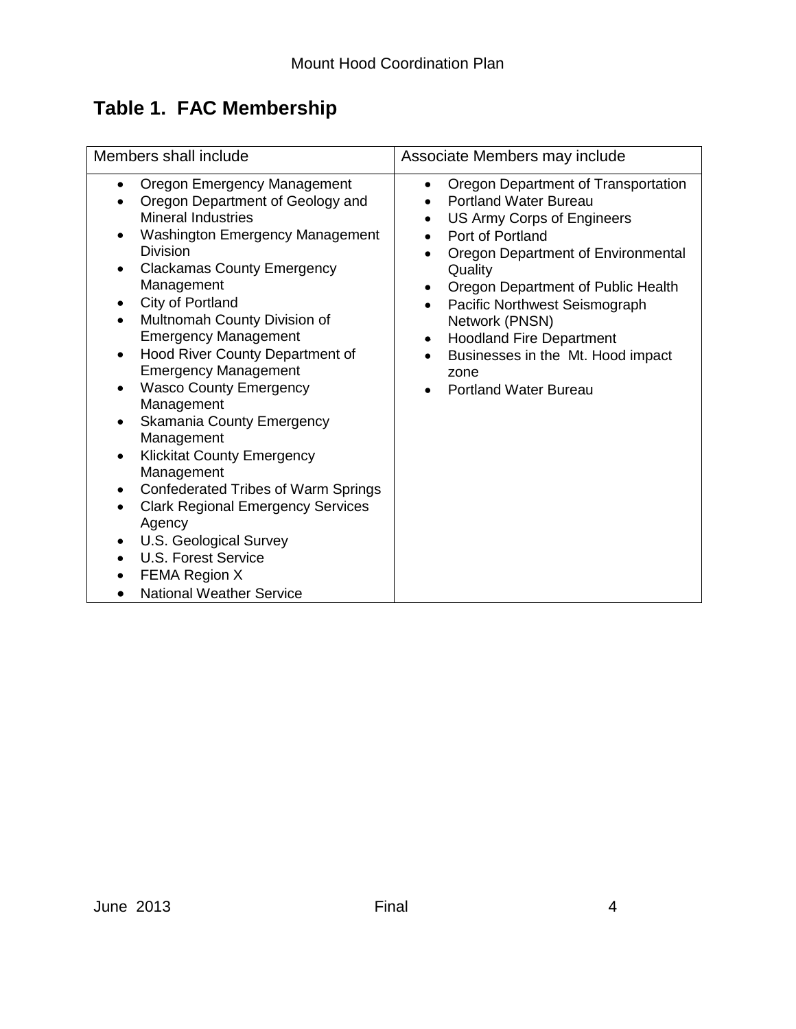## Table 1. FAC Membership

| Members shall include | Associate Members may include |
| --- | --- |
| • Oregon Emergency Management<br>• Oregon Department of Geology and Mineral Industries<br>• Washington Emergency Management Division<br>• Clackamas County Emergency Management<br>• City of Portland<br>• Multnomah County Division of Emergency Management<br>• Hood River County Department of Emergency Management<br>• Wasco County Emergency Management<br>• Skamania County Emergency Management<br>• Klickitat County Emergency Management<br>• Confederated Tribes of Warm Springs<br>• Clark Regional Emergency Services Agency<br>• U.S. Geological Survey<br>• U.S. Forest Service<br>• FEMA Region X<br>• National Weather Service | • Oregon Department of Transportation<br>• Portland Water Bureau<br>• US Army Corps of Engineers<br>• Port of Portland<br>• Oregon Department of Environmental Quality<br>• Oregon Department of Public Health<br>• Pacific Northwest Seismograph Network (PNSN)<br>• Hoodland Fire Department<br>• Businesses in the Mt. Hood impact zone<br>• Portland Water Bureau |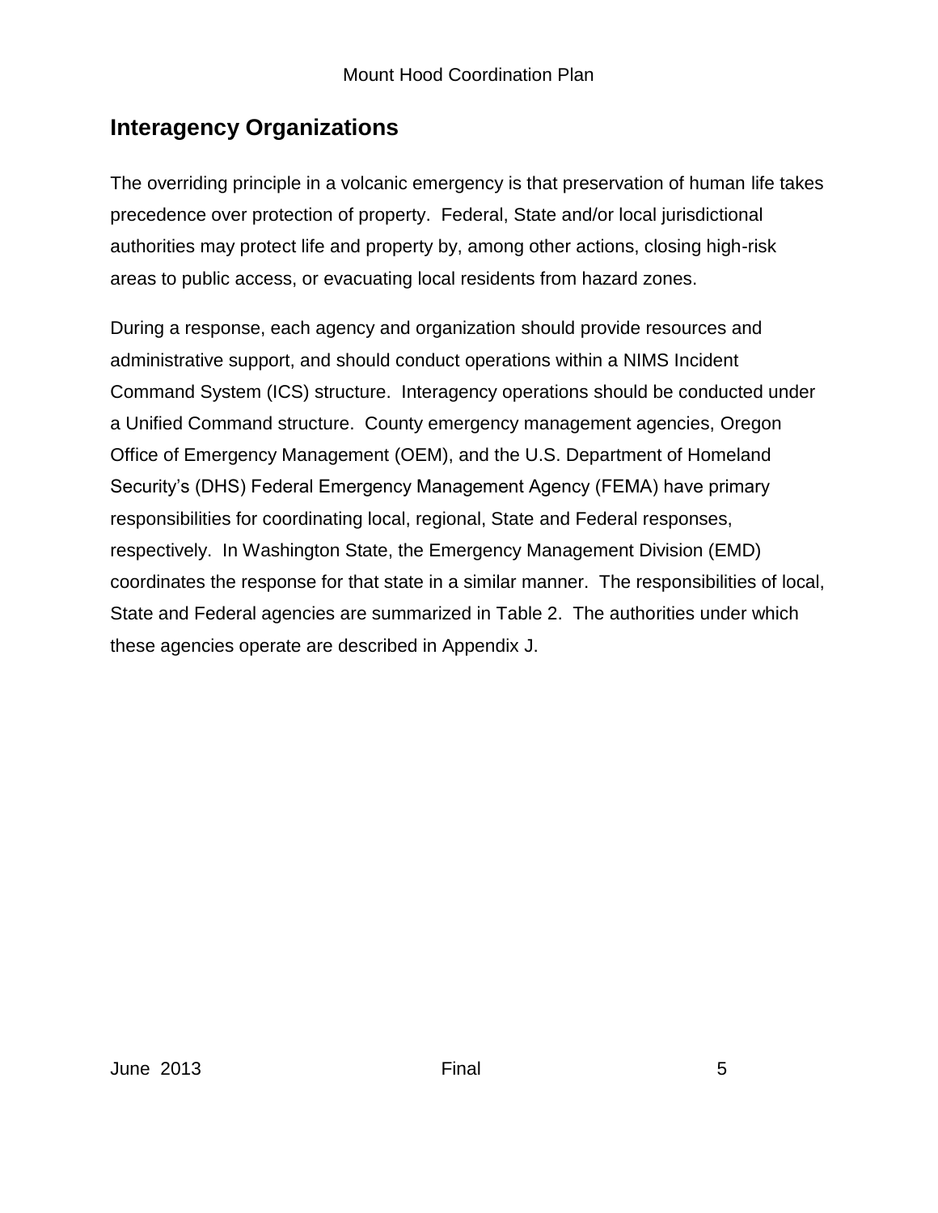## Interagency Organizations

The overriding principle in a volcanic emergency is that preservation of human life takes precedence over protection of property. Federal, State and/or local jurisdictional authorities may protect life and property by, among other actions, closing high-risk areas to public access, or evacuating local residents from hazard zones.

During a response, each agency and organization should provide resources and administrative support, and should conduct operations within a NIMS Incident Command System (ICS) structure. Interagency operations should be conducted under a Unified Command structure. County emergency management agencies, Oregon Office of Emergency Management (OEM), and the U.S. Department of Homeland Security's (DHS) Federal Emergency Management Agency (FEMA) have primary responsibilities for coordinating local, regional, State and Federal responses, respectively. In Washington State, the Emergency Management Division (EMD) coordinates the response for that state in a similar manner. The responsibilities of local, State and Federal agencies are summarized in Table 2. The authorities under which these agencies operate are described in Appendix J.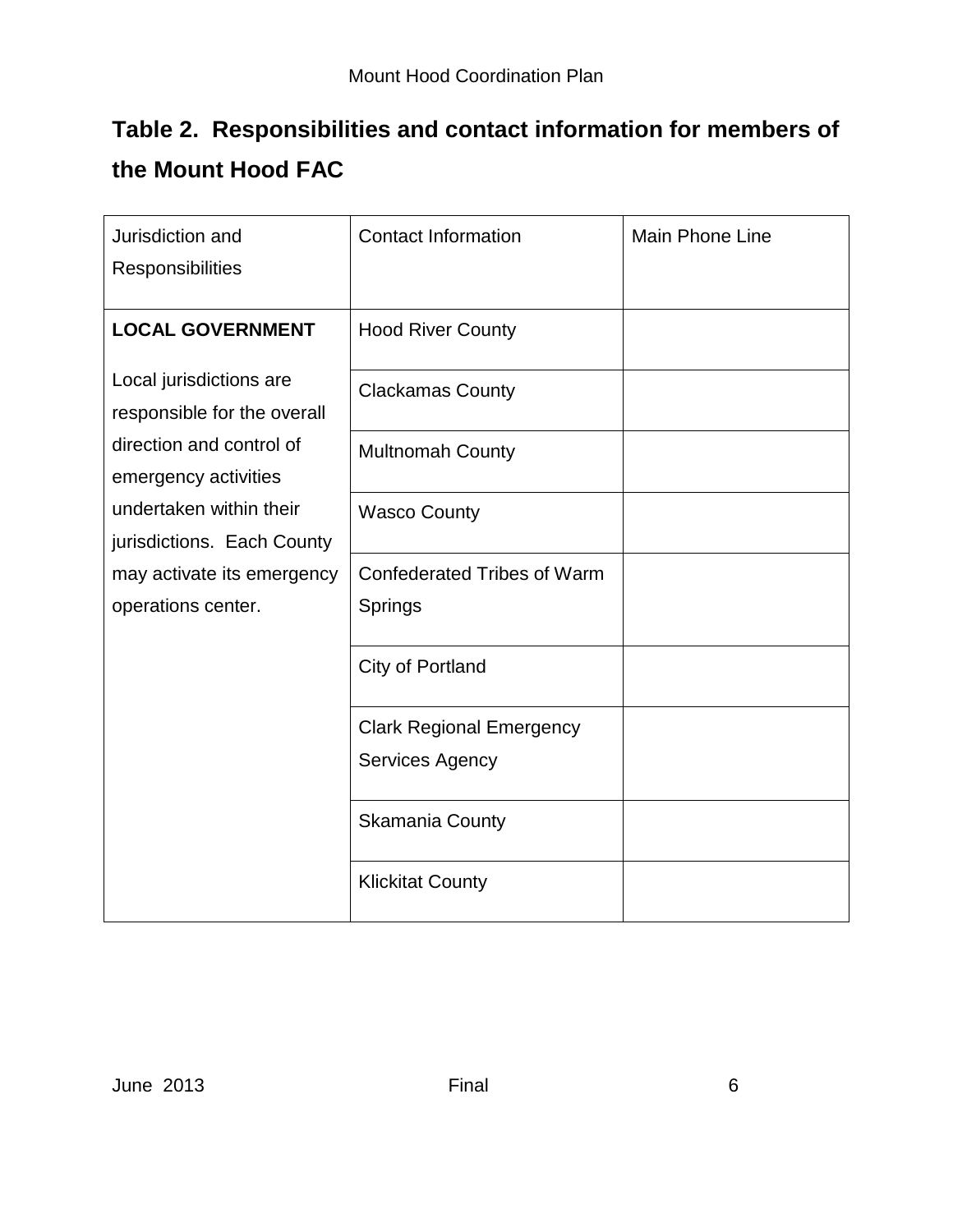## Table 2. Responsibilities and contact information for members of the Mount Hood FAC

| Jurisdiction and Responsibilities | Contact Information | Main Phone Line |
|---|---|---|
| **LOCAL GOVERNMENT** Local jurisdictions are responsible for the overall direction and control of emergency activities undertaken within their jurisdictions. Each County may activate its emergency operations center. | Hood River County | |
| | Clackamas County | |
| | Multnomah County | |
| | Wasco County | |
| | Confederated Tribes of Warm Springs | |
| | City of Portland | |
| | Clark Regional Emergency Services Agency | |
| | Skamania County | |
| | Klickitat County | |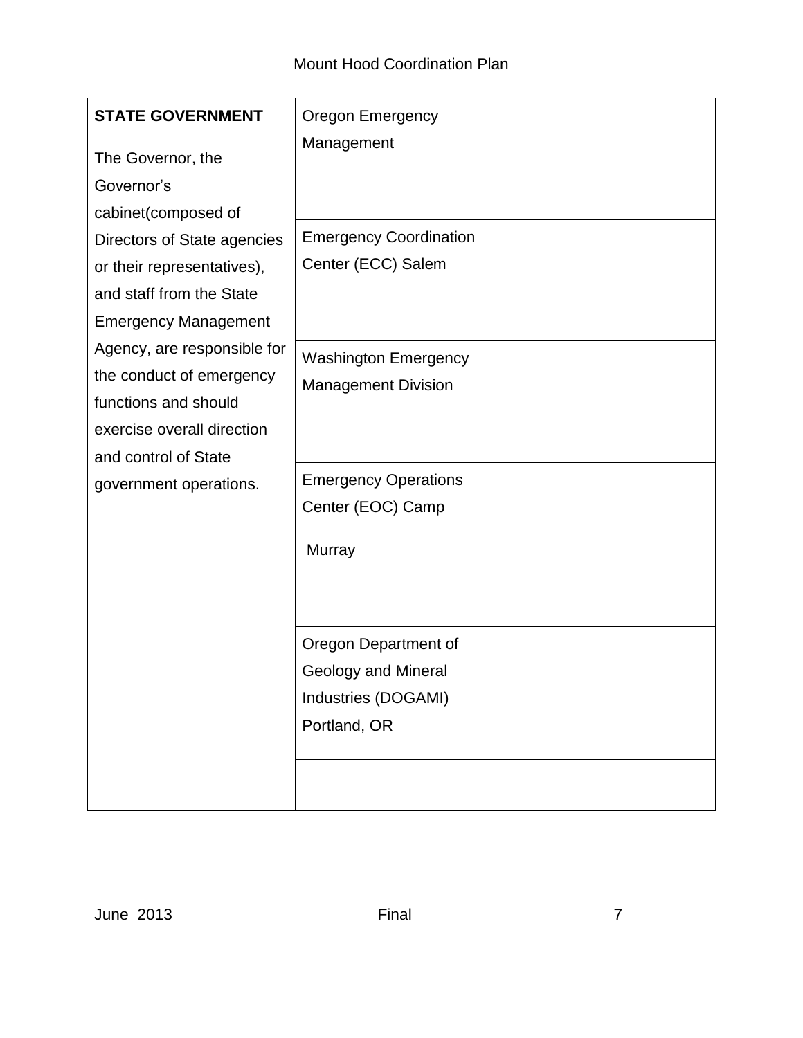| **STATE GOVERNMENT** The Governor, the Governor's cabinet(composed of Directors of State agencies or their representatives), and staff from the State Emergency Management Agency, are responsible for the conduct of emergency functions and should exercise overall direction and control of State government operations. | Oregon Emergency Management | |
|---|---|---|
| | Emergency Coordination Center (ECC) Salem | |
| | Washington Emergency Management Division | |
| | Emergency Operations Center (EOC) Camp Murray | |
| | Oregon Department of Geology and Mineral Industries (DOGAMI) Portland, OR | |
| | | |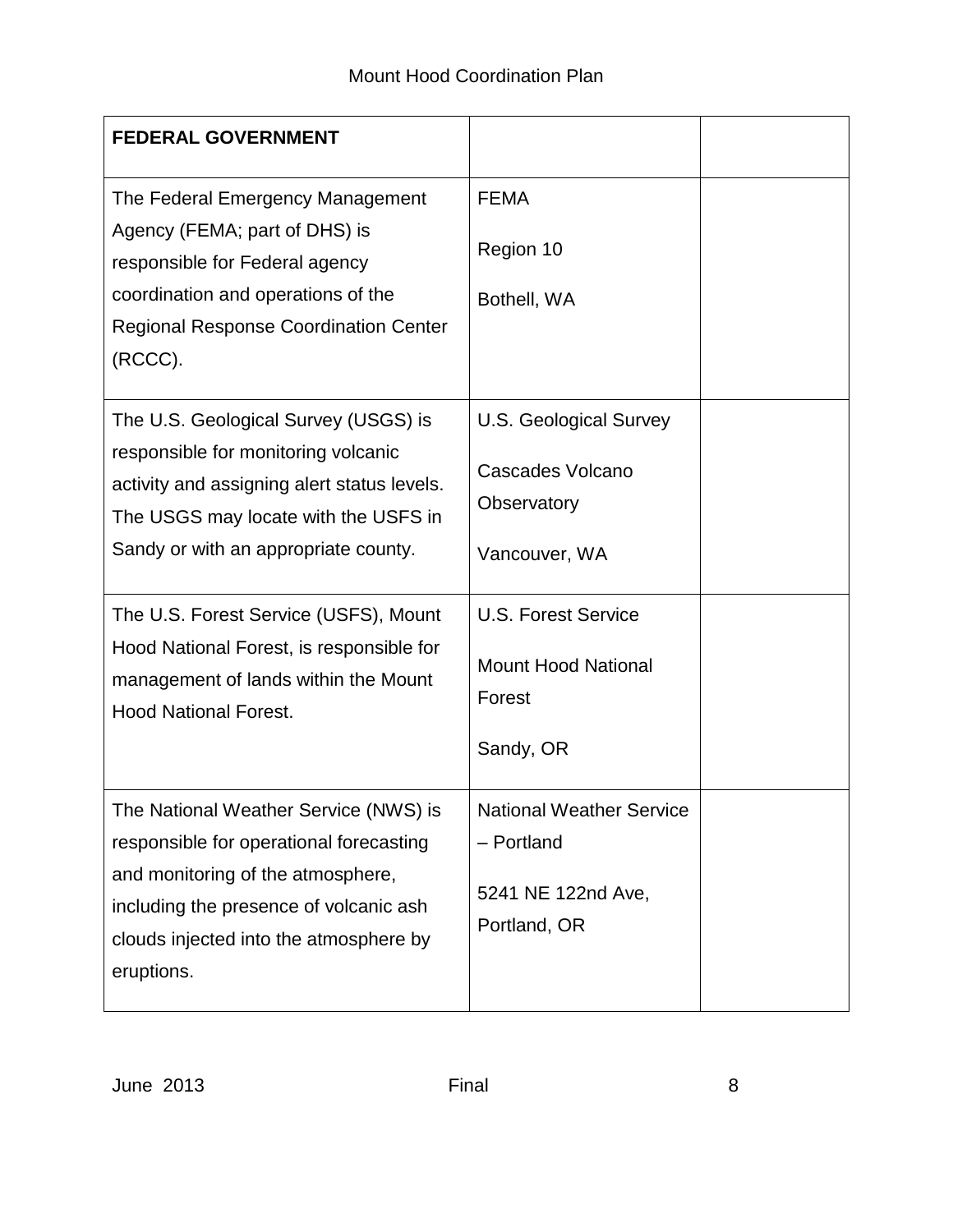| **FEDERAL GOVERNMENT** | | |
|---|---|---|
| The Federal Emergency Management Agency (FEMA; part of DHS) is responsible for Federal agency coordination and operations of the Regional Response Coordination Center (RCCC). | FEMA<br><br>Region 10<br><br>Bothell, WA | |
| The U.S. Geological Survey (USGS) is responsible for monitoring volcanic activity and assigning alert status levels. The USGS may locate with the USFS in Sandy or with an appropriate county. | U.S. Geological Survey<br><br>Cascades Volcano Observatory<br><br>Vancouver, WA | |
| The U.S. Forest Service (USFS), Mount Hood National Forest, is responsible for management of lands within the Mount Hood National Forest. | U.S. Forest Service<br><br>Mount Hood National Forest<br><br>Sandy, OR | |
| The National Weather Service (NWS) is responsible for operational forecasting and monitoring of the atmosphere, including the presence of volcanic ash clouds injected into the atmosphere by eruptions. | National Weather Service – Portland<br><br>5241 NE 122nd Ave, Portland, OR | |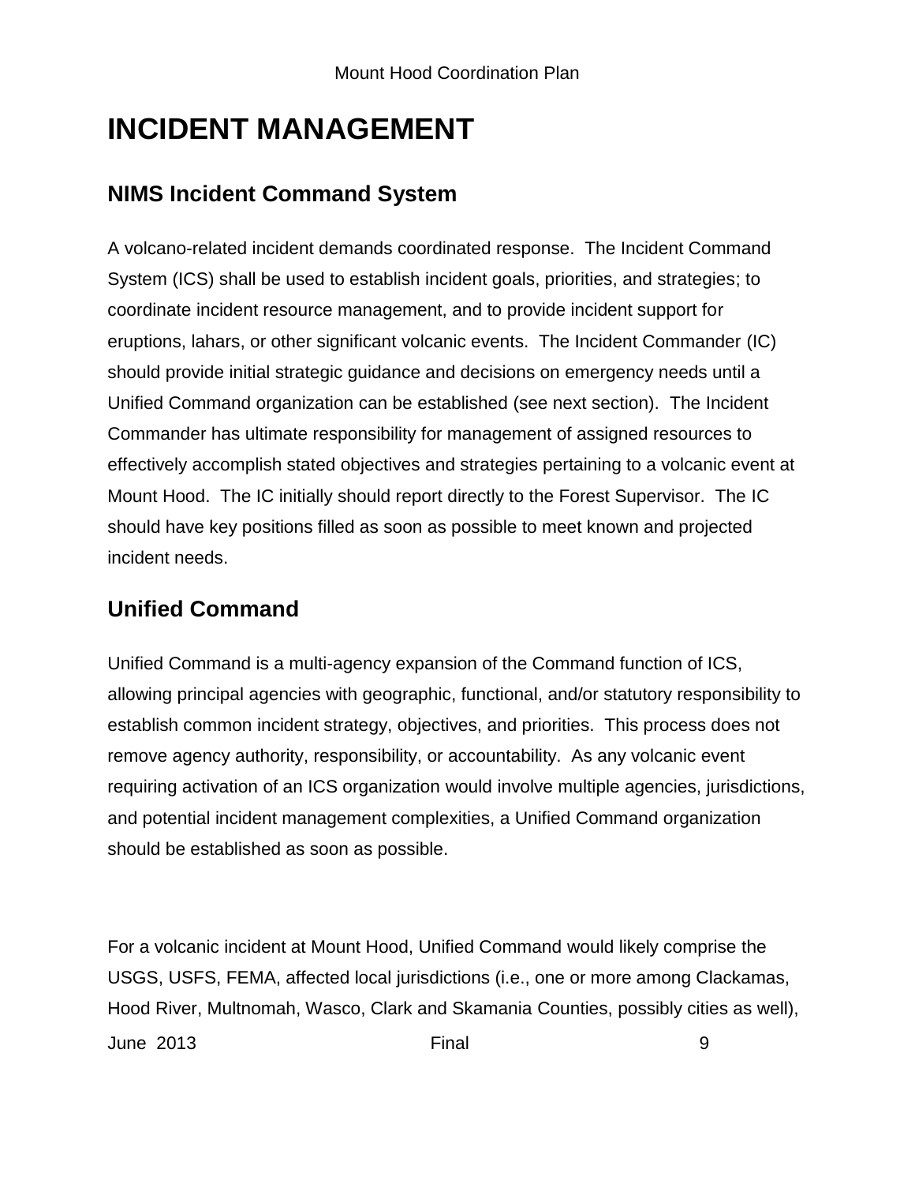# INCIDENT MANAGEMENT

## NIMS Incident Command System

A volcano-related incident demands coordinated response. The Incident Command System (ICS) shall be used to establish incident goals, priorities, and strategies; to coordinate incident resource management, and to provide incident support for eruptions, lahars, or other significant volcanic events. The Incident Commander (IC) should provide initial strategic guidance and decisions on emergency needs until a Unified Command organization can be established (see next section). The Incident Commander has ultimate responsibility for management of assigned resources to effectively accomplish stated objectives and strategies pertaining to a volcanic event at Mount Hood. The IC initially should report directly to the Forest Supervisor. The IC should have key positions filled as soon as possible to meet known and projected incident needs.

## Unified Command

Unified Command is a multi-agency expansion of the Command function of ICS, allowing principal agencies with geographic, functional, and/or statutory responsibility to establish common incident strategy, objectives, and priorities. This process does not remove agency authority, responsibility, or accountability. As any volcanic event requiring activation of an ICS organization would involve multiple agencies, jurisdictions, and potential incident management complexities, a Unified Command organization should be established as soon as possible.

For a volcanic incident at Mount Hood, Unified Command would likely comprise the USGS, USFS, FEMA, affected local jurisdictions (i.e., one or more among Clackamas, Hood River, Multnomah, Wasco, Clark and Skamania Counties, possibly cities as well),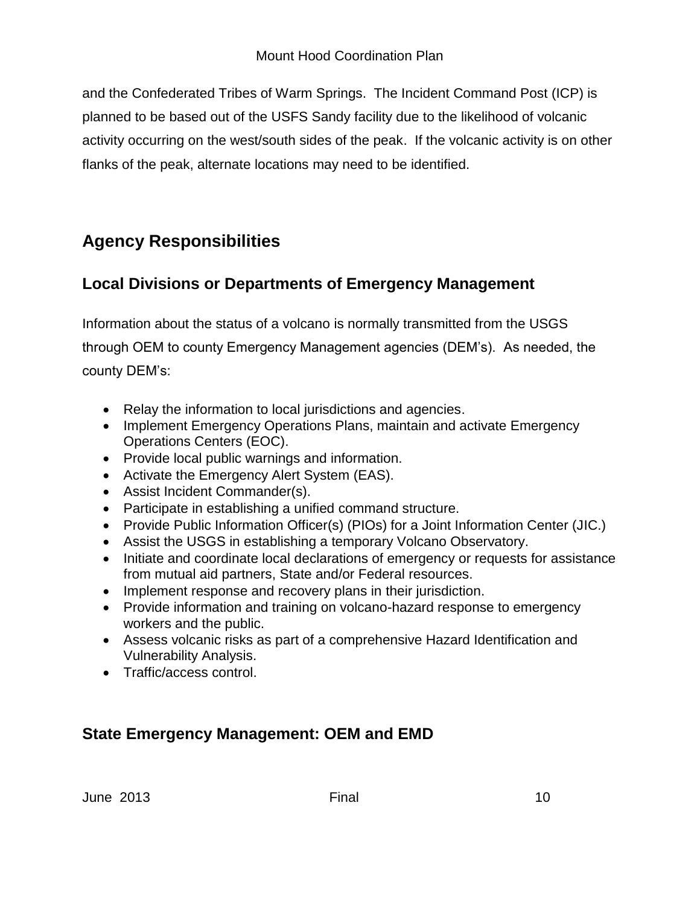and the Confederated Tribes of Warm Springs. The Incident Command Post (ICP) is planned to be based out of the USFS Sandy facility due to the likelihood of volcanic activity occurring on the west/south sides of the peak. If the volcanic activity is on other flanks of the peak, alternate locations may need to be identified.

## Agency Responsibilities

### Local Divisions or Departments of Emergency Management

Information about the status of a volcano is normally transmitted from the USGS through OEM to county Emergency Management agencies (DEM's). As needed, the county DEM's:

- Relay the information to local jurisdictions and agencies.
- Implement Emergency Operations Plans, maintain and activate Emergency Operations Centers (EOC).
- Provide local public warnings and information.
- Activate the Emergency Alert System (EAS).
- Assist Incident Commander(s).
- Participate in establishing a unified command structure.
- Provide Public Information Officer(s) (PIOs) for a Joint Information Center (JIC.)
- Assist the USGS in establishing a temporary Volcano Observatory.
- Initiate and coordinate local declarations of emergency or requests for assistance from mutual aid partners, State and/or Federal resources.
- Implement response and recovery plans in their jurisdiction.
- Provide information and training on volcano-hazard response to emergency workers and the public.
- Assess volcanic risks as part of a comprehensive Hazard Identification and Vulnerability Analysis.
- Traffic/access control.

### State Emergency Management: OEM and EMD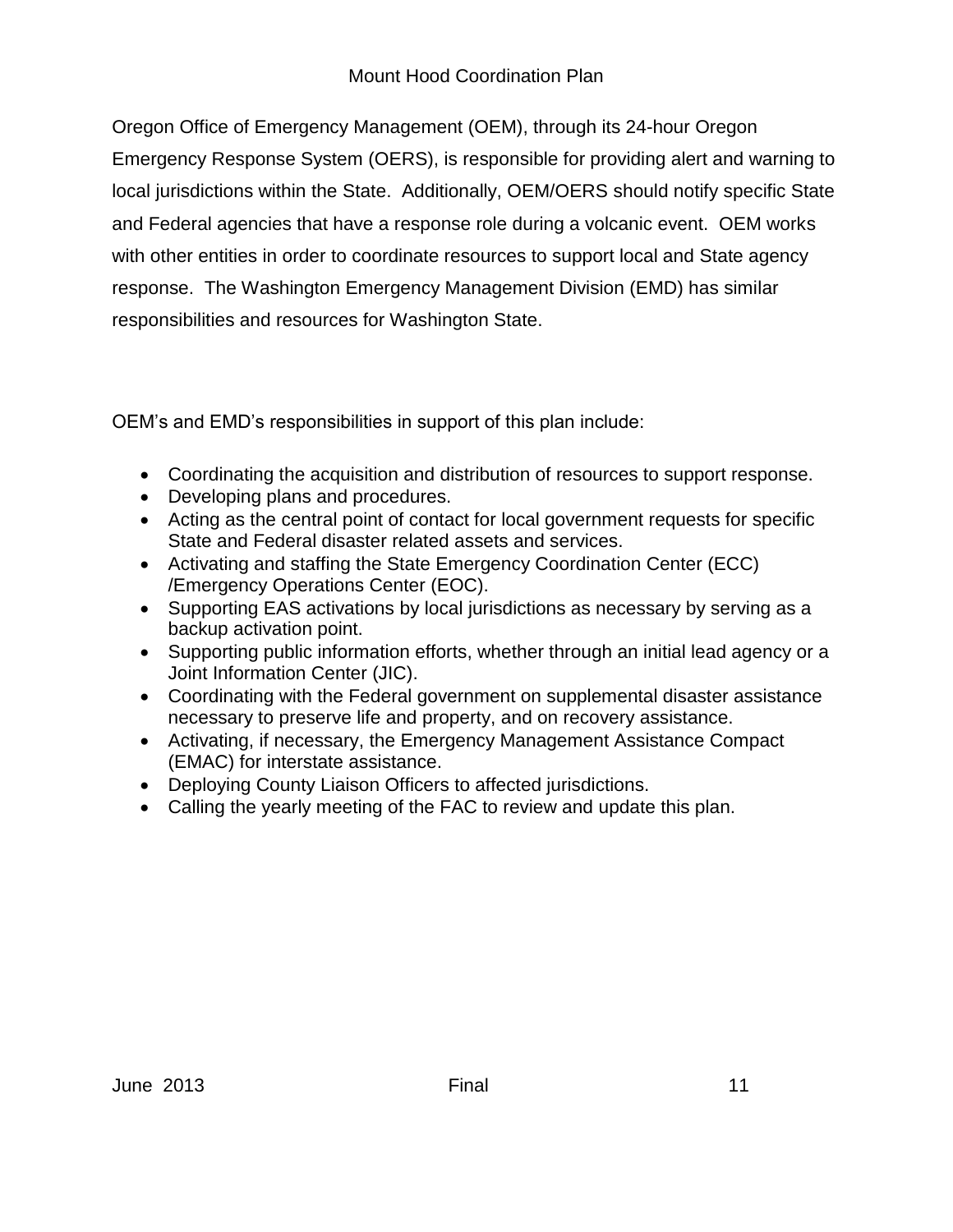Oregon Office of Emergency Management (OEM), through its 24-hour Oregon Emergency Response System (OERS), is responsible for providing alert and warning to local jurisdictions within the State. Additionally, OEM/OERS should notify specific State and Federal agencies that have a response role during a volcanic event. OEM works with other entities in order to coordinate resources to support local and State agency response. The Washington Emergency Management Division (EMD) has similar responsibilities and resources for Washington State.

OEM's and EMD's responsibilities in support of this plan include:

- Coordinating the acquisition and distribution of resources to support response.
- Developing plans and procedures.
- Acting as the central point of contact for local government requests for specific State and Federal disaster related assets and services.
- Activating and staffing the State Emergency Coordination Center (ECC) /Emergency Operations Center (EOC).
- Supporting EAS activations by local jurisdictions as necessary by serving as a backup activation point.
- Supporting public information efforts, whether through an initial lead agency or a Joint Information Center (JIC).
- Coordinating with the Federal government on supplemental disaster assistance necessary to preserve life and property, and on recovery assistance.
- Activating, if necessary, the Emergency Management Assistance Compact (EMAC) for interstate assistance.
- Deploying County Liaison Officers to affected jurisdictions.
- Calling the yearly meeting of the FAC to review and update this plan.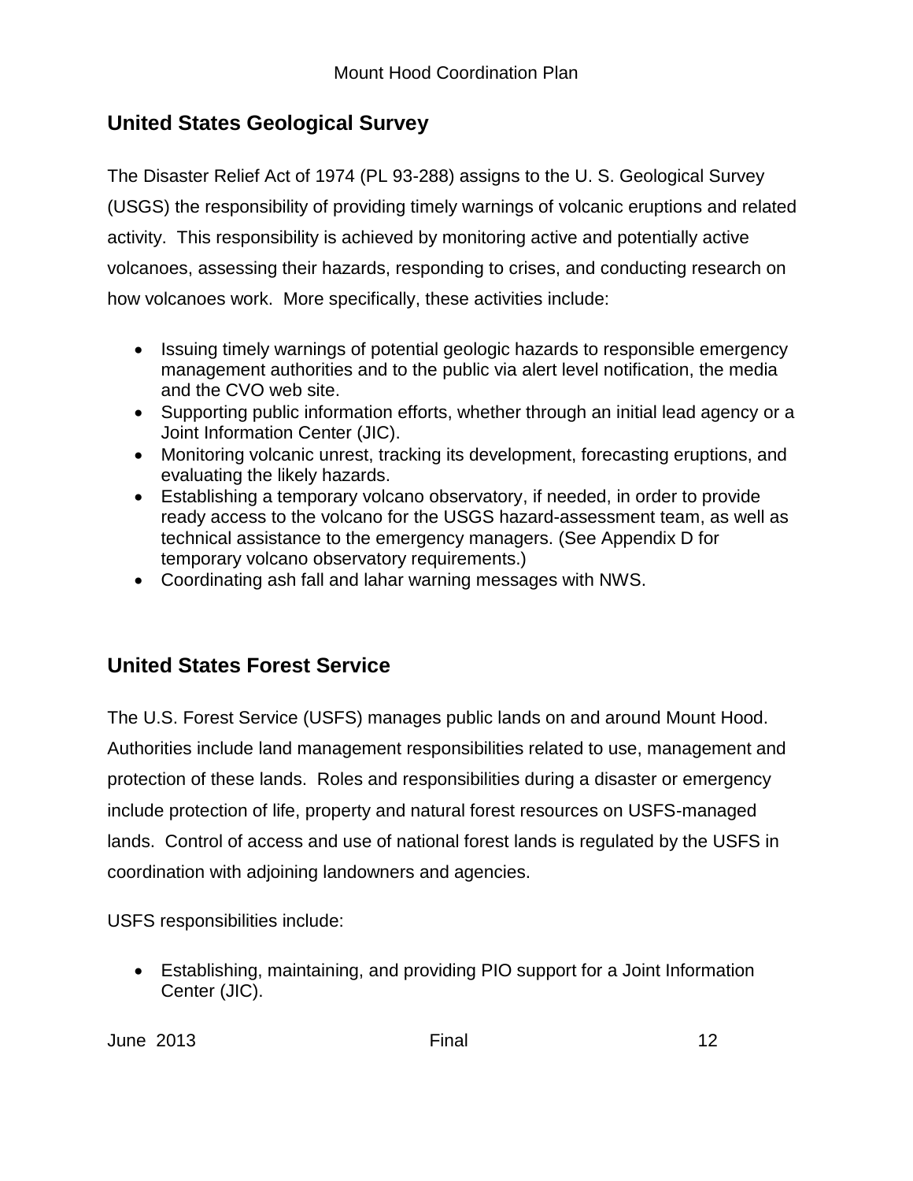## United States Geological Survey

The Disaster Relief Act of 1974 (PL 93-288) assigns to the U. S. Geological Survey (USGS) the responsibility of providing timely warnings of volcanic eruptions and related activity. This responsibility is achieved by monitoring active and potentially active volcanoes, assessing their hazards, responding to crises, and conducting research on how volcanoes work. More specifically, these activities include:

- Issuing timely warnings of potential geologic hazards to responsible emergency management authorities and to the public via alert level notification, the media and the CVO web site.
- Supporting public information efforts, whether through an initial lead agency or a Joint Information Center (JIC).
- Monitoring volcanic unrest, tracking its development, forecasting eruptions, and evaluating the likely hazards.
- Establishing a temporary volcano observatory, if needed, in order to provide ready access to the volcano for the USGS hazard-assessment team, as well as technical assistance to the emergency managers. (See Appendix D for temporary volcano observatory requirements.)
- Coordinating ash fall and lahar warning messages with NWS.

## United States Forest Service

The U.S. Forest Service (USFS) manages public lands on and around Mount Hood. Authorities include land management responsibilities related to use, management and protection of these lands. Roles and responsibilities during a disaster or emergency include protection of life, property and natural forest resources on USFS-managed lands. Control of access and use of national forest lands is regulated by the USFS in coordination with adjoining landowners and agencies.

USFS responsibilities include:

- Establishing, maintaining, and providing PIO support for a Joint Information Center (JIC).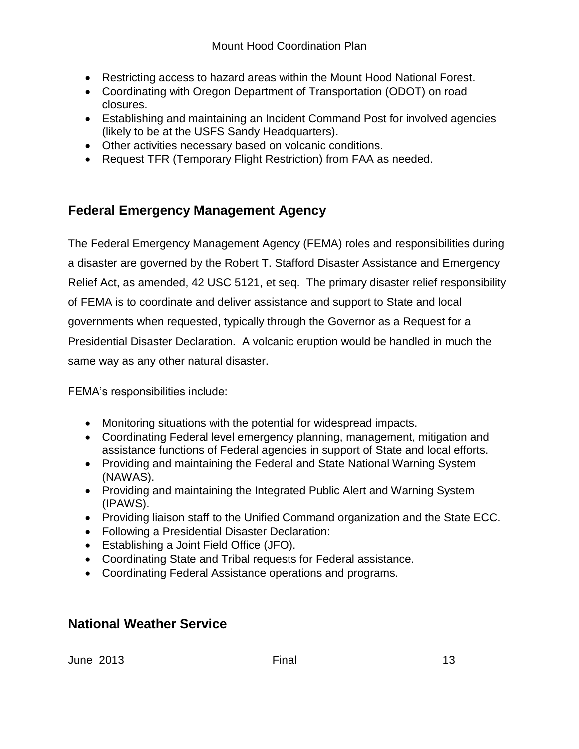- Restricting access to hazard areas within the Mount Hood National Forest.
- Coordinating with Oregon Department of Transportation (ODOT) on road closures.
- Establishing and maintaining an Incident Command Post for involved agencies (likely to be at the USFS Sandy Headquarters).
- Other activities necessary based on volcanic conditions.
- Request TFR (Temporary Flight Restriction) from FAA as needed.

## Federal Emergency Management Agency

The Federal Emergency Management Agency (FEMA) roles and responsibilities during a disaster are governed by the Robert T. Stafford Disaster Assistance and Emergency Relief Act, as amended, 42 USC 5121, et seq. The primary disaster relief responsibility of FEMA is to coordinate and deliver assistance and support to State and local governments when requested, typically through the Governor as a Request for a Presidential Disaster Declaration. A volcanic eruption would be handled in much the same way as any other natural disaster.

FEMA's responsibilities include:

- Monitoring situations with the potential for widespread impacts.
- Coordinating Federal level emergency planning, management, mitigation and assistance functions of Federal agencies in support of State and local efforts.
- Providing and maintaining the Federal and State National Warning System (NAWAS).
- Providing and maintaining the Integrated Public Alert and Warning System (IPAWS).
- Providing liaison staff to the Unified Command organization and the State ECC.
- Following a Presidential Disaster Declaration:
- Establishing a Joint Field Office (JFO).
- Coordinating State and Tribal requests for Federal assistance.
- Coordinating Federal Assistance operations and programs.

## National Weather Service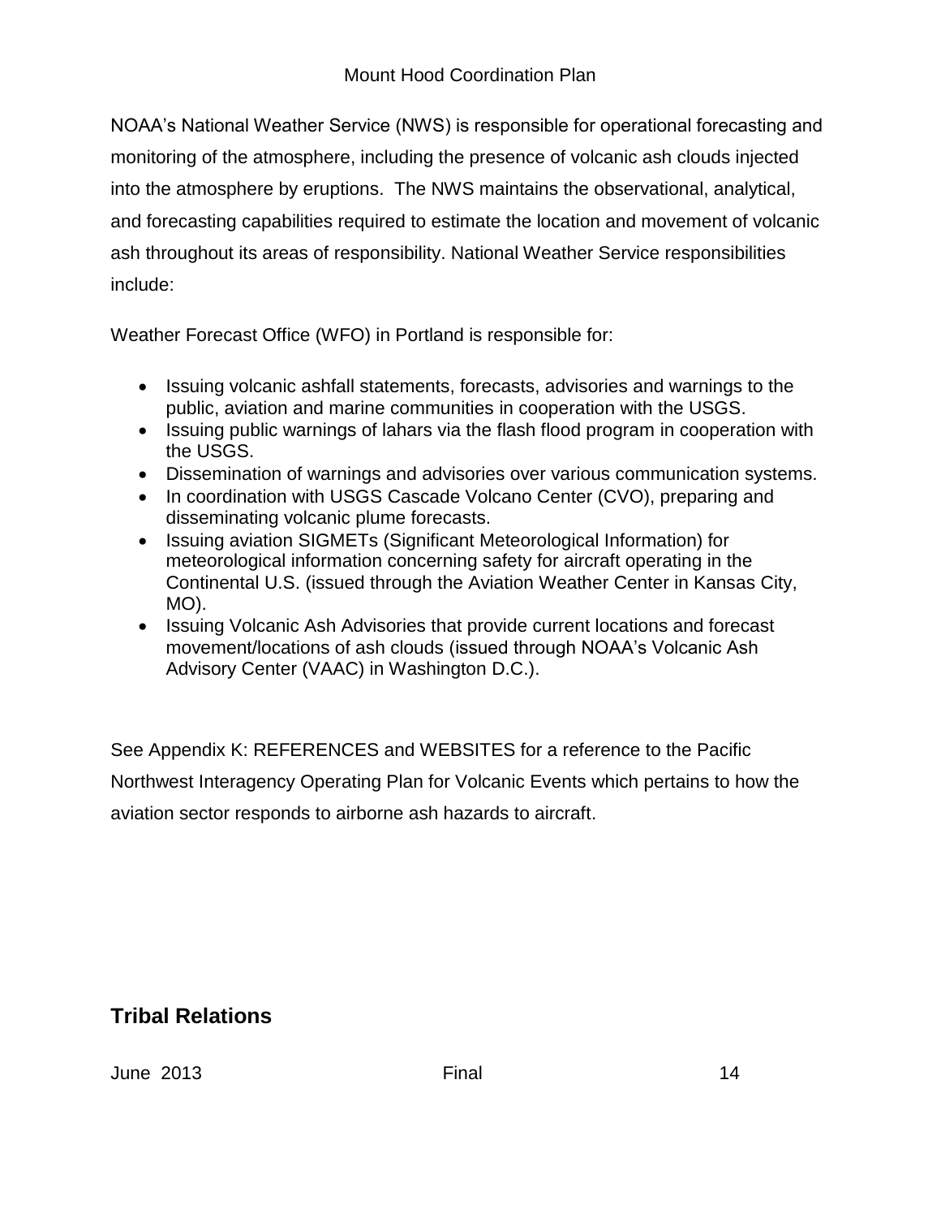NOAA's National Weather Service (NWS) is responsible for operational forecasting and monitoring of the atmosphere, including the presence of volcanic ash clouds injected into the atmosphere by eruptions. The NWS maintains the observational, analytical, and forecasting capabilities required to estimate the location and movement of volcanic ash throughout its areas of responsibility. National Weather Service responsibilities include:

Weather Forecast Office (WFO) in Portland is responsible for:

- Issuing volcanic ashfall statements, forecasts, advisories and warnings to the public, aviation and marine communities in cooperation with the USGS.
- Issuing public warnings of lahars via the flash flood program in cooperation with the USGS.
- Dissemination of warnings and advisories over various communication systems.
- In coordination with USGS Cascade Volcano Center (CVO), preparing and disseminating volcanic plume forecasts.
- Issuing aviation SIGMETs (Significant Meteorological Information) for meteorological information concerning safety for aircraft operating in the Continental U.S. (issued through the Aviation Weather Center in Kansas City, MO).
- Issuing Volcanic Ash Advisories that provide current locations and forecast movement/locations of ash clouds (issued through NOAA's Volcanic Ash Advisory Center (VAAC) in Washington D.C.).

See Appendix K: REFERENCES and WEBSITES for a reference to the Pacific Northwest Interagency Operating Plan for Volcanic Events which pertains to how the aviation sector responds to airborne ash hazards to aircraft.

## Tribal Relations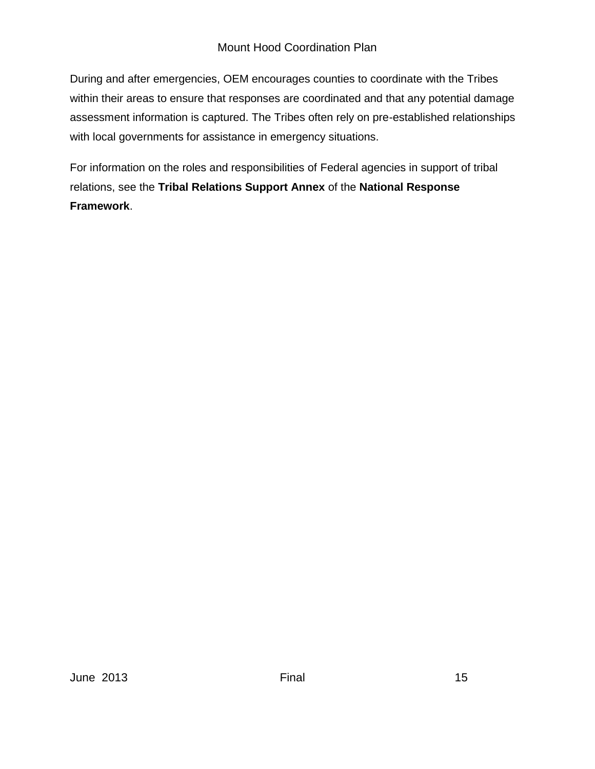During and after emergencies, OEM encourages counties to coordinate with the Tribes within their areas to ensure that responses are coordinated and that any potential damage assessment information is captured. The Tribes often rely on pre-established relationships with local governments for assistance in emergency situations.

For information on the roles and responsibilities of Federal agencies in support of tribal relations, see the **Tribal Relations Support Annex** of the **National Response Framework**.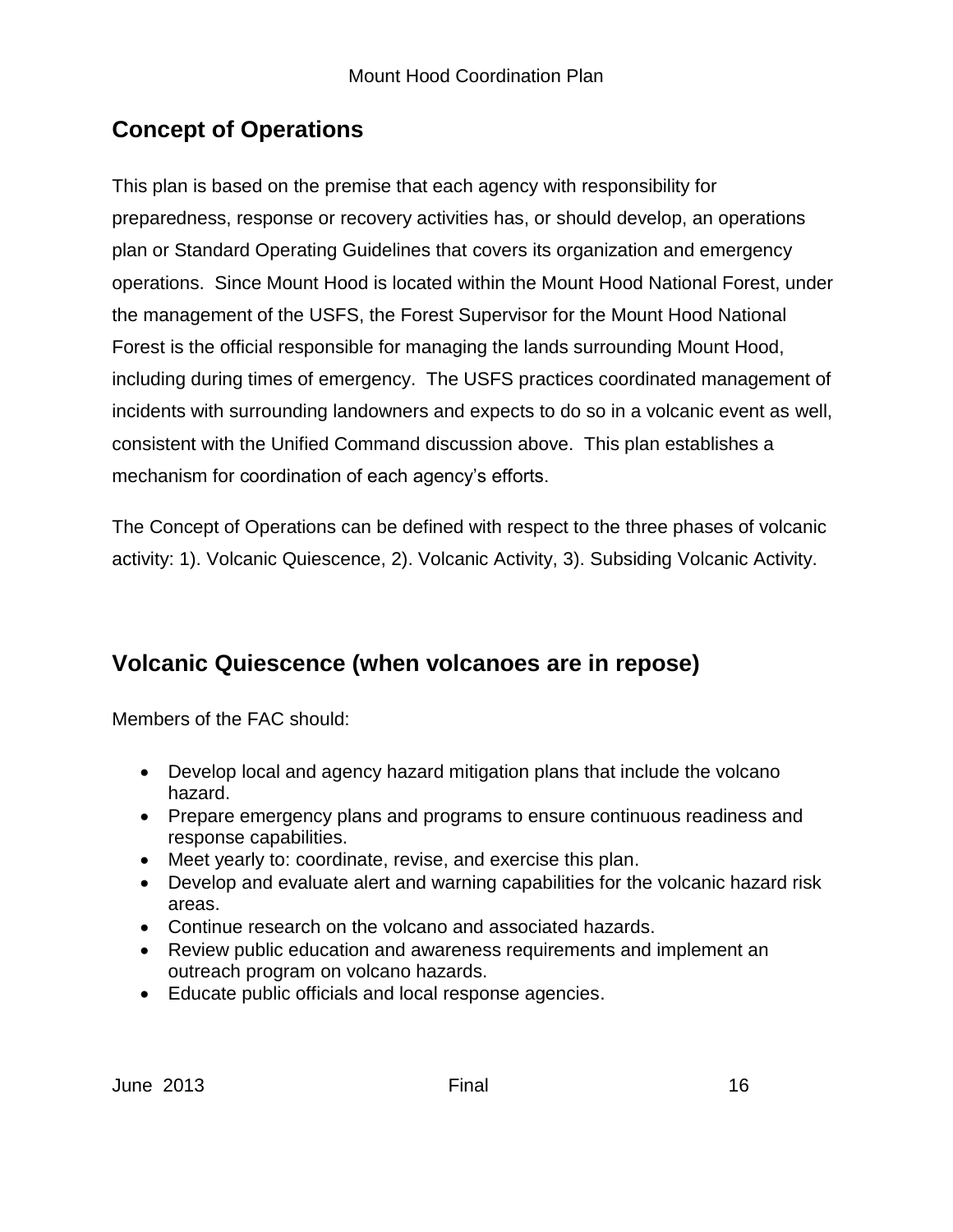## Concept of Operations

This plan is based on the premise that each agency with responsibility for preparedness, response or recovery activities has, or should develop, an operations plan or Standard Operating Guidelines that covers its organization and emergency operations. Since Mount Hood is located within the Mount Hood National Forest, under the management of the USFS, the Forest Supervisor for the Mount Hood National Forest is the official responsible for managing the lands surrounding Mount Hood, including during times of emergency. The USFS practices coordinated management of incidents with surrounding landowners and expects to do so in a volcanic event as well, consistent with the Unified Command discussion above. This plan establishes a mechanism for coordination of each agency's efforts.

The Concept of Operations can be defined with respect to the three phases of volcanic activity: 1). Volcanic Quiescence, 2). Volcanic Activity, 3). Subsiding Volcanic Activity.

## Volcanic Quiescence (when volcanoes are in repose)

Members of the FAC should:

- Develop local and agency hazard mitigation plans that include the volcano hazard.
- Prepare emergency plans and programs to ensure continuous readiness and response capabilities.
- Meet yearly to: coordinate, revise, and exercise this plan.
- Develop and evaluate alert and warning capabilities for the volcanic hazard risk areas.
- Continue research on the volcano and associated hazards.
- Review public education and awareness requirements and implement an outreach program on volcano hazards.
- Educate public officials and local response agencies.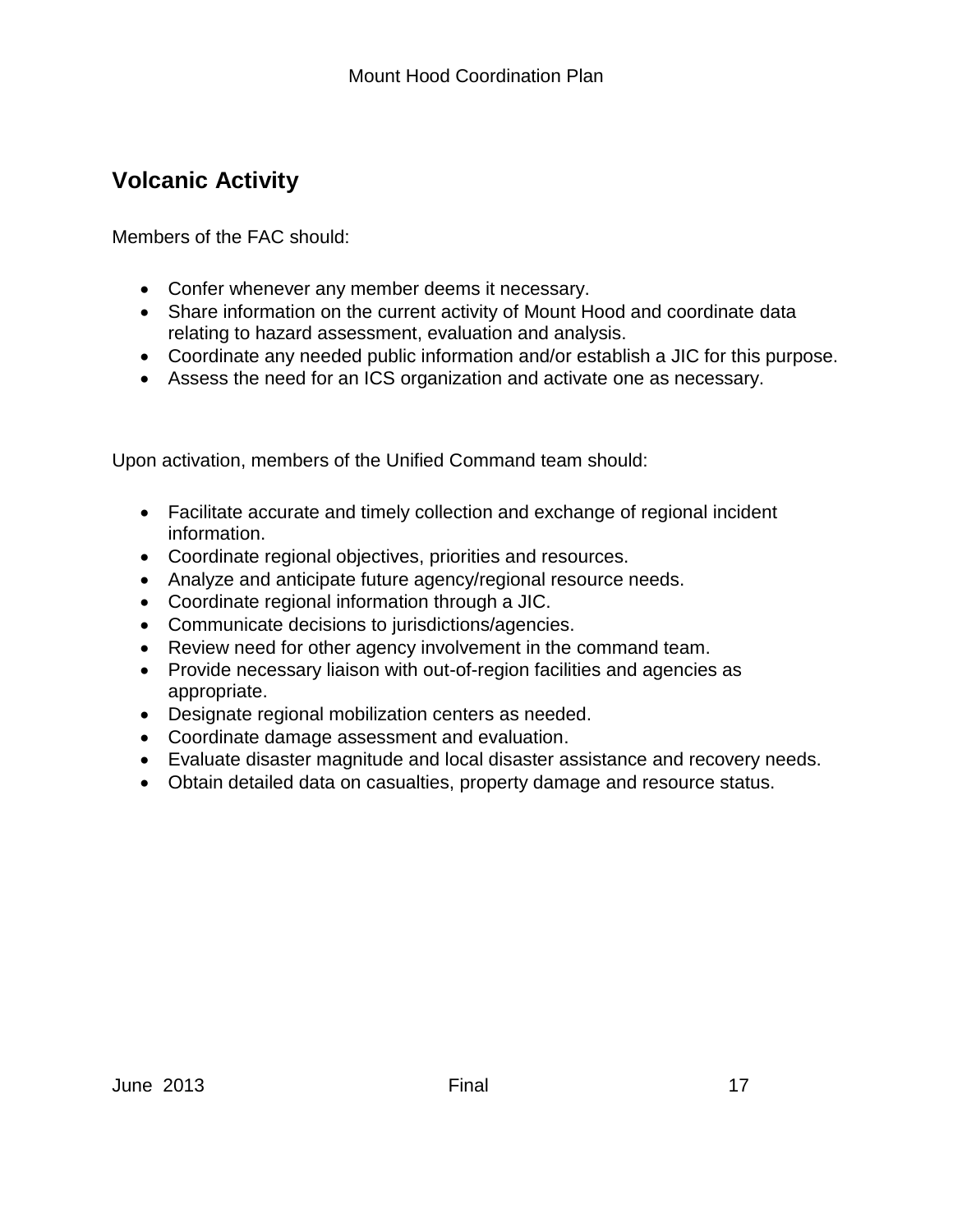## Volcanic Activity

Members of the FAC should:

- Confer whenever any member deems it necessary.
- Share information on the current activity of Mount Hood and coordinate data relating to hazard assessment, evaluation and analysis.
- Coordinate any needed public information and/or establish a JIC for this purpose.
- Assess the need for an ICS organization and activate one as necessary.

Upon activation, members of the Unified Command team should:

- Facilitate accurate and timely collection and exchange of regional incident information.
- Coordinate regional objectives, priorities and resources.
- Analyze and anticipate future agency/regional resource needs.
- Coordinate regional information through a JIC.
- Communicate decisions to jurisdictions/agencies.
- Review need for other agency involvement in the command team.
- Provide necessary liaison with out-of-region facilities and agencies as appropriate.
- Designate regional mobilization centers as needed.
- Coordinate damage assessment and evaluation.
- Evaluate disaster magnitude and local disaster assistance and recovery needs.
- Obtain detailed data on casualties, property damage and resource status.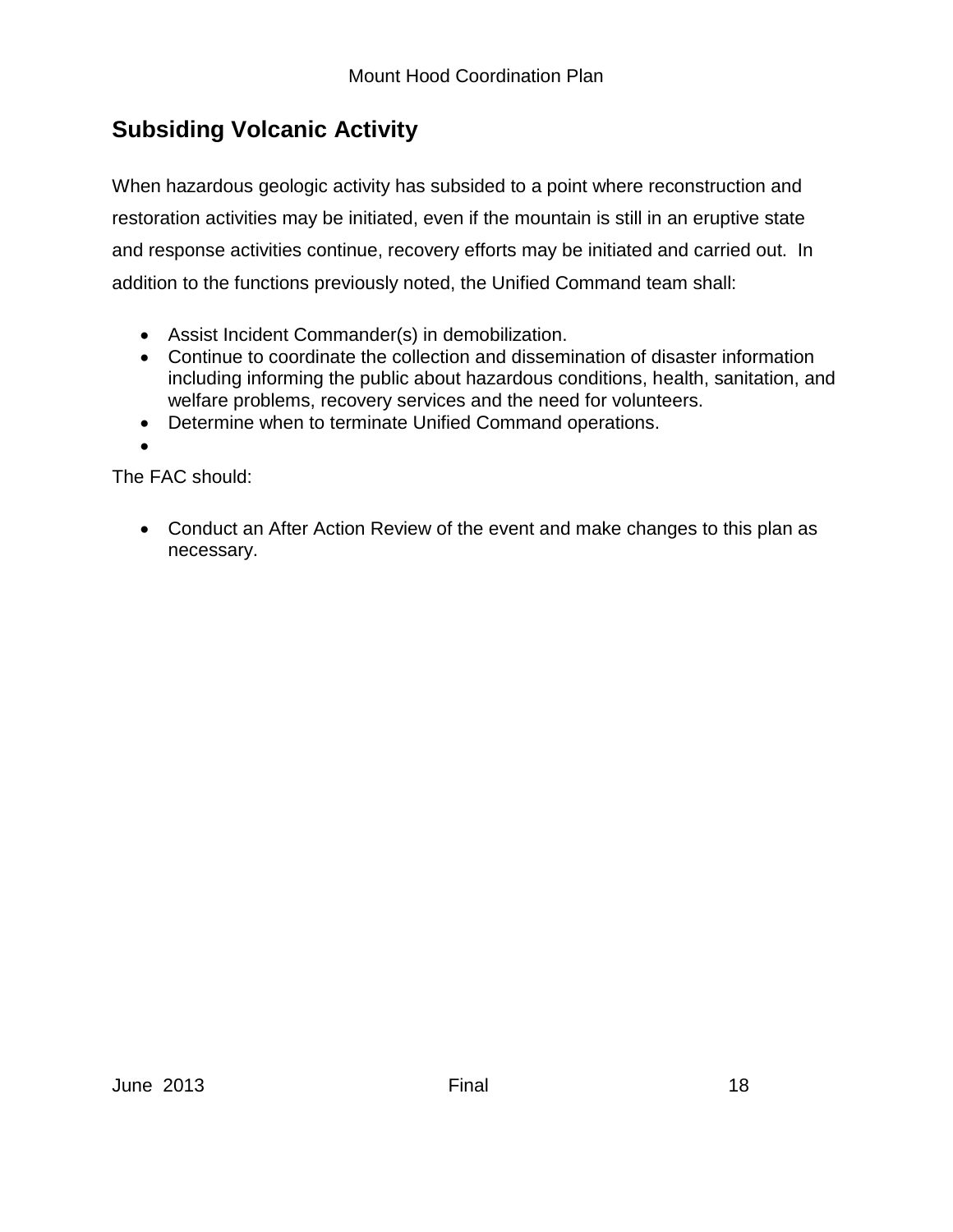## Subsiding Volcanic Activity

When hazardous geologic activity has subsided to a point where reconstruction and restoration activities may be initiated, even if the mountain is still in an eruptive state and response activities continue, recovery efforts may be initiated and carried out. In addition to the functions previously noted, the Unified Command team shall:

- Assist Incident Commander(s) in demobilization.
- Continue to coordinate the collection and dissemination of disaster information including informing the public about hazardous conditions, health, sanitation, and welfare problems, recovery services and the need for volunteers.
- Determine when to terminate Unified Command operations.

The FAC should:

- Conduct an After Action Review of the event and make changes to this plan as necessary.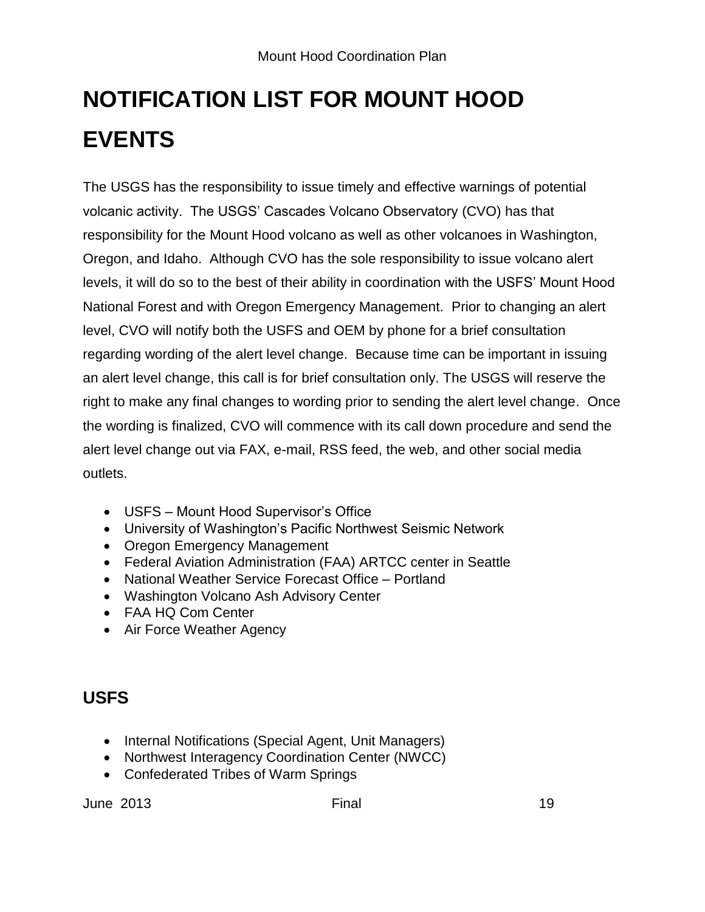# NOTIFICATION LIST FOR MOUNT HOOD EVENTS

The USGS has the responsibility to issue timely and effective warnings of potential volcanic activity. The USGS' Cascades Volcano Observatory (CVO) has that responsibility for the Mount Hood volcano as well as other volcanoes in Washington, Oregon, and Idaho. Although CVO has the sole responsibility to issue volcano alert levels, it will do so to the best of their ability in coordination with the USFS' Mount Hood National Forest and with Oregon Emergency Management. Prior to changing an alert level, CVO will notify both the USFS and OEM by phone for a brief consultation regarding wording of the alert level change. Because time can be important in issuing an alert level change, this call is for brief consultation only. The USGS will reserve the right to make any final changes to wording prior to sending the alert level change. Once the wording is finalized, CVO will commence with its call down procedure and send the alert level change out via FAX, e-mail, RSS feed, the web, and other social media outlets.

- USFS – Mount Hood Supervisor's Office
- University of Washington's Pacific Northwest Seismic Network
- Oregon Emergency Management
- Federal Aviation Administration (FAA) ARTCC center in Seattle
- National Weather Service Forecast Office – Portland
- Washington Volcano Ash Advisory Center
- FAA HQ Com Center
- Air Force Weather Agency

## USFS

- Internal Notifications (Special Agent, Unit Managers)
- Northwest Interagency Coordination Center (NWCC)
- Confederated Tribes of Warm Springs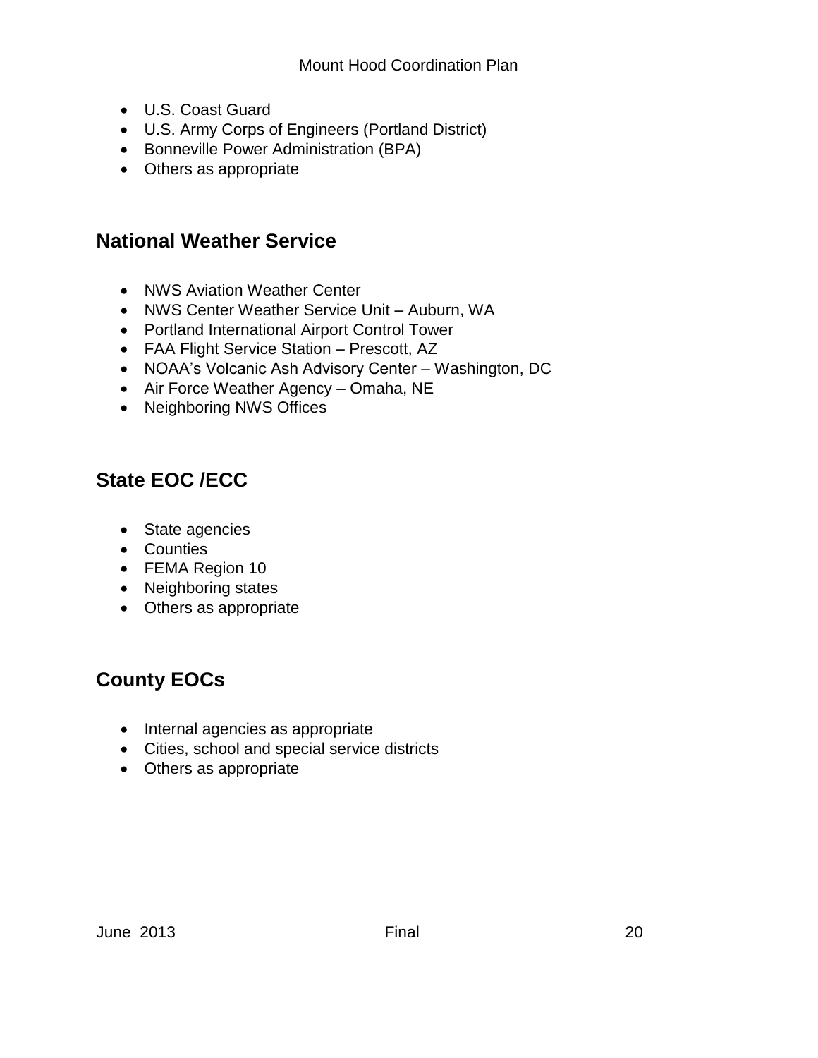- U.S. Coast Guard
- U.S. Army Corps of Engineers (Portland District)
- Bonneville Power Administration (BPA)
- Others as appropriate

## National Weather Service

- NWS Aviation Weather Center
- NWS Center Weather Service Unit – Auburn, WA
- Portland International Airport Control Tower
- FAA Flight Service Station – Prescott, AZ
- NOAA's Volcanic Ash Advisory Center – Washington, DC
- Air Force Weather Agency – Omaha, NE
- Neighboring NWS Offices

## State EOC /ECC

- State agencies
- Counties
- FEMA Region 10
- Neighboring states
- Others as appropriate

## County EOCs

- Internal agencies as appropriate
- Cities, school and special service districts
- Others as appropriate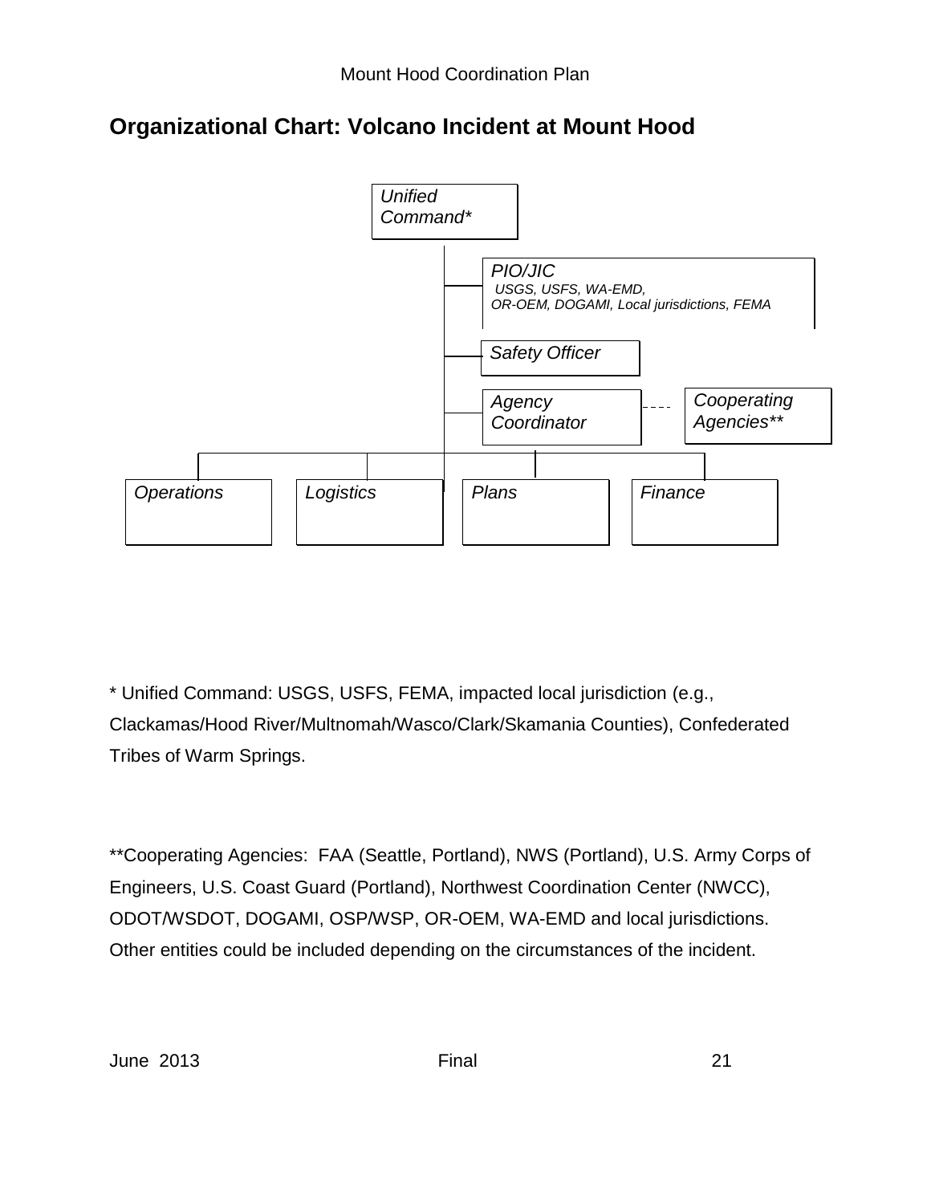## Organizational Chart: Volcano Incident at Mount Hood

*Unified Command**

- *PIO/JIC* — *USGS, USFS, WA-EMD, OR-OEM, DOGAMI, Local jurisdictions, FEMA*
- *Safety Officer*
- *Agency Coordinator* - - - - *Cooperating Agencies***

*Operations* | *Logistics* | *Plans* | *Finance*

\* Unified Command: USGS, USFS, FEMA, impacted local jurisdiction (e.g., Clackamas/Hood River/Multnomah/Wasco/Clark/Skamania Counties), Confederated Tribes of Warm Springs.

**Cooperating Agencies: FAA (Seattle, Portland), NWS (Portland), U.S. Army Corps of Engineers, U.S. Coast Guard (Portland), Northwest Coordination Center (NWCC), ODOT/WSDOT, DOGAMI, OSP/WSP, OR-OEM, WA-EMD and local jurisdictions. Other entities could be included depending on the circumstances of the incident.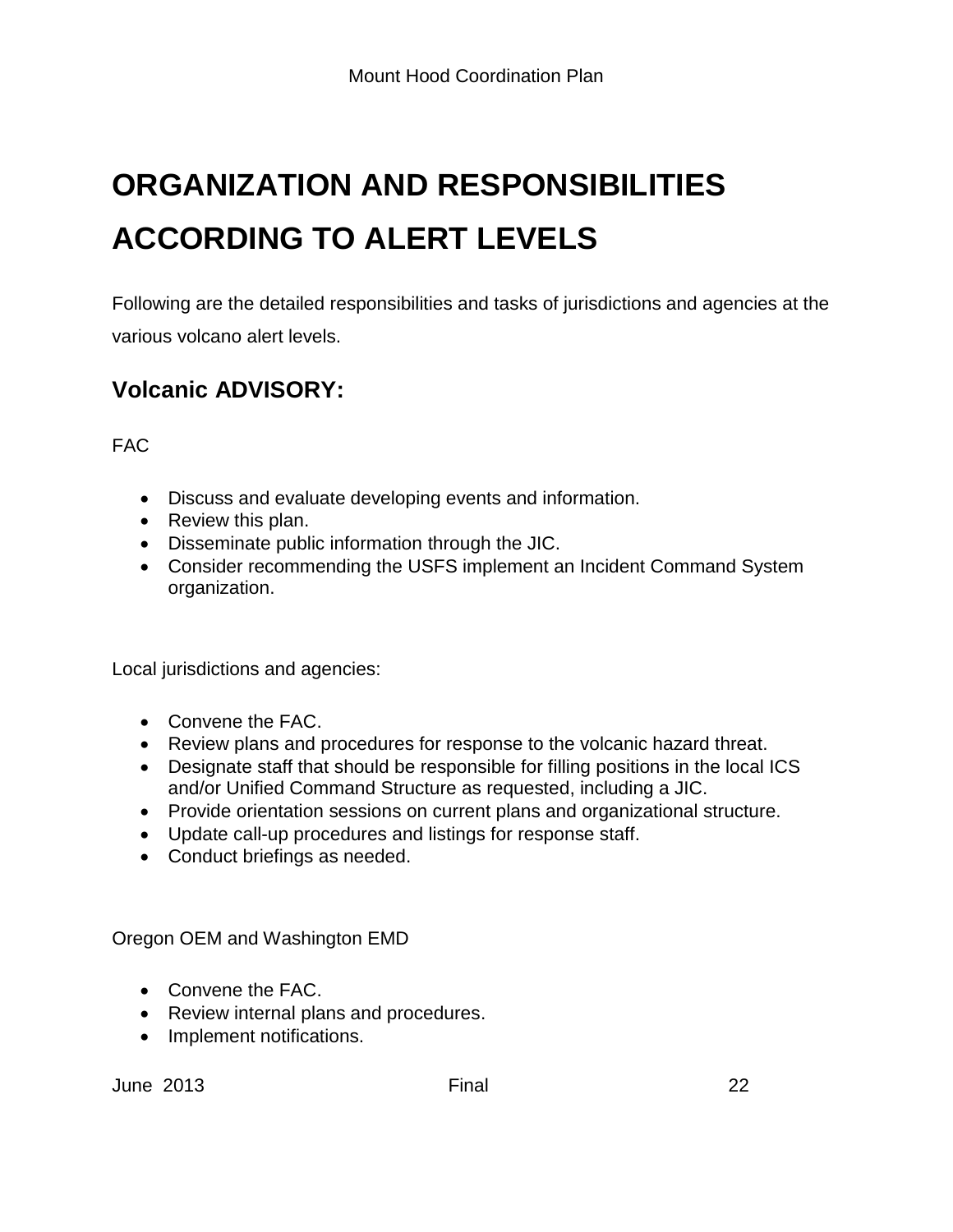# ORGANIZATION AND RESPONSIBILITIES ACCORDING TO ALERT LEVELS

Following are the detailed responsibilities and tasks of jurisdictions and agencies at the various volcano alert levels.

## Volcanic ADVISORY:

FAC

- Discuss and evaluate developing events and information.
- Review this plan.
- Disseminate public information through the JIC.
- Consider recommending the USFS implement an Incident Command System organization.

Local jurisdictions and agencies:

- Convene the FAC.
- Review plans and procedures for response to the volcanic hazard threat.
- Designate staff that should be responsible for filling positions in the local ICS and/or Unified Command Structure as requested, including a JIC.
- Provide orientation sessions on current plans and organizational structure.
- Update call-up procedures and listings for response staff.
- Conduct briefings as needed.

Oregon OEM and Washington EMD

- Convene the FAC.
- Review internal plans and procedures.
- Implement notifications.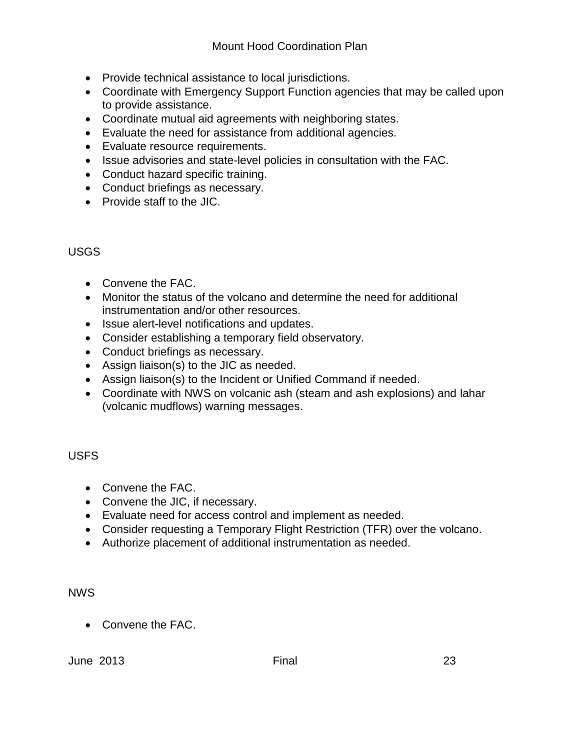- Provide technical assistance to local jurisdictions.
- Coordinate with Emergency Support Function agencies that may be called upon to provide assistance.
- Coordinate mutual aid agreements with neighboring states.
- Evaluate the need for assistance from additional agencies.
- Evaluate resource requirements.
- Issue advisories and state-level policies in consultation with the FAC.
- Conduct hazard specific training.
- Conduct briefings as necessary.
- Provide staff to the JIC.

USGS

- Convene the FAC.
- Monitor the status of the volcano and determine the need for additional instrumentation and/or other resources.
- Issue alert-level notifications and updates.
- Consider establishing a temporary field observatory.
- Conduct briefings as necessary.
- Assign liaison(s) to the JIC as needed.
- Assign liaison(s) to the Incident or Unified Command if needed.
- Coordinate with NWS on volcanic ash (steam and ash explosions) and lahar (volcanic mudflows) warning messages.

USFS

- Convene the FAC.
- Convene the JIC, if necessary.
- Evaluate need for access control and implement as needed.
- Consider requesting a Temporary Flight Restriction (TFR) over the volcano.
- Authorize placement of additional instrumentation as needed.

NWS

- Convene the FAC.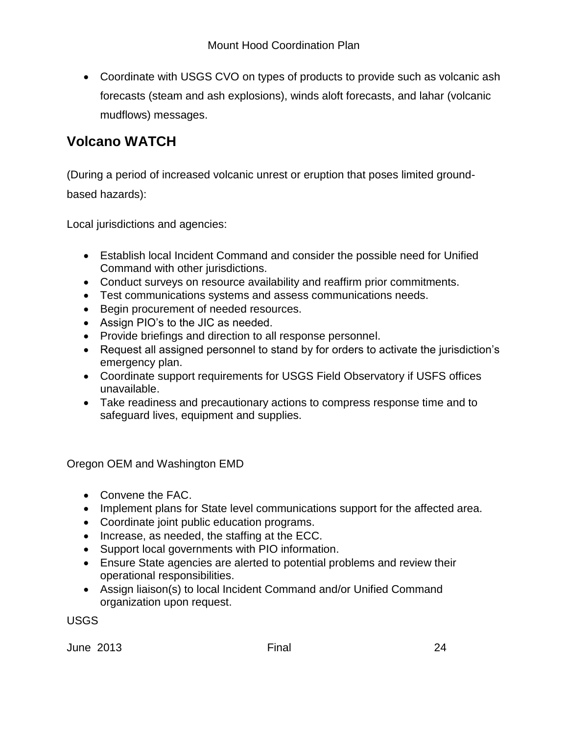- Coordinate with USGS CVO on types of products to provide such as volcanic ash forecasts (steam and ash explosions), winds aloft forecasts, and lahar (volcanic mudflows) messages.

## Volcano WATCH

(During a period of increased volcanic unrest or eruption that poses limited ground-based hazards):

Local jurisdictions and agencies:

- Establish local Incident Command and consider the possible need for Unified Command with other jurisdictions.
- Conduct surveys on resource availability and reaffirm prior commitments.
- Test communications systems and assess communications needs.
- Begin procurement of needed resources.
- Assign PIO's to the JIC as needed.
- Provide briefings and direction to all response personnel.
- Request all assigned personnel to stand by for orders to activate the jurisdiction's emergency plan.
- Coordinate support requirements for USGS Field Observatory if USFS offices unavailable.
- Take readiness and precautionary actions to compress response time and to safeguard lives, equipment and supplies.

Oregon OEM and Washington EMD

- Convene the FAC.
- Implement plans for State level communications support for the affected area.
- Coordinate joint public education programs.
- Increase, as needed, the staffing at the ECC.
- Support local governments with PIO information.
- Ensure State agencies are alerted to potential problems and review their operational responsibilities.
- Assign liaison(s) to local Incident Command and/or Unified Command organization upon request.

USGS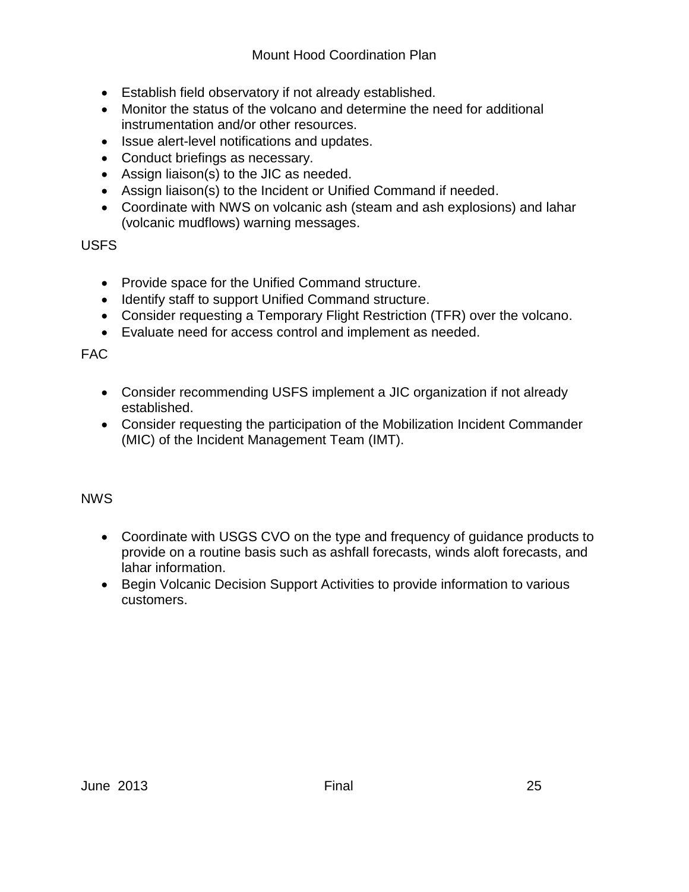- Establish field observatory if not already established.
- Monitor the status of the volcano and determine the need for additional instrumentation and/or other resources.
- Issue alert-level notifications and updates.
- Conduct briefings as necessary.
- Assign liaison(s) to the JIC as needed.
- Assign liaison(s) to the Incident or Unified Command if needed.
- Coordinate with NWS on volcanic ash (steam and ash explosions) and lahar (volcanic mudflows) warning messages.

USFS

- Provide space for the Unified Command structure.
- Identify staff to support Unified Command structure.
- Consider requesting a Temporary Flight Restriction (TFR) over the volcano.
- Evaluate need for access control and implement as needed.

FAC

- Consider recommending USFS implement a JIC organization if not already established.
- Consider requesting the participation of the Mobilization Incident Commander (MIC) of the Incident Management Team (IMT).

NWS

- Coordinate with USGS CVO on the type and frequency of guidance products to provide on a routine basis such as ashfall forecasts, winds aloft forecasts, and lahar information.
- Begin Volcanic Decision Support Activities to provide information to various customers.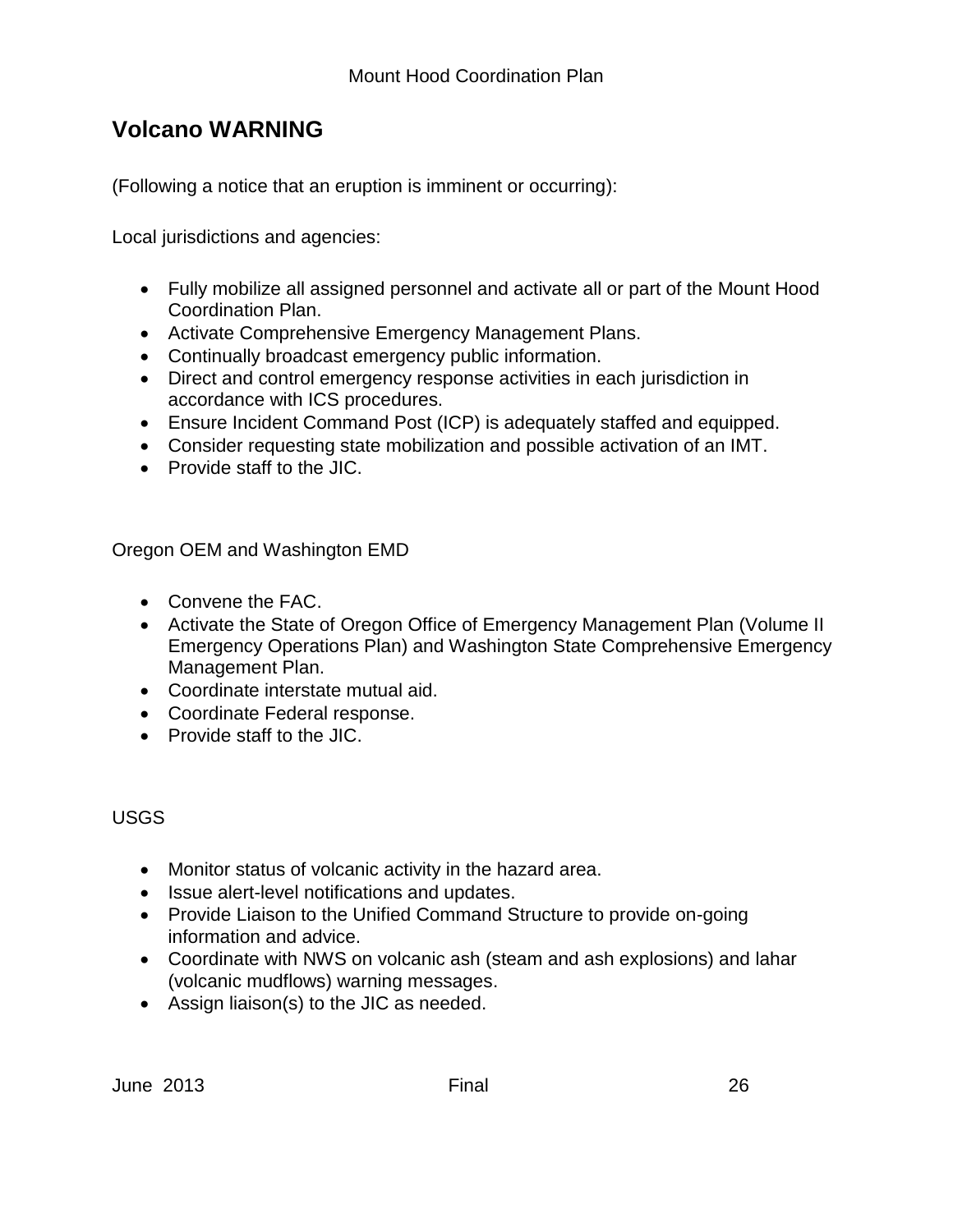## Volcano WARNING

(Following a notice that an eruption is imminent or occurring):

Local jurisdictions and agencies:

- Fully mobilize all assigned personnel and activate all or part of the Mount Hood Coordination Plan.
- Activate Comprehensive Emergency Management Plans.
- Continually broadcast emergency public information.
- Direct and control emergency response activities in each jurisdiction in accordance with ICS procedures.
- Ensure Incident Command Post (ICP) is adequately staffed and equipped.
- Consider requesting state mobilization and possible activation of an IMT.
- Provide staff to the JIC.

Oregon OEM and Washington EMD

- Convene the FAC.
- Activate the State of Oregon Office of Emergency Management Plan (Volume II Emergency Operations Plan) and Washington State Comprehensive Emergency Management Plan.
- Coordinate interstate mutual aid.
- Coordinate Federal response.
- Provide staff to the JIC.

USGS

- Monitor status of volcanic activity in the hazard area.
- Issue alert-level notifications and updates.
- Provide Liaison to the Unified Command Structure to provide on-going information and advice.
- Coordinate with NWS on volcanic ash (steam and ash explosions) and lahar (volcanic mudflows) warning messages.
- Assign liaison(s) to the JIC as needed.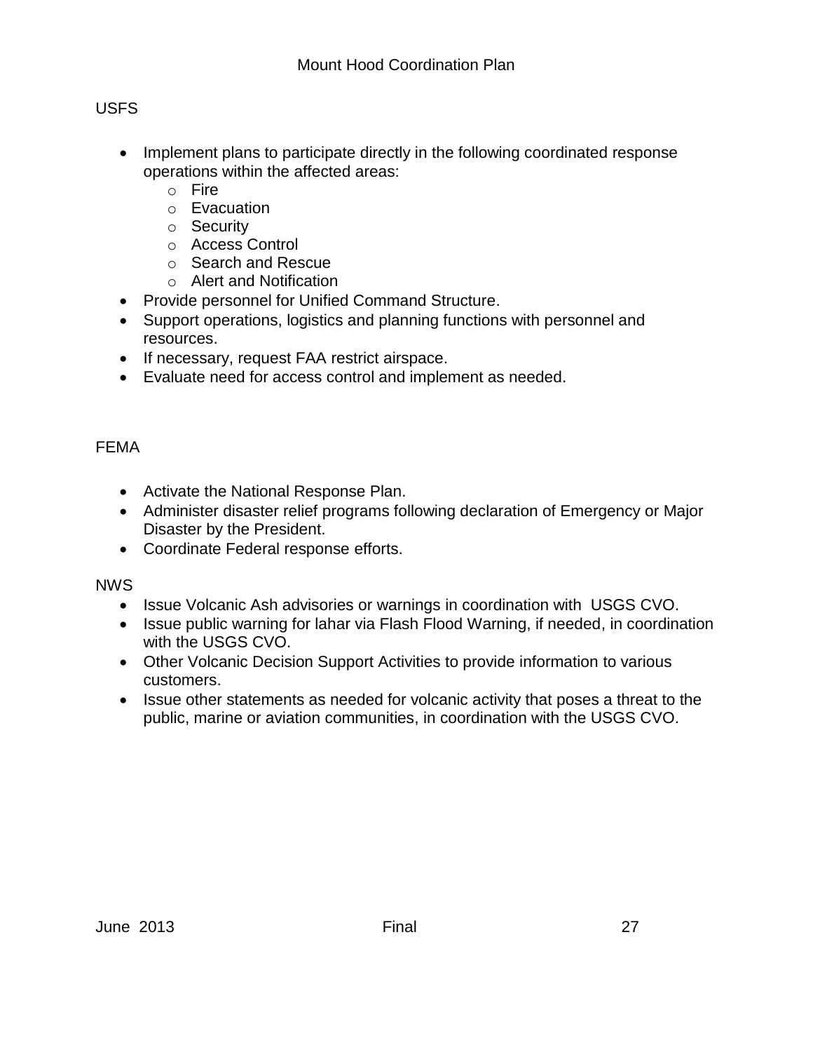USFS

- Implement plans to participate directly in the following coordinated response operations within the affected areas:
  - Fire
  - Evacuation
  - Security
  - Access Control
  - Search and Rescue
  - Alert and Notification
- Provide personnel for Unified Command Structure.
- Support operations, logistics and planning functions with personnel and resources.
- If necessary, request FAA restrict airspace.
- Evaluate need for access control and implement as needed.

FEMA

- Activate the National Response Plan.
- Administer disaster relief programs following declaration of Emergency or Major Disaster by the President.
- Coordinate Federal response efforts.

NWS

- Issue Volcanic Ash advisories or warnings in coordination with USGS CVO.
- Issue public warning for lahar via Flash Flood Warning, if needed, in coordination with the USGS CVO.
- Other Volcanic Decision Support Activities to provide information to various customers.
- Issue other statements as needed for volcanic activity that poses a threat to the public, marine or aviation communities, in coordination with the USGS CVO.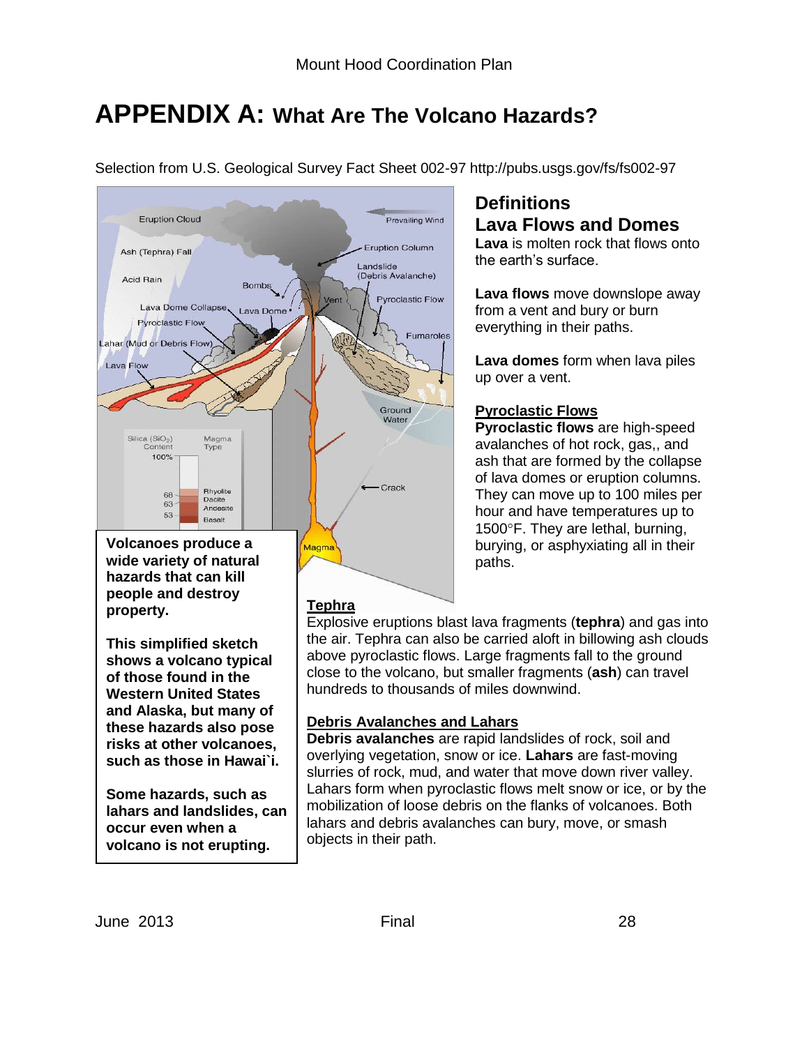# APPENDIX A: What Are The Volcano Hazards?

Selection from U.S. Geological Survey Fact Sheet 002-97 http://pubs.usgs.gov/fs/fs002-97

**Volcanoes produce a wide variety of natural hazards that can kill people and destroy property.**

**This simplified sketch shows a volcano typical of those found in the Western United States and Alaska, but many of these hazards also pose risks at other volcanoes, such as those in Hawai`i.**

**Some hazards, such as lahars and landslides, can occur even when a volcano is not erupting.**

## Definitions

## Lava Flows and Domes

**Lava** is molten rock that flows onto the earth's surface.

**Lava flows** move downslope away from a vent and bury or burn everything in their paths.

**Lava domes** form when lava piles up over a vent.

### Pyroclastic Flows

**Pyroclastic flows** are high-speed avalanches of hot rock, gas,, and ash that are formed by the collapse of lava domes or eruption columns. They can move up to 100 miles per hour and have temperatures up to 1500°F. They are lethal, burning, burying, or asphyxiating all in their paths.

### Tephra

Explosive eruptions blast lava fragments (**tephra**) and gas into the air. Tephra can also be carried aloft in billowing ash clouds above pyroclastic flows. Large fragments fall to the ground close to the volcano, but smaller fragments (**ash**) can travel hundreds to thousands of miles downwind.

### Debris Avalanches and Lahars

**Debris avalanches** are rapid landslides of rock, soil and overlying vegetation, snow or ice. **Lahars** are fast-moving slurries of rock, mud, and water that move down river valley. Lahars form when pyroclastic flows melt snow or ice, or by the mobilization of loose debris on the flanks of volcanoes. Both lahars and debris avalanches can bury, move, or smash objects in their path.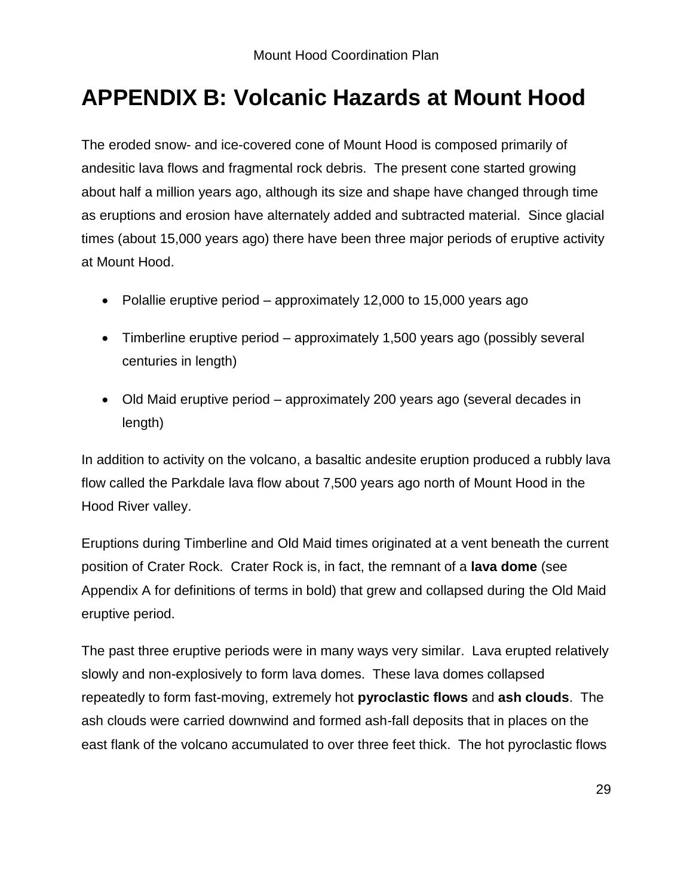# APPENDIX B: Volcanic Hazards at Mount Hood

The eroded snow- and ice-covered cone of Mount Hood is composed primarily of andesitic lava flows and fragmental rock debris. The present cone started growing about half a million years ago, although its size and shape have changed through time as eruptions and erosion have alternately added and subtracted material. Since glacial times (about 15,000 years ago) there have been three major periods of eruptive activity at Mount Hood.

- Polallie eruptive period – approximately 12,000 to 15,000 years ago
- Timberline eruptive period – approximately 1,500 years ago (possibly several centuries in length)
- Old Maid eruptive period – approximately 200 years ago (several decades in length)

In addition to activity on the volcano, a basaltic andesite eruption produced a rubbly lava flow called the Parkdale lava flow about 7,500 years ago north of Mount Hood in the Hood River valley.

Eruptions during Timberline and Old Maid times originated at a vent beneath the current position of Crater Rock. Crater Rock is, in fact, the remnant of a **lava dome** (see Appendix A for definitions of terms in bold) that grew and collapsed during the Old Maid eruptive period.

The past three eruptive periods were in many ways very similar. Lava erupted relatively slowly and non-explosively to form lava domes. These lava domes collapsed repeatedly to form fast-moving, extremely hot **pyroclastic flows** and **ash clouds**. The ash clouds were carried downwind and formed ash-fall deposits that in places on the east flank of the volcano accumulated to over three feet thick. The hot pyroclastic flows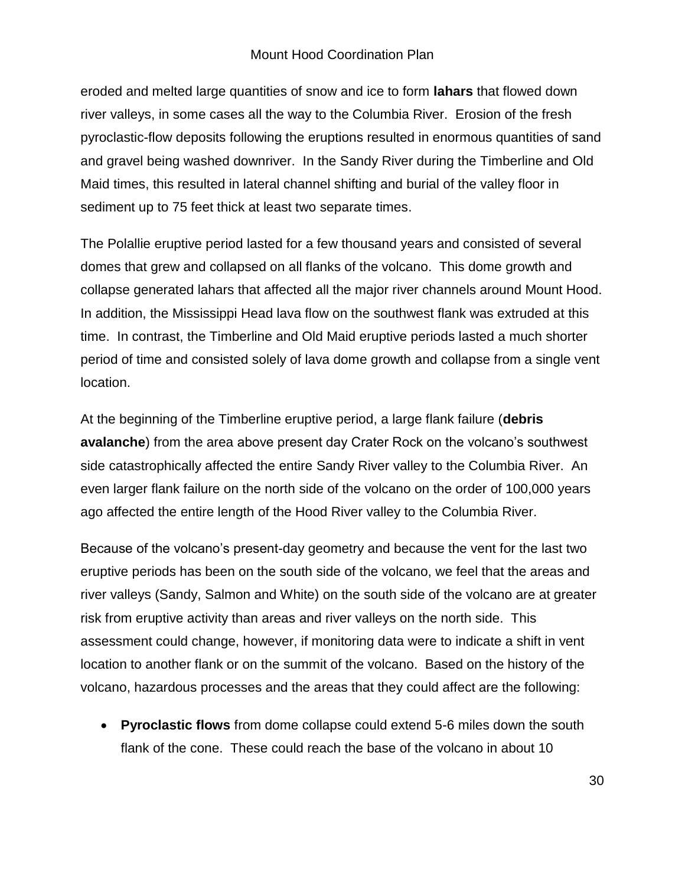eroded and melted large quantities of snow and ice to form **lahars** that flowed down river valleys, in some cases all the way to the Columbia River. Erosion of the fresh pyroclastic-flow deposits following the eruptions resulted in enormous quantities of sand and gravel being washed downriver. In the Sandy River during the Timberline and Old Maid times, this resulted in lateral channel shifting and burial of the valley floor in sediment up to 75 feet thick at least two separate times.

The Polallie eruptive period lasted for a few thousand years and consisted of several domes that grew and collapsed on all flanks of the volcano. This dome growth and collapse generated lahars that affected all the major river channels around Mount Hood. In addition, the Mississippi Head lava flow on the southwest flank was extruded at this time. In contrast, the Timberline and Old Maid eruptive periods lasted a much shorter period of time and consisted solely of lava dome growth and collapse from a single vent location.

At the beginning of the Timberline eruptive period, a large flank failure (**debris avalanche**) from the area above present day Crater Rock on the volcano's southwest side catastrophically affected the entire Sandy River valley to the Columbia River. An even larger flank failure on the north side of the volcano on the order of 100,000 years ago affected the entire length of the Hood River valley to the Columbia River.

Because of the volcano's present-day geometry and because the vent for the last two eruptive periods has been on the south side of the volcano, we feel that the areas and river valleys (Sandy, Salmon and White) on the south side of the volcano are at greater risk from eruptive activity than areas and river valleys on the north side. This assessment could change, however, if monitoring data were to indicate a shift in vent location to another flank or on the summit of the volcano. Based on the history of the volcano, hazardous processes and the areas that they could affect are the following:

- **Pyroclastic flows** from dome collapse could extend 5-6 miles down the south flank of the cone. These could reach the base of the volcano in about 10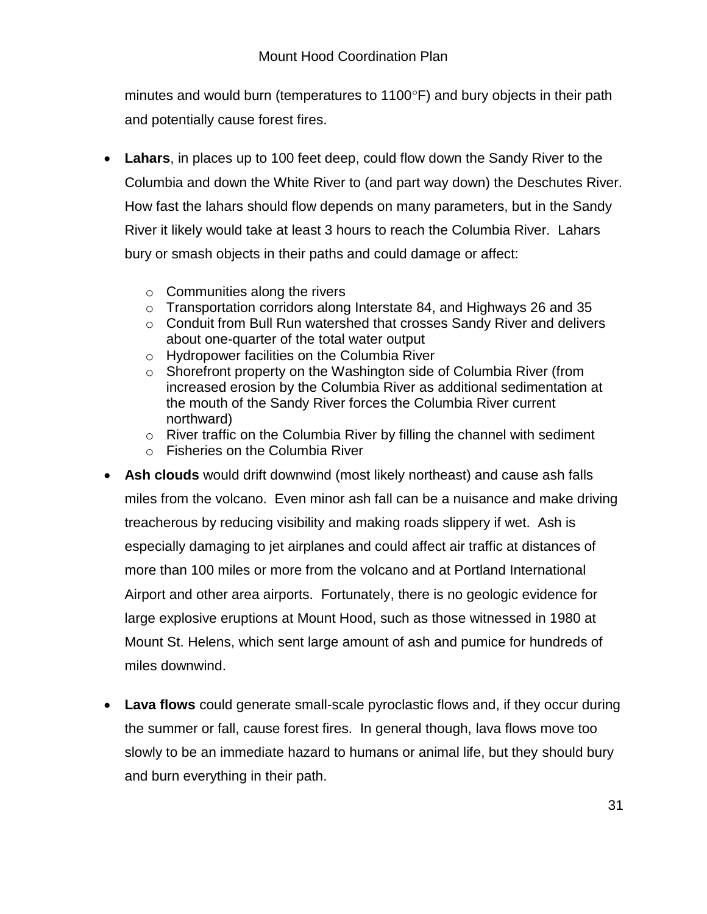minutes and would burn (temperatures to 1100°F) and bury objects in their path and potentially cause forest fires.

- **Lahars**, in places up to 100 feet deep, could flow down the Sandy River to the Columbia and down the White River to (and part way down) the Deschutes River. How fast the lahars should flow depends on many parameters, but in the Sandy River it likely would take at least 3 hours to reach the Columbia River. Lahars bury or smash objects in their paths and could damage or affect:
    - Communities along the rivers
    - Transportation corridors along Interstate 84, and Highways 26 and 35
    - Conduit from Bull Run watershed that crosses Sandy River and delivers about one-quarter of the total water output
    - Hydropower facilities on the Columbia River
    - Shorefront property on the Washington side of Columbia River (from increased erosion by the Columbia River as additional sedimentation at the mouth of the Sandy River forces the Columbia River current northward)
    - River traffic on the Columbia River by filling the channel with sediment
    - Fisheries on the Columbia River
- **Ash clouds** would drift downwind (most likely northeast) and cause ash falls miles from the volcano. Even minor ash fall can be a nuisance and make driving treacherous by reducing visibility and making roads slippery if wet. Ash is especially damaging to jet airplanes and could affect air traffic at distances of more than 100 miles or more from the volcano and at Portland International Airport and other area airports. Fortunately, there is no geologic evidence for large explosive eruptions at Mount Hood, such as those witnessed in 1980 at Mount St. Helens, which sent large amount of ash and pumice for hundreds of miles downwind.

- **Lava flows** could generate small-scale pyroclastic flows and, if they occur during the summer or fall, cause forest fires. In general though, lava flows move too slowly to be an immediate hazard to humans or animal life, but they should bury and burn everything in their path.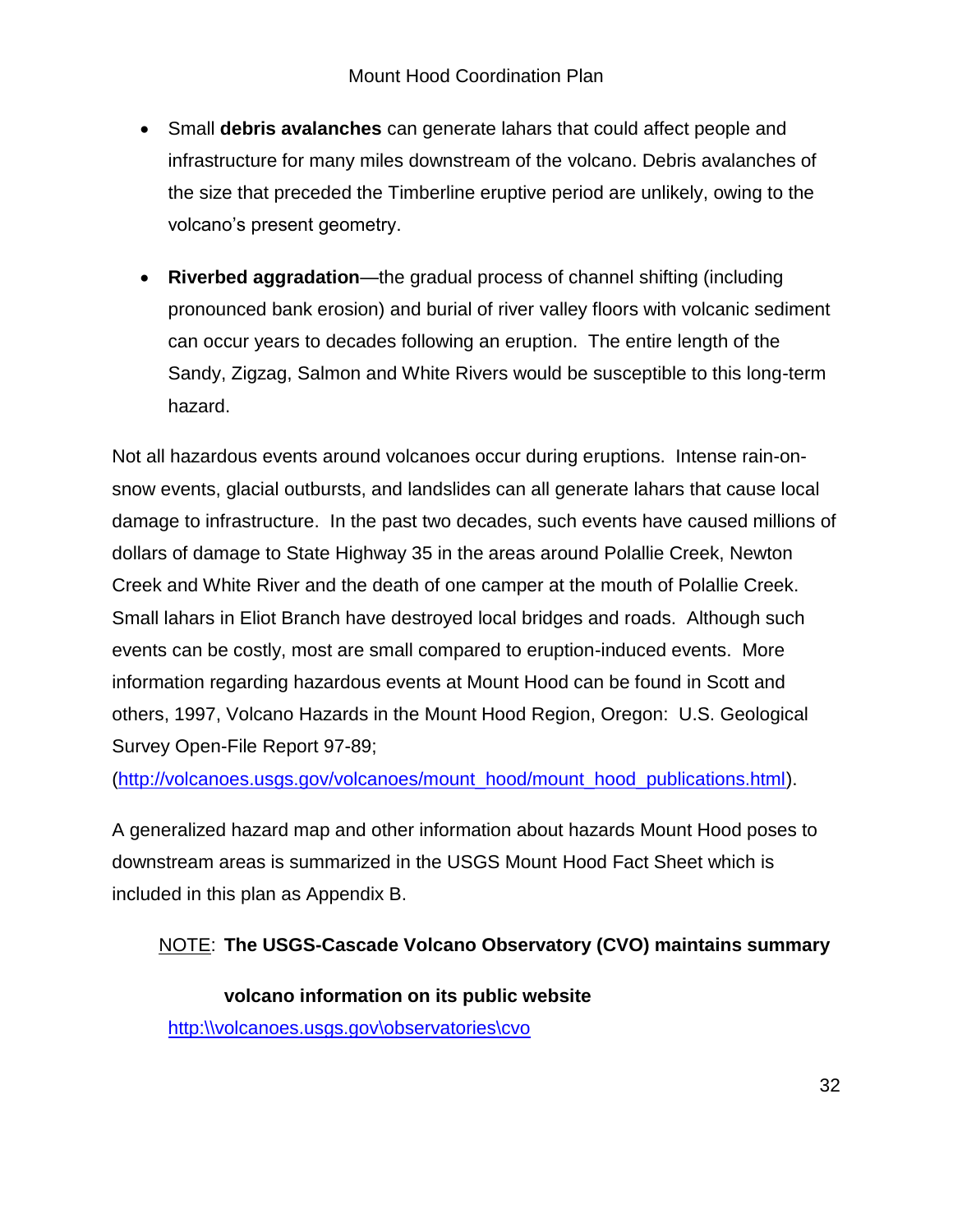- Small **debris avalanches** can generate lahars that could affect people and infrastructure for many miles downstream of the volcano. Debris avalanches of the size that preceded the Timberline eruptive period are unlikely, owing to the volcano's present geometry.

- **Riverbed aggradation**—the gradual process of channel shifting (including pronounced bank erosion) and burial of river valley floors with volcanic sediment can occur years to decades following an eruption. The entire length of the Sandy, Zigzag, Salmon and White Rivers would be susceptible to this long-term hazard.

Not all hazardous events around volcanoes occur during eruptions. Intense rain-on-snow events, glacial outbursts, and landslides can all generate lahars that cause local damage to infrastructure. In the past two decades, such events have caused millions of dollars of damage to State Highway 35 in the areas around Polallie Creek, Newton Creek and White River and the death of one camper at the mouth of Polallie Creek. Small lahars in Eliot Branch have destroyed local bridges and roads. Although such events can be costly, most are small compared to eruption-induced events. More information regarding hazardous events at Mount Hood can be found in Scott and others, 1997, Volcano Hazards in the Mount Hood Region, Oregon: U.S. Geological Survey Open-File Report 97-89; (http://volcanoes.usgs.gov/volcanoes/mount_hood/mount_hood_publications.html).

A generalized hazard map and other information about hazards Mount Hood poses to downstream areas is summarized in the USGS Mount Hood Fact Sheet which is included in this plan as Appendix B.

NOTE: **The USGS-Cascade Volcano Observatory (CVO) maintains summary volcano information on its public website** http:\\volcanoes.usgs.gov\observatories\cvo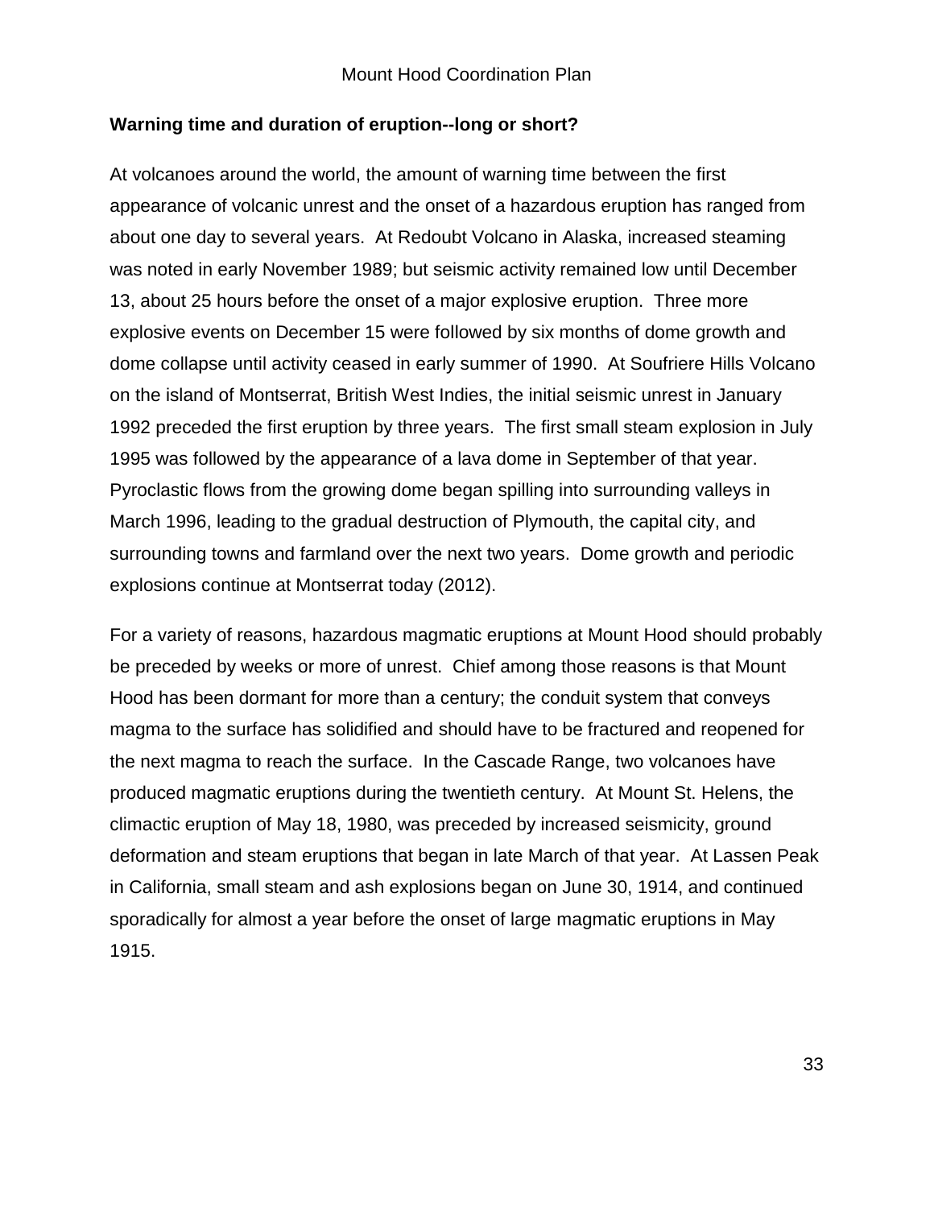## Warning time and duration of eruption--long or short?

At volcanoes around the world, the amount of warning time between the first appearance of volcanic unrest and the onset of a hazardous eruption has ranged from about one day to several years. At Redoubt Volcano in Alaska, increased steaming was noted in early November 1989; but seismic activity remained low until December 13, about 25 hours before the onset of a major explosive eruption. Three more explosive events on December 15 were followed by six months of dome growth and dome collapse until activity ceased in early summer of 1990. At Soufriere Hills Volcano on the island of Montserrat, British West Indies, the initial seismic unrest in January 1992 preceded the first eruption by three years. The first small steam explosion in July 1995 was followed by the appearance of a lava dome in September of that year. Pyroclastic flows from the growing dome began spilling into surrounding valleys in March 1996, leading to the gradual destruction of Plymouth, the capital city, and surrounding towns and farmland over the next two years. Dome growth and periodic explosions continue at Montserrat today (2012).

For a variety of reasons, hazardous magmatic eruptions at Mount Hood should probably be preceded by weeks or more of unrest. Chief among those reasons is that Mount Hood has been dormant for more than a century; the conduit system that conveys magma to the surface has solidified and should have to be fractured and reopened for the next magma to reach the surface. In the Cascade Range, two volcanoes have produced magmatic eruptions during the twentieth century. At Mount St. Helens, the climactic eruption of May 18, 1980, was preceded by increased seismicity, ground deformation and steam eruptions that began in late March of that year. At Lassen Peak in California, small steam and ash explosions began on June 30, 1914, and continued sporadically for almost a year before the onset of large magmatic eruptions in May 1915.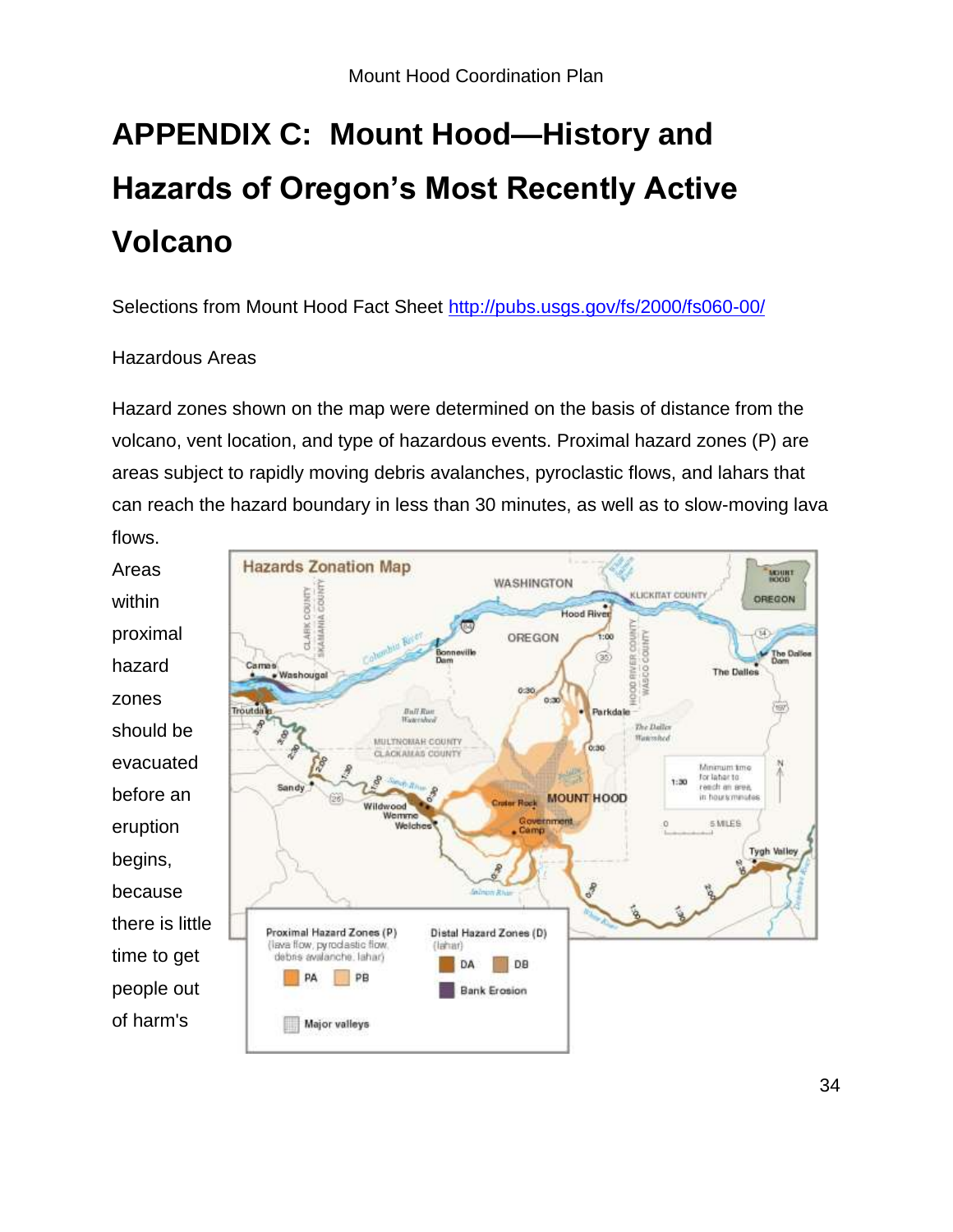# APPENDIX C: Mount Hood—History and Hazards of Oregon's Most Recently Active Volcano

Selections from Mount Hood Fact Sheet http://pubs.usgs.gov/fs/2000/fs060-00/

Hazardous Areas

Hazard zones shown on the map were determined on the basis of distance from the volcano, vent location, and type of hazardous events. Proximal hazard zones (P) are areas subject to rapidly moving debris avalanches, pyroclastic flows, and lahars that can reach the hazard boundary in less than 30 minutes, as well as to slow-moving lava flows.

Areas within proximal hazard zones should be evacuated before an eruption begins, because there is little time to get people out of harm's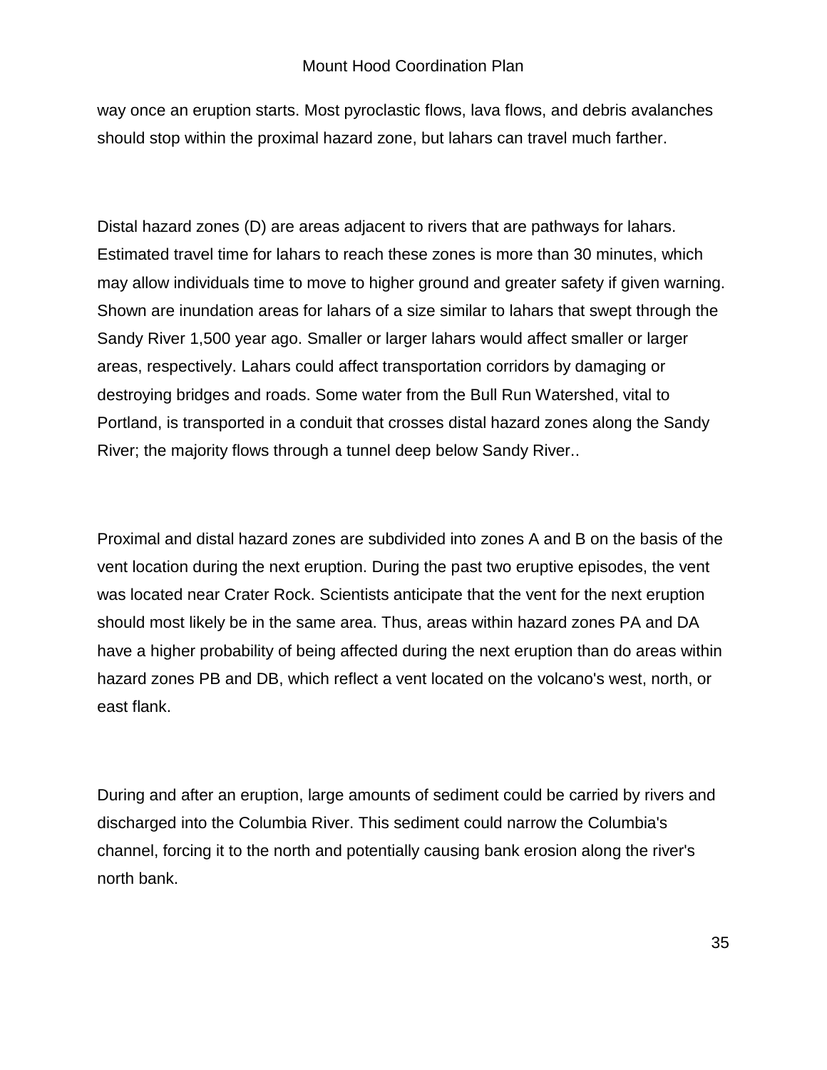way once an eruption starts. Most pyroclastic flows, lava flows, and debris avalanches should stop within the proximal hazard zone, but lahars can travel much farther.

Distal hazard zones (D) are areas adjacent to rivers that are pathways for lahars. Estimated travel time for lahars to reach these zones is more than 30 minutes, which may allow individuals time to move to higher ground and greater safety if given warning. Shown are inundation areas for lahars of a size similar to lahars that swept through the Sandy River 1,500 year ago. Smaller or larger lahars would affect smaller or larger areas, respectively. Lahars could affect transportation corridors by damaging or destroying bridges and roads. Some water from the Bull Run Watershed, vital to Portland, is transported in a conduit that crosses distal hazard zones along the Sandy River; the majority flows through a tunnel deep below Sandy River..

Proximal and distal hazard zones are subdivided into zones A and B on the basis of the vent location during the next eruption. During the past two eruptive episodes, the vent was located near Crater Rock. Scientists anticipate that the vent for the next eruption should most likely be in the same area. Thus, areas within hazard zones PA and DA have a higher probability of being affected during the next eruption than do areas within hazard zones PB and DB, which reflect a vent located on the volcano's west, north, or east flank.

During and after an eruption, large amounts of sediment could be carried by rivers and discharged into the Columbia River. This sediment could narrow the Columbia's channel, forcing it to the north and potentially causing bank erosion along the river's north bank.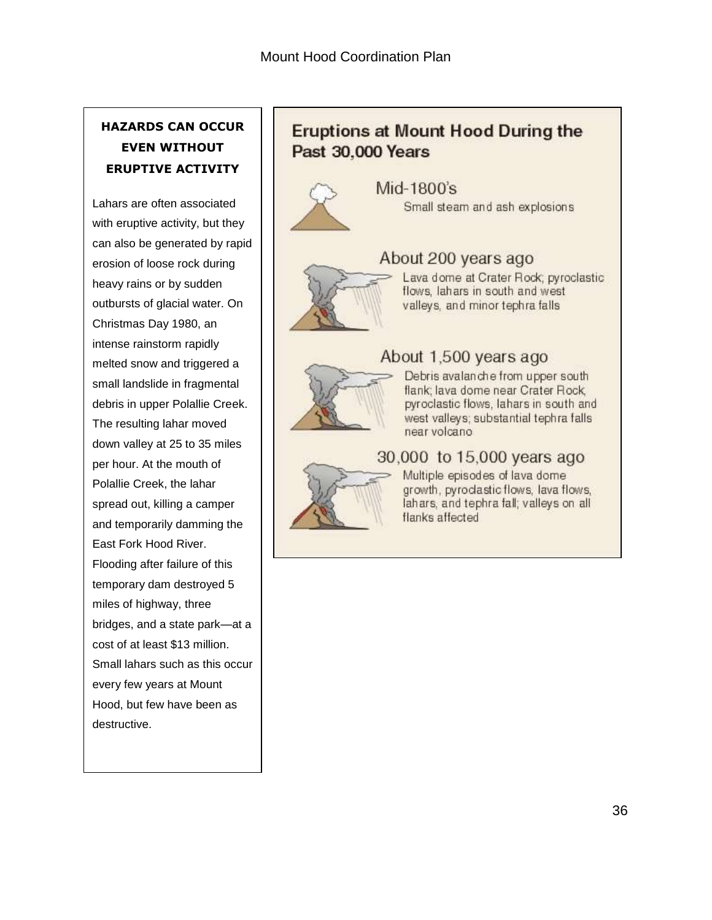**HAZARDS CAN OCCUR EVEN WITHOUT ERUPTIVE ACTIVITY**

Lahars are often associated with eruptive activity, but they can also be generated by rapid erosion of loose rock during heavy rains or by sudden outbursts of glacial water. On Christmas Day 1980, an intense rainstorm rapidly melted snow and triggered a small landslide in fragmental debris in upper Polallie Creek. The resulting lahar moved down valley at 25 to 35 miles per hour. At the mouth of Polallie Creek, the lahar spread out, killing a camper and temporarily damming the East Fork Hood River. Flooding after failure of this temporary dam destroyed 5 miles of highway, three bridges, and a state park—at a cost of at least $13 million. Small lahars such as this occur every few years at Mount Hood, but few have been as destructive.

## Eruptions at Mount Hood During the Past 30,000 Years

### Mid-1800's

Small steam and ash explosions

### About 200 years ago

Lava dome at Crater Rock; pyroclastic flows, lahars in south and west valleys, and minor tephra falls

### About 1,500 years ago

Debris avalanche from upper south flank; lava dome near Crater Rock, pyroclastic flows, lahars in south and west valleys; substantial tephra falls near volcano

### 30,000 to 15,000 years ago

Multiple episodes of lava dome growth, pyroclastic flows, lava flows, lahars, and tephra fall; valleys on all flanks affected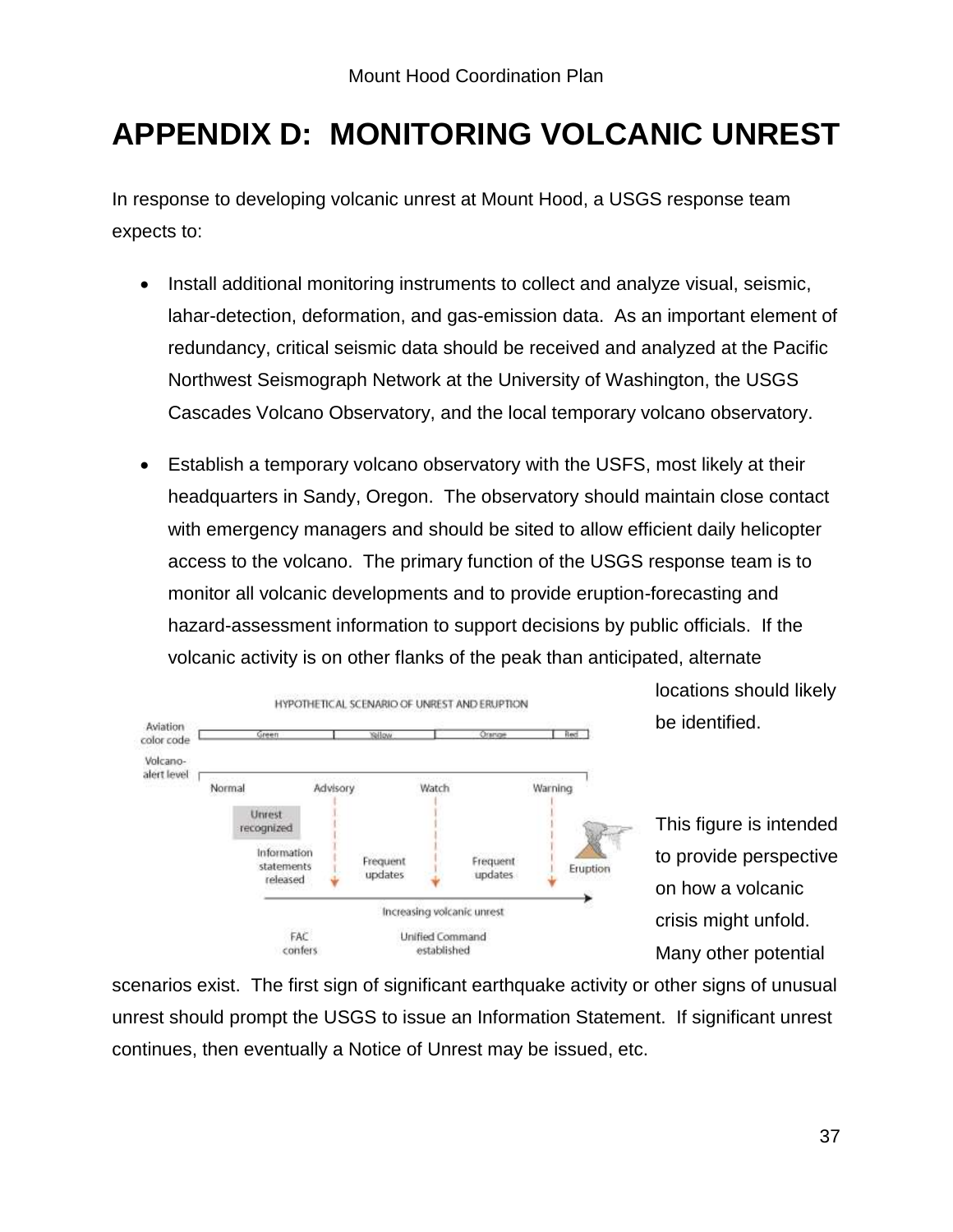# APPENDIX D: MONITORING VOLCANIC UNREST

In response to developing volcanic unrest at Mount Hood, a USGS response team expects to:

- Install additional monitoring instruments to collect and analyze visual, seismic, lahar-detection, deformation, and gas-emission data. As an important element of redundancy, critical seismic data should be received and analyzed at the Pacific Northwest Seismograph Network at the University of Washington, the USGS Cascades Volcano Observatory, and the local temporary volcano observatory.
- Establish a temporary volcano observatory with the USFS, most likely at their headquarters in Sandy, Oregon. The observatory should maintain close contact with emergency managers and should be sited to allow efficient daily helicopter access to the volcano. The primary function of the USGS response team is to monitor all volcanic developments and to provide eruption-forecasting and hazard-assessment information to support decisions by public officials. If the volcanic activity is on other flanks of the peak than anticipated, alternate locations should likely be identified.

This figure is intended to provide perspective on how a volcanic crisis might unfold. Many other potential scenarios exist. The first sign of significant earthquake activity or other signs of unusual unrest should prompt the USGS to issue an Information Statement. If significant unrest continues, then eventually a Notice of Unrest may be issued, etc.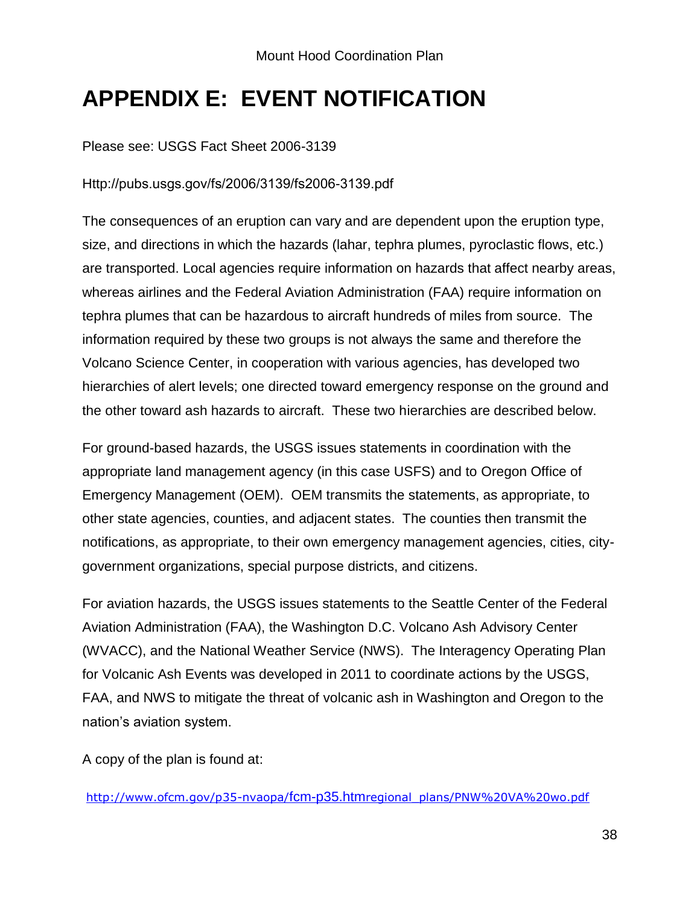# APPENDIX E: EVENT NOTIFICATION

Please see: USGS Fact Sheet 2006-3139

Http://pubs.usgs.gov/fs/2006/3139/fs2006-3139.pdf

The consequences of an eruption can vary and are dependent upon the eruption type, size, and directions in which the hazards (lahar, tephra plumes, pyroclastic flows, etc.) are transported. Local agencies require information on hazards that affect nearby areas, whereas airlines and the Federal Aviation Administration (FAA) require information on tephra plumes that can be hazardous to aircraft hundreds of miles from source. The information required by these two groups is not always the same and therefore the Volcano Science Center, in cooperation with various agencies, has developed two hierarchies of alert levels; one directed toward emergency response on the ground and the other toward ash hazards to aircraft. These two hierarchies are described below.

For ground-based hazards, the USGS issues statements in coordination with the appropriate land management agency (in this case USFS) and to Oregon Office of Emergency Management (OEM). OEM transmits the statements, as appropriate, to other state agencies, counties, and adjacent states. The counties then transmit the notifications, as appropriate, to their own emergency management agencies, cities, city-government organizations, special purpose districts, and citizens.

For aviation hazards, the USGS issues statements to the Seattle Center of the Federal Aviation Administration (FAA), the Washington D.C. Volcano Ash Advisory Center (WVACC), and the National Weather Service (NWS). The Interagency Operating Plan for Volcanic Ash Events was developed in 2011 to coordinate actions by the USGS, FAA, and NWS to mitigate the threat of volcanic ash in Washington and Oregon to the nation's aviation system.

A copy of the plan is found at:

http://www.ofcm.gov/p35-nvaopa/fcm-p35.htmregional_plans/PNW%20VA%20wo.pdf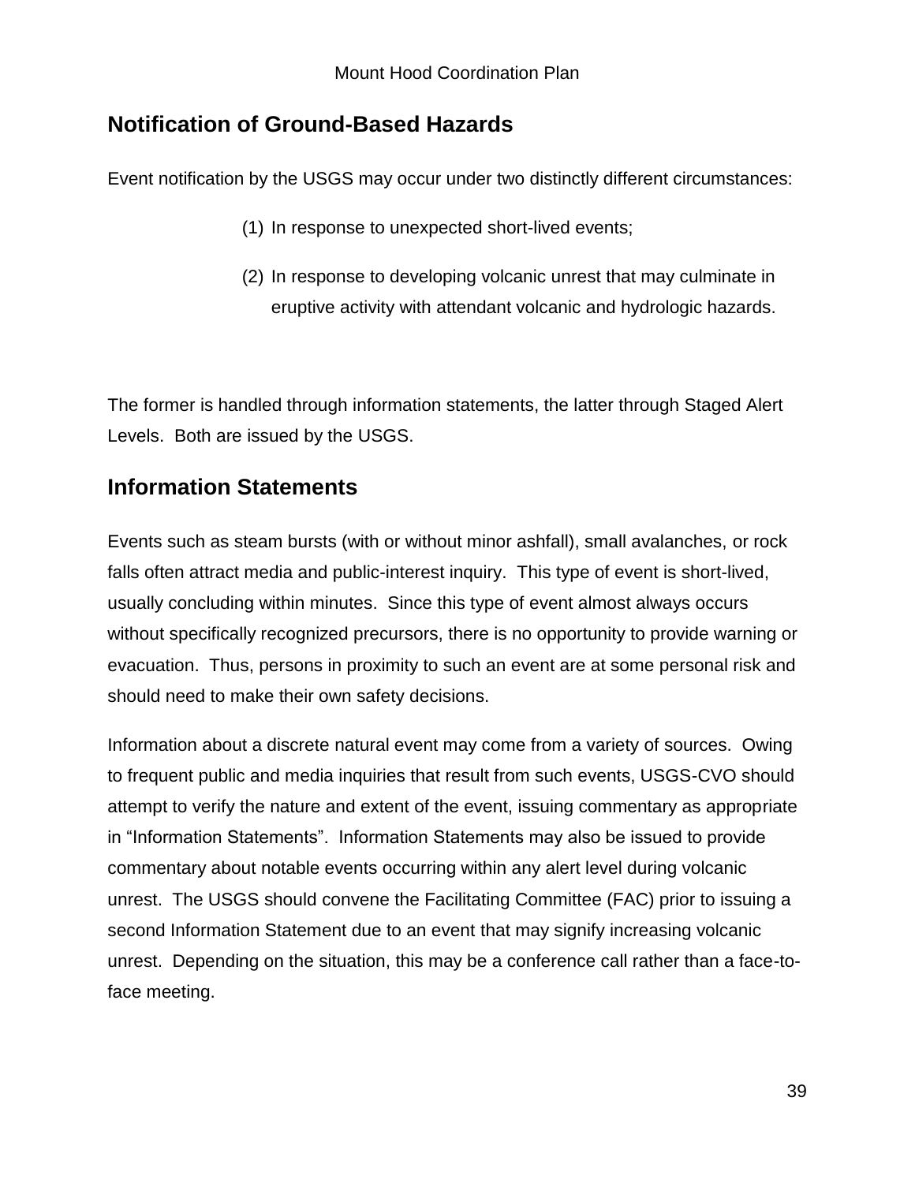## Notification of Ground-Based Hazards

Event notification by the USGS may occur under two distinctly different circumstances:

(1) In response to unexpected short-lived events;

(2) In response to developing volcanic unrest that may culminate in eruptive activity with attendant volcanic and hydrologic hazards.

The former is handled through information statements, the latter through Staged Alert Levels. Both are issued by the USGS.

## Information Statements

Events such as steam bursts (with or without minor ashfall), small avalanches, or rock falls often attract media and public-interest inquiry. This type of event is short-lived, usually concluding within minutes. Since this type of event almost always occurs without specifically recognized precursors, there is no opportunity to provide warning or evacuation. Thus, persons in proximity to such an event are at some personal risk and should need to make their own safety decisions.

Information about a discrete natural event may come from a variety of sources. Owing to frequent public and media inquiries that result from such events, USGS-CVO should attempt to verify the nature and extent of the event, issuing commentary as appropriate in "Information Statements". Information Statements may also be issued to provide commentary about notable events occurring within any alert level during volcanic unrest. The USGS should convene the Facilitating Committee (FAC) prior to issuing a second Information Statement due to an event that may signify increasing volcanic unrest. Depending on the situation, this may be a conference call rather than a face-to-face meeting.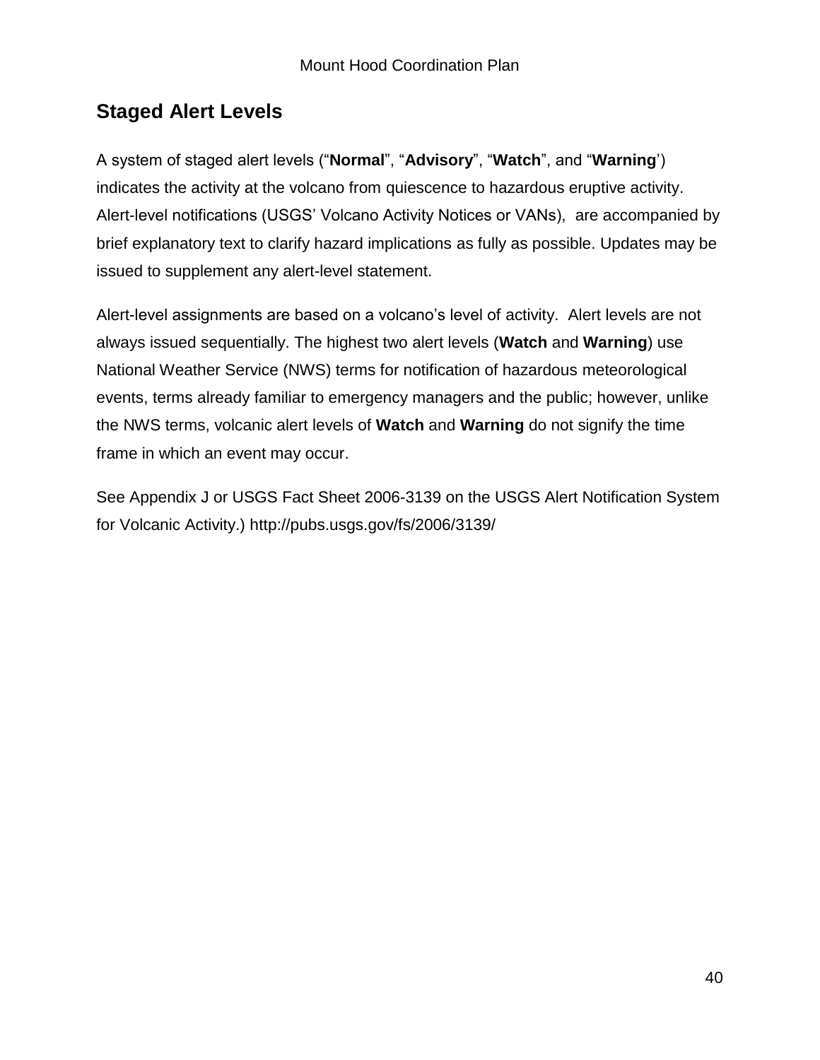## Staged Alert Levels

A system of staged alert levels ("**Normal**", "**Advisory**", "**Watch**", and "**Warning**') indicates the activity at the volcano from quiescence to hazardous eruptive activity. Alert-level notifications (USGS' Volcano Activity Notices or VANs),  are accompanied by brief explanatory text to clarify hazard implications as fully as possible. Updates may be issued to supplement any alert-level statement.

Alert-level assignments are based on a volcano's level of activity.  Alert levels are not always issued sequentially. The highest two alert levels (**Watch** and **Warning**) use National Weather Service (NWS) terms for notification of hazardous meteorological events, terms already familiar to emergency managers and the public; however, unlike the NWS terms, volcanic alert levels of **Watch** and **Warning** do not signify the time frame in which an event may occur.

See Appendix J or USGS Fact Sheet 2006-3139 on the USGS Alert Notification System for Volcanic Activity.) http://pubs.usgs.gov/fs/2006/3139/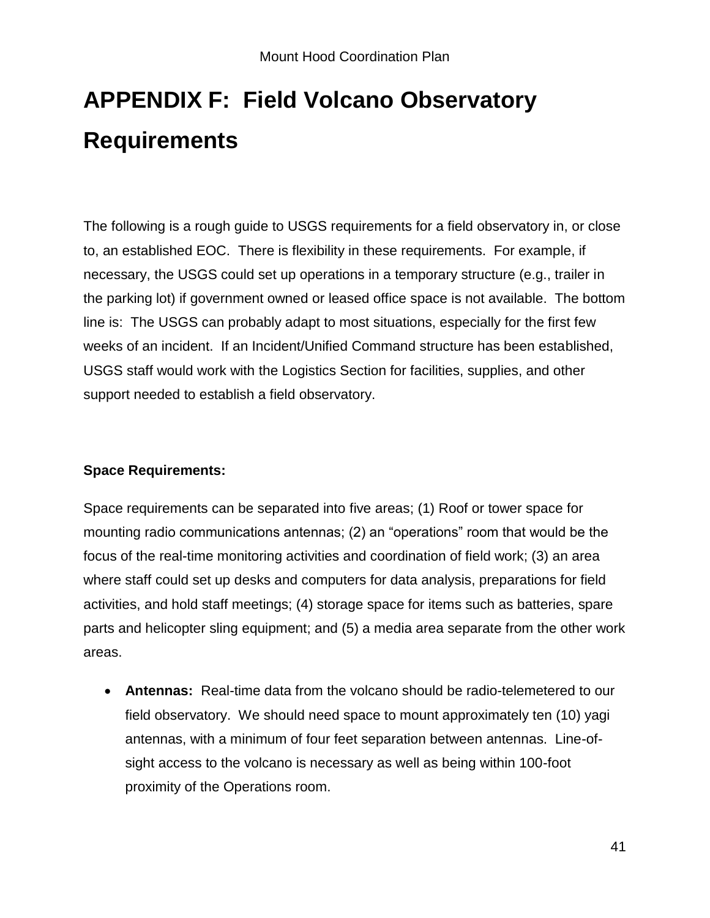# APPENDIX F: Field Volcano Observatory Requirements

The following is a rough guide to USGS requirements for a field observatory in, or close to, an established EOC. There is flexibility in these requirements. For example, if necessary, the USGS could set up operations in a temporary structure (e.g., trailer in the parking lot) if government owned or leased office space is not available. The bottom line is: The USGS can probably adapt to most situations, especially for the first few weeks of an incident. If an Incident/Unified Command structure has been established, USGS staff would work with the Logistics Section for facilities, supplies, and other support needed to establish a field observatory.

**Space Requirements:**

Space requirements can be separated into five areas; (1) Roof or tower space for mounting radio communications antennas; (2) an "operations" room that would be the focus of the real-time monitoring activities and coordination of field work; (3) an area where staff could set up desks and computers for data analysis, preparations for field activities, and hold staff meetings; (4) storage space for items such as batteries, spare parts and helicopter sling equipment; and (5) a media area separate from the other work areas.

- **Antennas:** Real-time data from the volcano should be radio-telemetered to our field observatory. We should need space to mount approximately ten (10) yagi antennas, with a minimum of four feet separation between antennas. Line-of-sight access to the volcano is necessary as well as being within 100-foot proximity of the Operations room.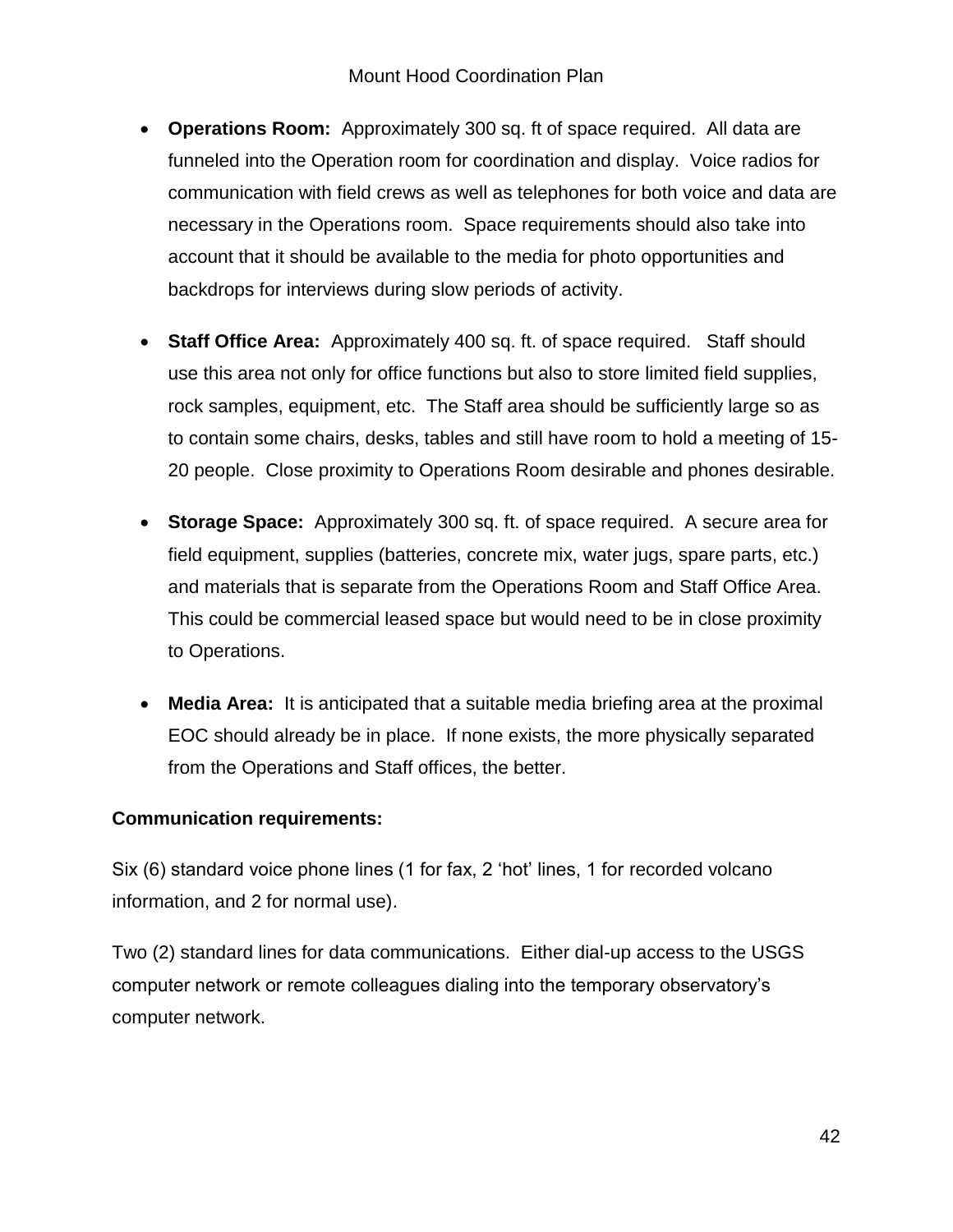- **Operations Room:** Approximately 300 sq. ft of space required. All data are funneled into the Operation room for coordination and display. Voice radios for communication with field crews as well as telephones for both voice and data are necessary in the Operations room. Space requirements should also take into account that it should be available to the media for photo opportunities and backdrops for interviews during slow periods of activity.

- **Staff Office Area:** Approximately 400 sq. ft. of space required. Staff should use this area not only for office functions but also to store limited field supplies, rock samples, equipment, etc. The Staff area should be sufficiently large so as to contain some chairs, desks, tables and still have room to hold a meeting of 15-20 people. Close proximity to Operations Room desirable and phones desirable.

- **Storage Space:** Approximately 300 sq. ft. of space required. A secure area for field equipment, supplies (batteries, concrete mix, water jugs, spare parts, etc.) and materials that is separate from the Operations Room and Staff Office Area. This could be commercial leased space but would need to be in close proximity to Operations.

- **Media Area:** It is anticipated that a suitable media briefing area at the proximal EOC should already be in place. If none exists, the more physically separated from the Operations and Staff offices, the better.

**Communication requirements:**

Six (6) standard voice phone lines (1 for fax, 2 'hot' lines, 1 for recorded volcano information, and 2 for normal use).

Two (2) standard lines for data communications. Either dial-up access to the USGS computer network or remote colleagues dialing into the temporary observatory's computer network.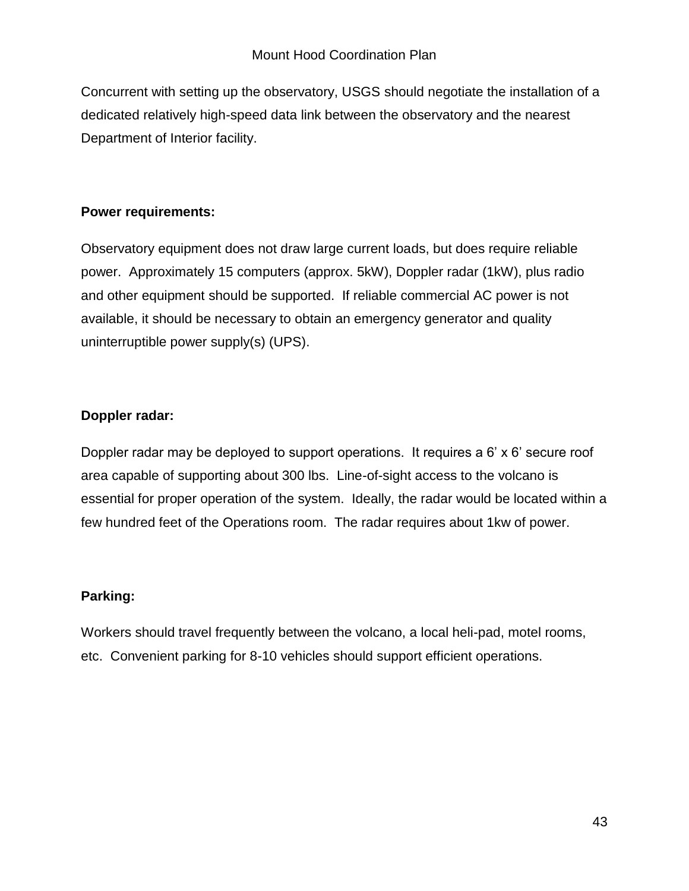Concurrent with setting up the observatory, USGS should negotiate the installation of a dedicated relatively high-speed data link between the observatory and the nearest Department of Interior facility.

**Power requirements:**

Observatory equipment does not draw large current loads, but does require reliable power. Approximately 15 computers (approx. 5kW), Doppler radar (1kW), plus radio and other equipment should be supported. If reliable commercial AC power is not available, it should be necessary to obtain an emergency generator and quality uninterruptible power supply(s) (UPS).

**Doppler radar:**

Doppler radar may be deployed to support operations. It requires a 6' x 6' secure roof area capable of supporting about 300 lbs. Line-of-sight access to the volcano is essential for proper operation of the system. Ideally, the radar would be located within a few hundred feet of the Operations room. The radar requires about 1kw of power.

**Parking:**

Workers should travel frequently between the volcano, a local heli-pad, motel rooms, etc. Convenient parking for 8-10 vehicles should support efficient operations.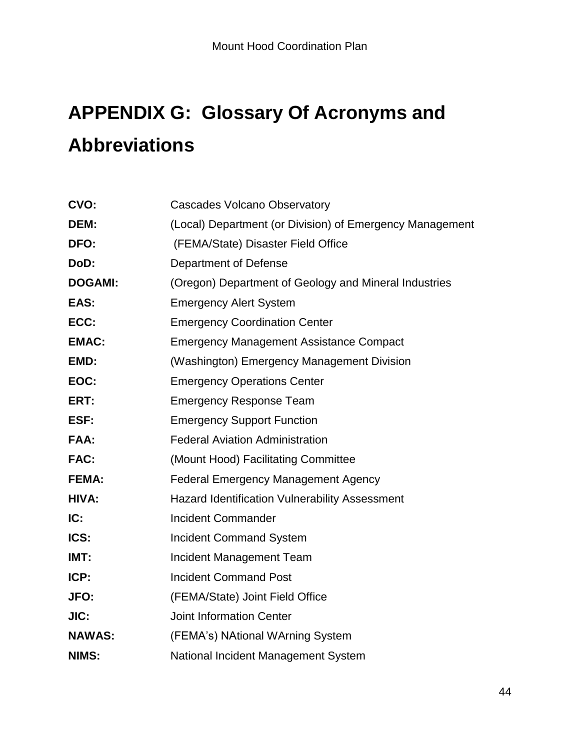# APPENDIX G: Glossary Of Acronyms and Abbreviations

**CVO:** Cascades Volcano Observatory

**DEM:** (Local) Department (or Division) of Emergency Management

**DFO:** (FEMA/State) Disaster Field Office

**DoD:** Department of Defense

**DOGAMI:** (Oregon) Department of Geology and Mineral Industries

**EAS:** Emergency Alert System

**ECC:** Emergency Coordination Center

**EMAC:** Emergency Management Assistance Compact

**EMD:** (Washington) Emergency Management Division

**EOC:** Emergency Operations Center

**ERT:** Emergency Response Team

**ESF:** Emergency Support Function

**FAA:** Federal Aviation Administration

**FAC:** (Mount Hood) Facilitating Committee

**FEMA:** Federal Emergency Management Agency

**HIVA:** Hazard Identification Vulnerability Assessment

**IC:** Incident Commander

**ICS:** Incident Command System

**IMT:** Incident Management Team

**ICP:** Incident Command Post

**JFO:** (FEMA/State) Joint Field Office

**JIC:** Joint Information Center

**NAWAS:** (FEMA's) NAtional WArning System

**NIMS:** National Incident Management System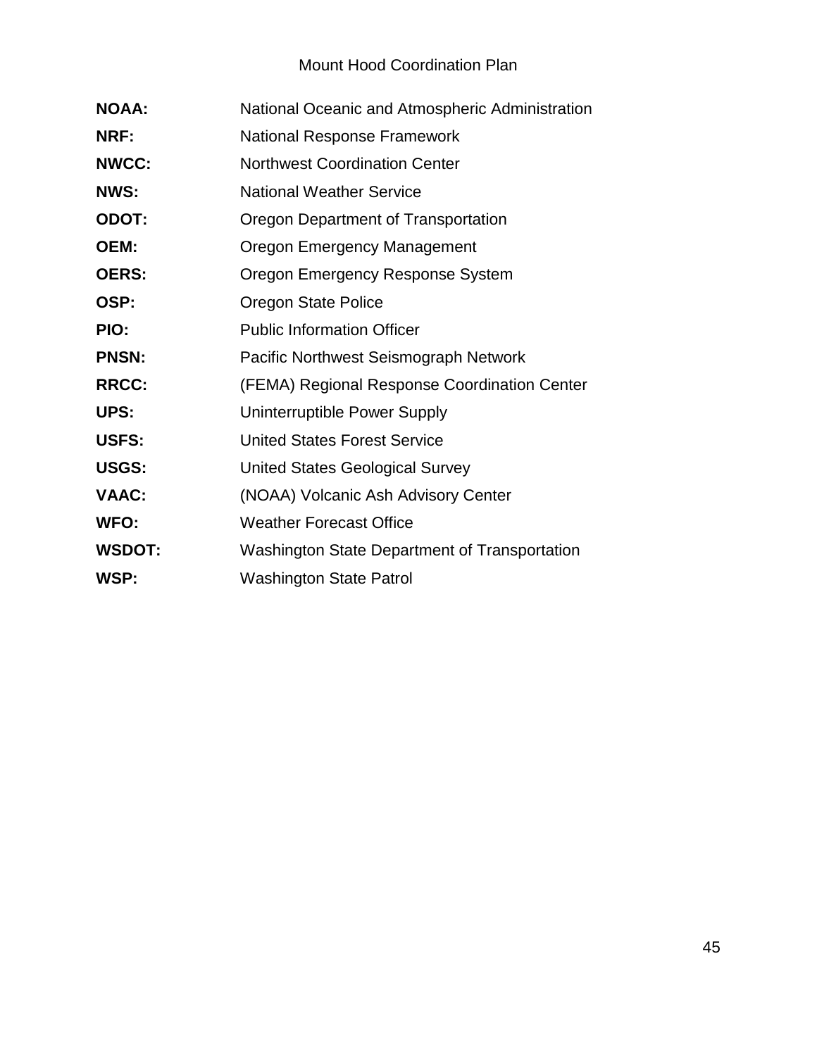**NOAA:** National Oceanic and Atmospheric Administration

**NRF:** National Response Framework

**NWCC:** Northwest Coordination Center

**NWS:** National Weather Service

**ODOT:** Oregon Department of Transportation

**OEM:** Oregon Emergency Management

**OERS:** Oregon Emergency Response System

**OSP:** Oregon State Police

**PIO:** Public Information Officer

**PNSN:** Pacific Northwest Seismograph Network

**RRCC:** (FEMA) Regional Response Coordination Center

**UPS:** Uninterruptible Power Supply

**USFS:** United States Forest Service

**USGS:** United States Geological Survey

**VAAC:** (NOAA) Volcanic Ash Advisory Center

**WFO:** Weather Forecast Office

**WSDOT:** Washington State Department of Transportation

**WSP:** Washington State Patrol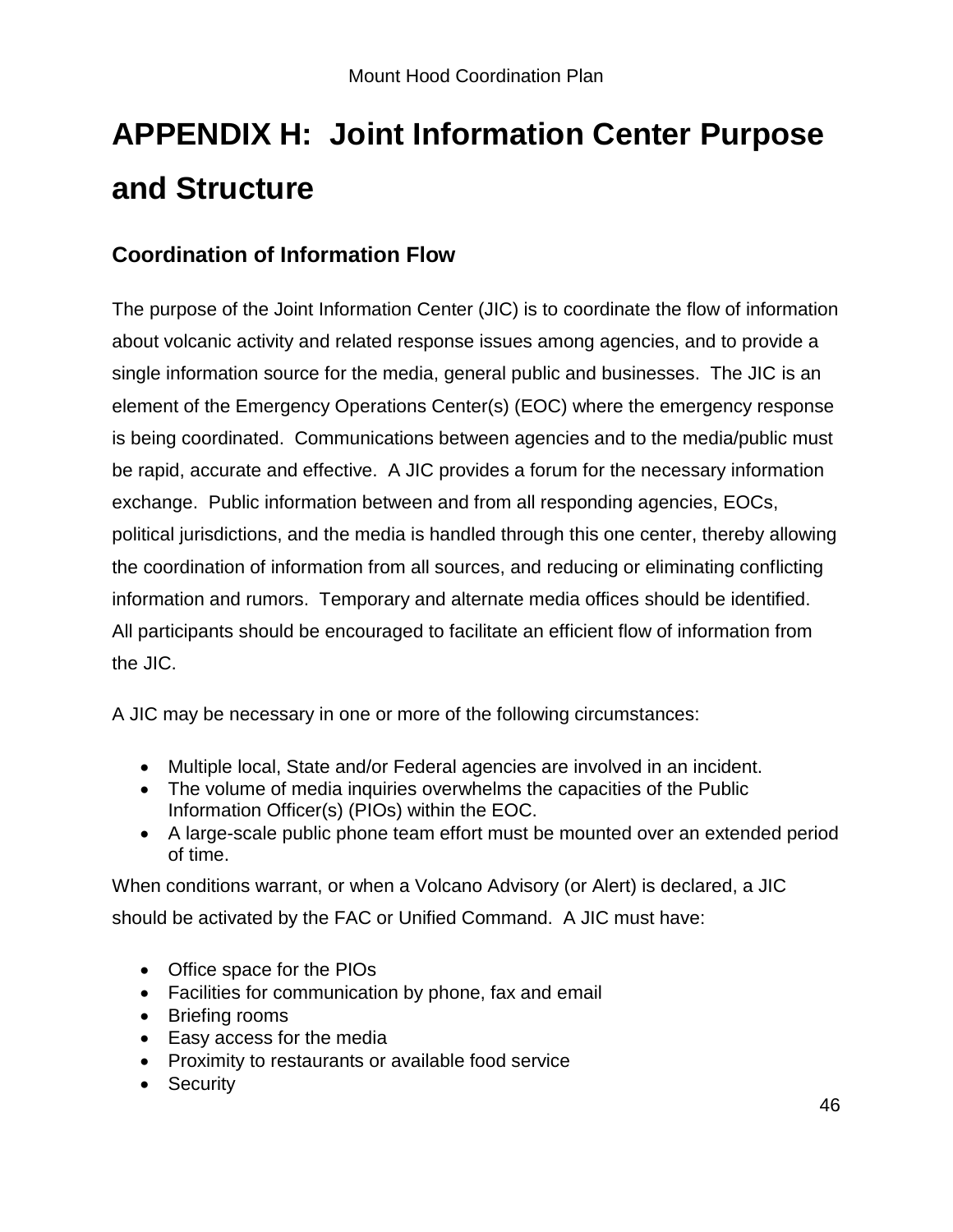# APPENDIX H:  Joint Information Center Purpose and Structure

## Coordination of Information Flow

The purpose of the Joint Information Center (JIC) is to coordinate the flow of information about volcanic activity and related response issues among agencies, and to provide a single information source for the media, general public and businesses.  The JIC is an element of the Emergency Operations Center(s) (EOC) where the emergency response is being coordinated.  Communications between agencies and to the media/public must be rapid, accurate and effective.  A JIC provides a forum for the necessary information exchange.  Public information between and from all responding agencies, EOCs, political jurisdictions, and the media is handled through this one center, thereby allowing the coordination of information from all sources, and reducing or eliminating conflicting information and rumors.  Temporary and alternate media offices should be identified.  All participants should be encouraged to facilitate an efficient flow of information from the JIC.

A JIC may be necessary in one or more of the following circumstances:

- Multiple local, State and/or Federal agencies are involved in an incident.
- The volume of media inquiries overwhelms the capacities of the Public Information Officer(s) (PIOs) within the EOC.
- A large-scale public phone team effort must be mounted over an extended period of time.

When conditions warrant, or when a Volcano Advisory (or Alert) is declared, a JIC should be activated by the FAC or Unified Command.  A JIC must have:

- Office space for the PIOs
- Facilities for communication by phone, fax and email
- Briefing rooms
- Easy access for the media
- Proximity to restaurants or available food service
- Security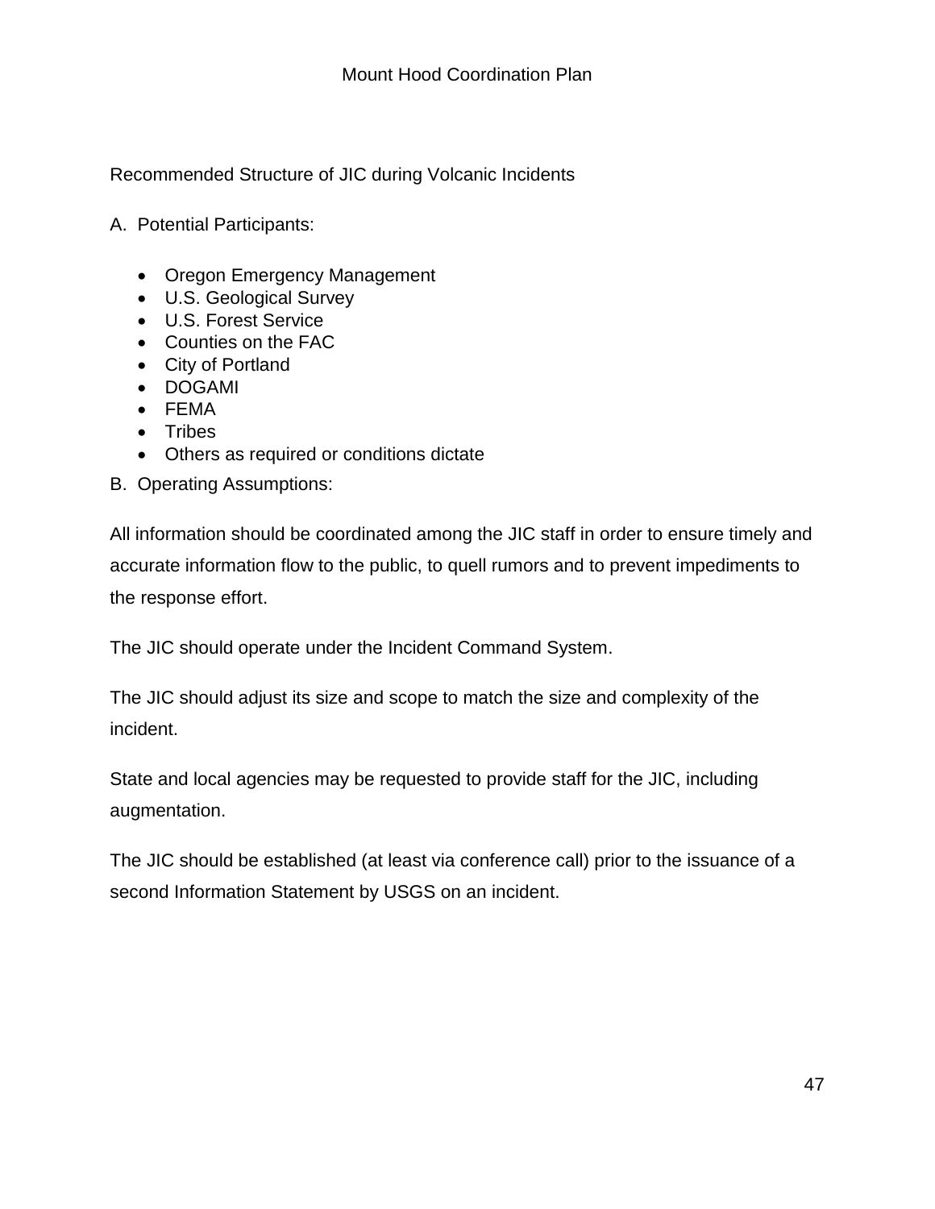## Recommended Structure of JIC during Volcanic Incidents

A. Potential Participants:

- Oregon Emergency Management
- U.S. Geological Survey
- U.S. Forest Service
- Counties on the FAC
- City of Portland
- DOGAMI
- FEMA
- Tribes
- Others as required or conditions dictate

B. Operating Assumptions:

All information should be coordinated among the JIC staff in order to ensure timely and accurate information flow to the public, to quell rumors and to prevent impediments to the response effort.

The JIC should operate under the Incident Command System.

The JIC should adjust its size and scope to match the size and complexity of the incident.

State and local agencies may be requested to provide staff for the JIC, including augmentation.

The JIC should be established (at least via conference call) prior to the issuance of a second Information Statement by USGS on an incident.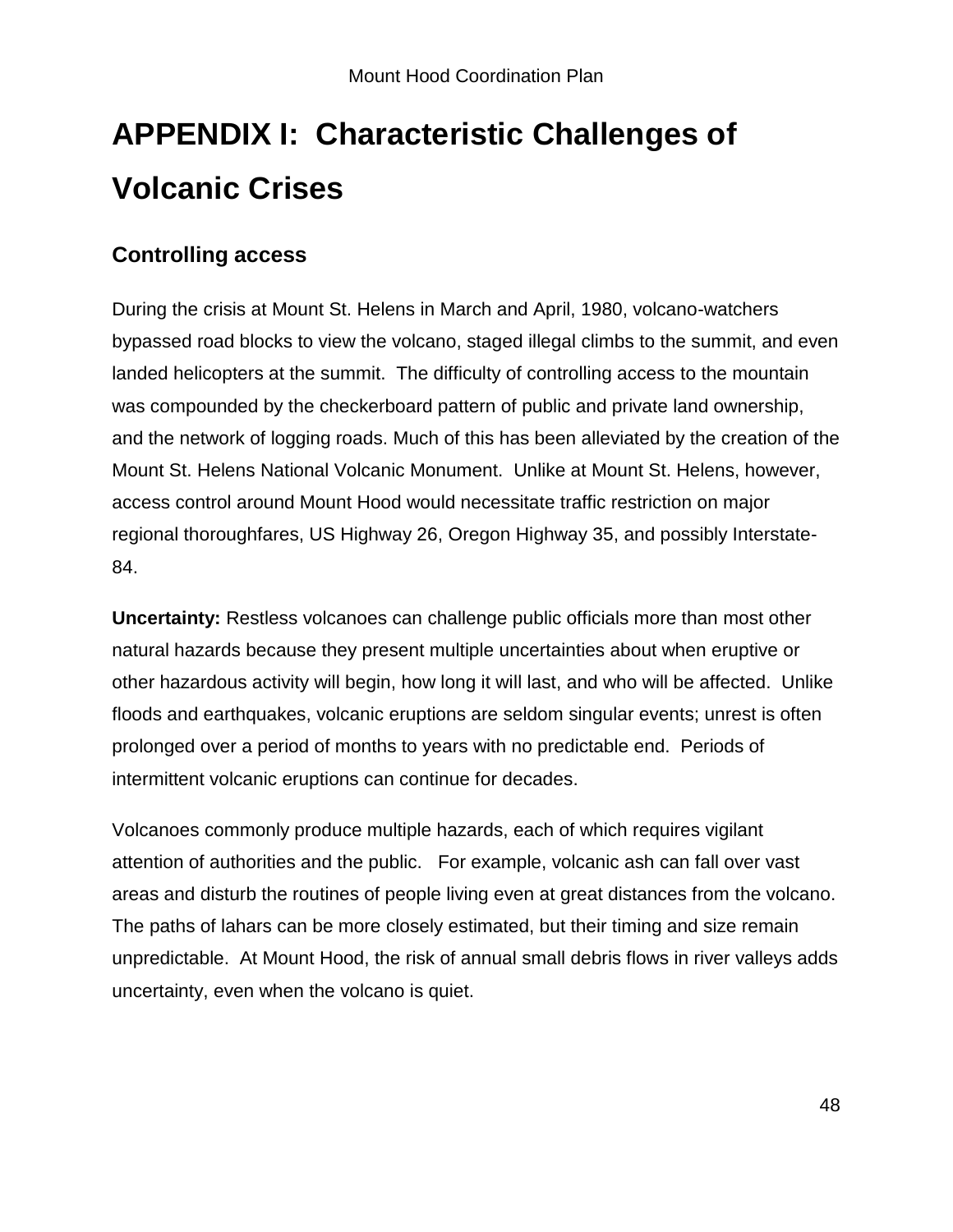# APPENDIX I: Characteristic Challenges of Volcanic Crises

## Controlling access

During the crisis at Mount St. Helens in March and April, 1980, volcano-watchers bypassed road blocks to view the volcano, staged illegal climbs to the summit, and even landed helicopters at the summit. The difficulty of controlling access to the mountain was compounded by the checkerboard pattern of public and private land ownership, and the network of logging roads. Much of this has been alleviated by the creation of the Mount St. Helens National Volcanic Monument. Unlike at Mount St. Helens, however, access control around Mount Hood would necessitate traffic restriction on major regional thoroughfares, US Highway 26, Oregon Highway 35, and possibly Interstate-84.

**Uncertainty:** Restless volcanoes can challenge public officials more than most other natural hazards because they present multiple uncertainties about when eruptive or other hazardous activity will begin, how long it will last, and who will be affected. Unlike floods and earthquakes, volcanic eruptions are seldom singular events; unrest is often prolonged over a period of months to years with no predictable end. Periods of intermittent volcanic eruptions can continue for decades.

Volcanoes commonly produce multiple hazards, each of which requires vigilant attention of authorities and the public. For example, volcanic ash can fall over vast areas and disturb the routines of people living even at great distances from the volcano. The paths of lahars can be more closely estimated, but their timing and size remain unpredictable. At Mount Hood, the risk of annual small debris flows in river valleys adds uncertainty, even when the volcano is quiet.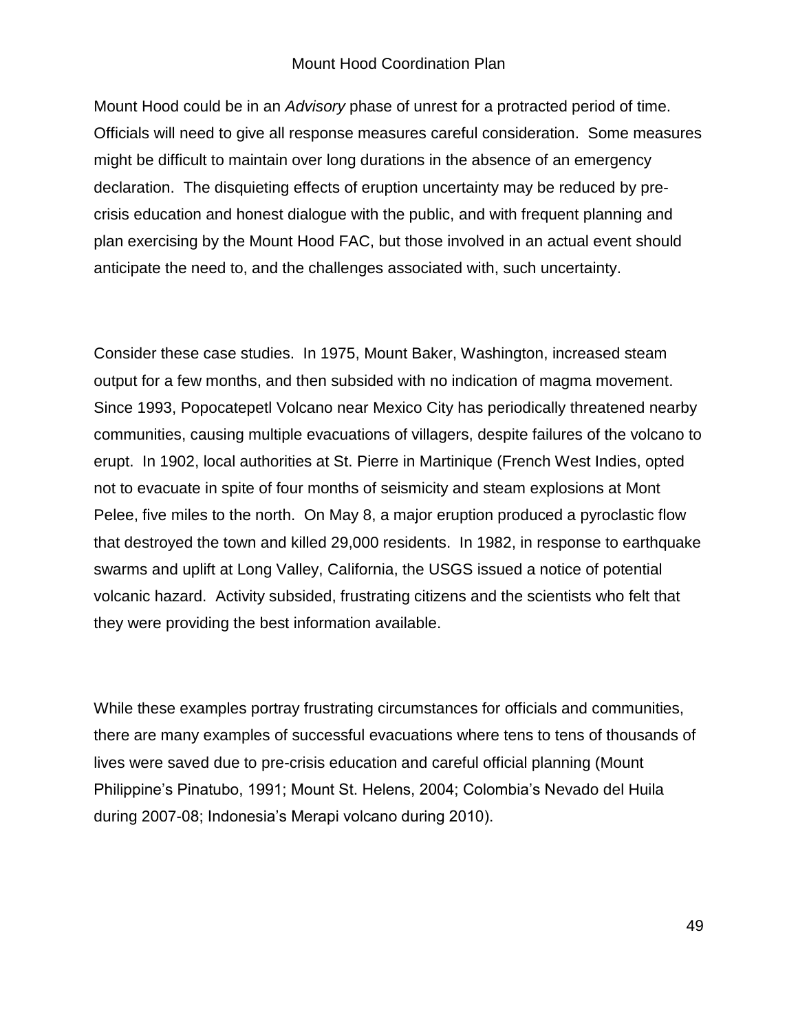Mount Hood could be in an *Advisory* phase of unrest for a protracted period of time. Officials will need to give all response measures careful consideration. Some measures might be difficult to maintain over long durations in the absence of an emergency declaration. The disquieting effects of eruption uncertainty may be reduced by pre-crisis education and honest dialogue with the public, and with frequent planning and plan exercising by the Mount Hood FAC, but those involved in an actual event should anticipate the need to, and the challenges associated with, such uncertainty.

Consider these case studies. In 1975, Mount Baker, Washington, increased steam output for a few months, and then subsided with no indication of magma movement. Since 1993, Popocatepetl Volcano near Mexico City has periodically threatened nearby communities, causing multiple evacuations of villagers, despite failures of the volcano to erupt. In 1902, local authorities at St. Pierre in Martinique (French West Indies, opted not to evacuate in spite of four months of seismicity and steam explosions at Mont Pelee, five miles to the north. On May 8, a major eruption produced a pyroclastic flow that destroyed the town and killed 29,000 residents. In 1982, in response to earthquake swarms and uplift at Long Valley, California, the USGS issued a notice of potential volcanic hazard. Activity subsided, frustrating citizens and the scientists who felt that they were providing the best information available.

While these examples portray frustrating circumstances for officials and communities, there are many examples of successful evacuations where tens to tens of thousands of lives were saved due to pre-crisis education and careful official planning (Mount Philippine's Pinatubo, 1991; Mount St. Helens, 2004; Colombia's Nevado del Huila during 2007-08; Indonesia's Merapi volcano during 2010).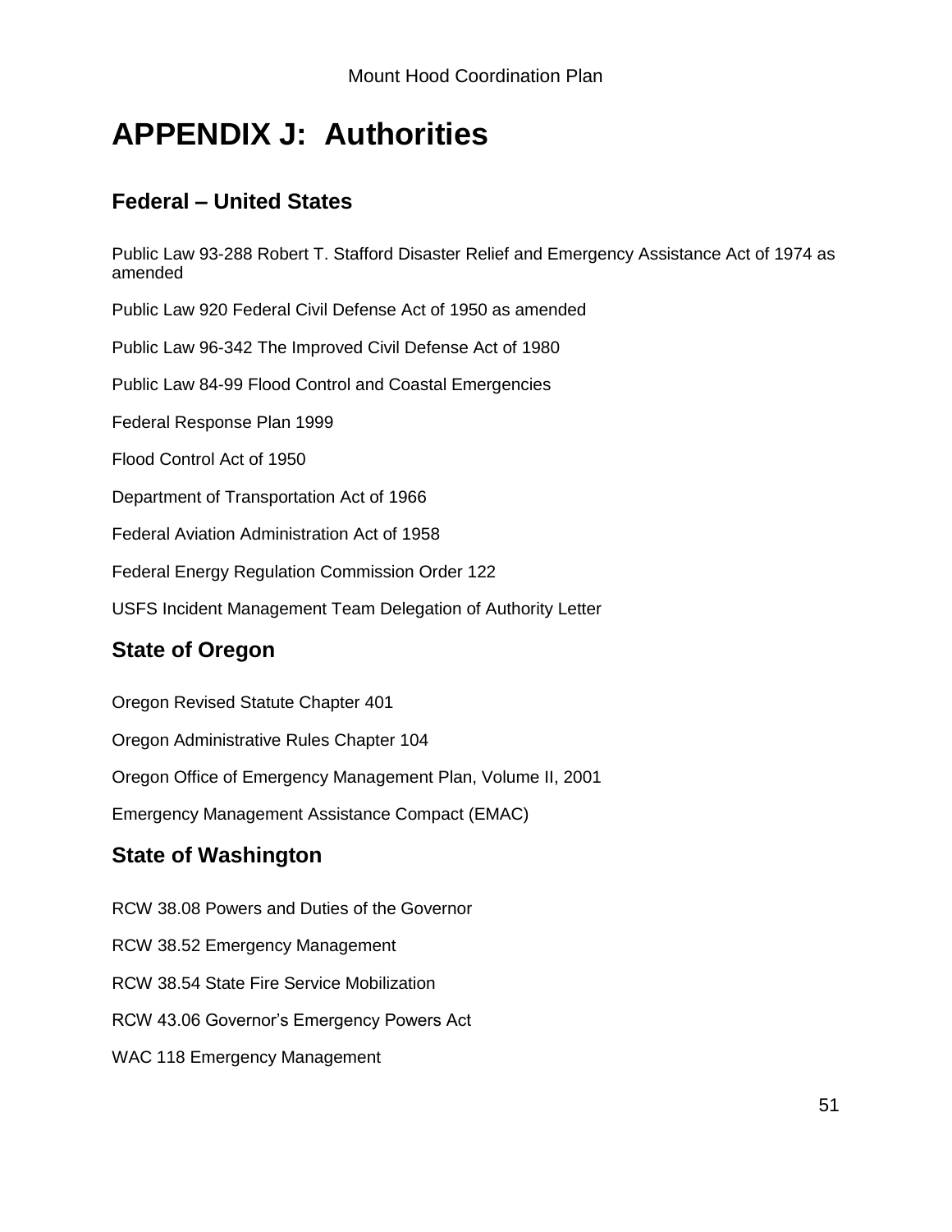# APPENDIX J: Authorities

## Federal – United States

Public Law 93-288 Robert T. Stafford Disaster Relief and Emergency Assistance Act of 1974 as amended

Public Law 920 Federal Civil Defense Act of 1950 as amended

Public Law 96-342 The Improved Civil Defense Act of 1980

Public Law 84-99 Flood Control and Coastal Emergencies

Federal Response Plan 1999

Flood Control Act of 1950

Department of Transportation Act of 1966

Federal Aviation Administration Act of 1958

Federal Energy Regulation Commission Order 122

USFS Incident Management Team Delegation of Authority Letter

## State of Oregon

Oregon Revised Statute Chapter 401

Oregon Administrative Rules Chapter 104

Oregon Office of Emergency Management Plan, Volume II, 2001

Emergency Management Assistance Compact (EMAC)

## State of Washington

RCW 38.08 Powers and Duties of the Governor

RCW 38.52 Emergency Management

RCW 38.54 State Fire Service Mobilization

RCW 43.06 Governor's Emergency Powers Act

WAC 118 Emergency Management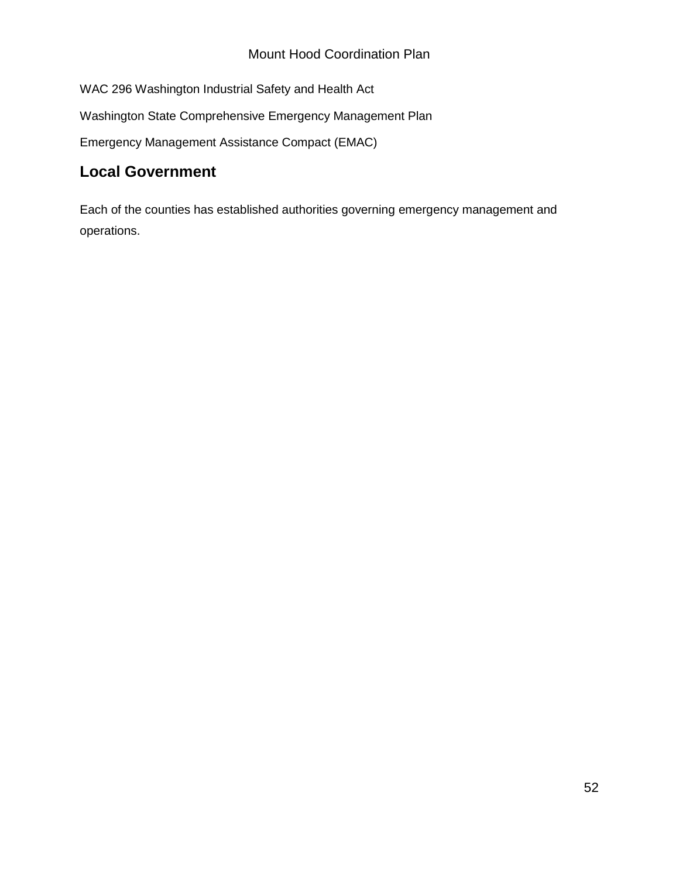WAC 296 Washington Industrial Safety and Health Act

Washington State Comprehensive Emergency Management Plan

Emergency Management Assistance Compact (EMAC)

## Local Government

Each of the counties has established authorities governing emergency management and operations.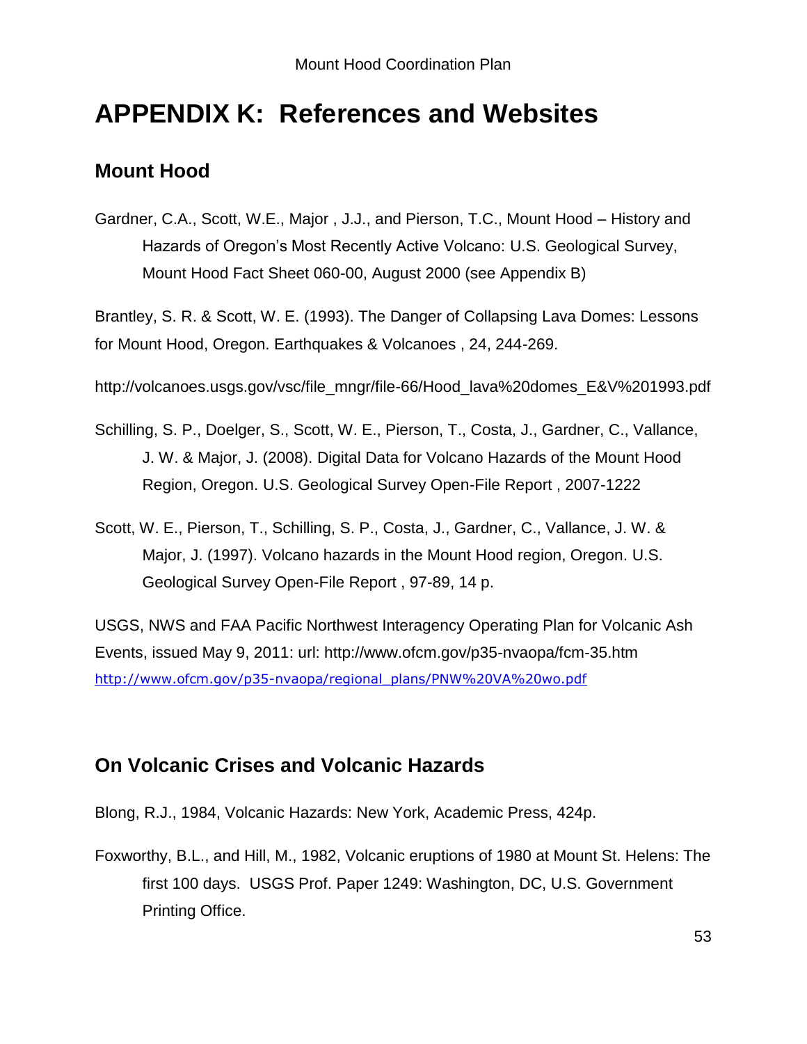# APPENDIX K: References and Websites

## Mount Hood

Gardner, C.A., Scott, W.E., Major , J.J., and Pierson, T.C., Mount Hood – History and Hazards of Oregon's Most Recently Active Volcano: U.S. Geological Survey, Mount Hood Fact Sheet 060-00, August 2000 (see Appendix B)

Brantley, S. R. & Scott, W. E. (1993). The Danger of Collapsing Lava Domes: Lessons for Mount Hood, Oregon. Earthquakes & Volcanoes , 24, 244-269.

http://volcanoes.usgs.gov/vsc/file_mngr/file-66/Hood_lava%20domes_E&V%201993.pdf

Schilling, S. P., Doelger, S., Scott, W. E., Pierson, T., Costa, J., Gardner, C., Vallance, J. W. & Major, J. (2008). Digital Data for Volcano Hazards of the Mount Hood Region, Oregon. U.S. Geological Survey Open-File Report , 2007-1222

Scott, W. E., Pierson, T., Schilling, S. P., Costa, J., Gardner, C., Vallance, J. W. & Major, J. (1997). Volcano hazards in the Mount Hood region, Oregon. U.S. Geological Survey Open-File Report , 97-89, 14 p.

USGS, NWS and FAA Pacific Northwest Interagency Operating Plan for Volcanic Ash Events, issued May 9, 2011: url: http://www.ofcm.gov/p35-nvaopa/fcm-35.htm
http://www.ofcm.gov/p35-nvaopa/regional_plans/PNW%20VA%20wo.pdf

## On Volcanic Crises and Volcanic Hazards

Blong, R.J., 1984, Volcanic Hazards: New York, Academic Press, 424p.

Foxworthy, B.L., and Hill, M., 1982, Volcanic eruptions of 1980 at Mount St. Helens: The first 100 days. USGS Prof. Paper 1249: Washington, DC, U.S. Government Printing Office.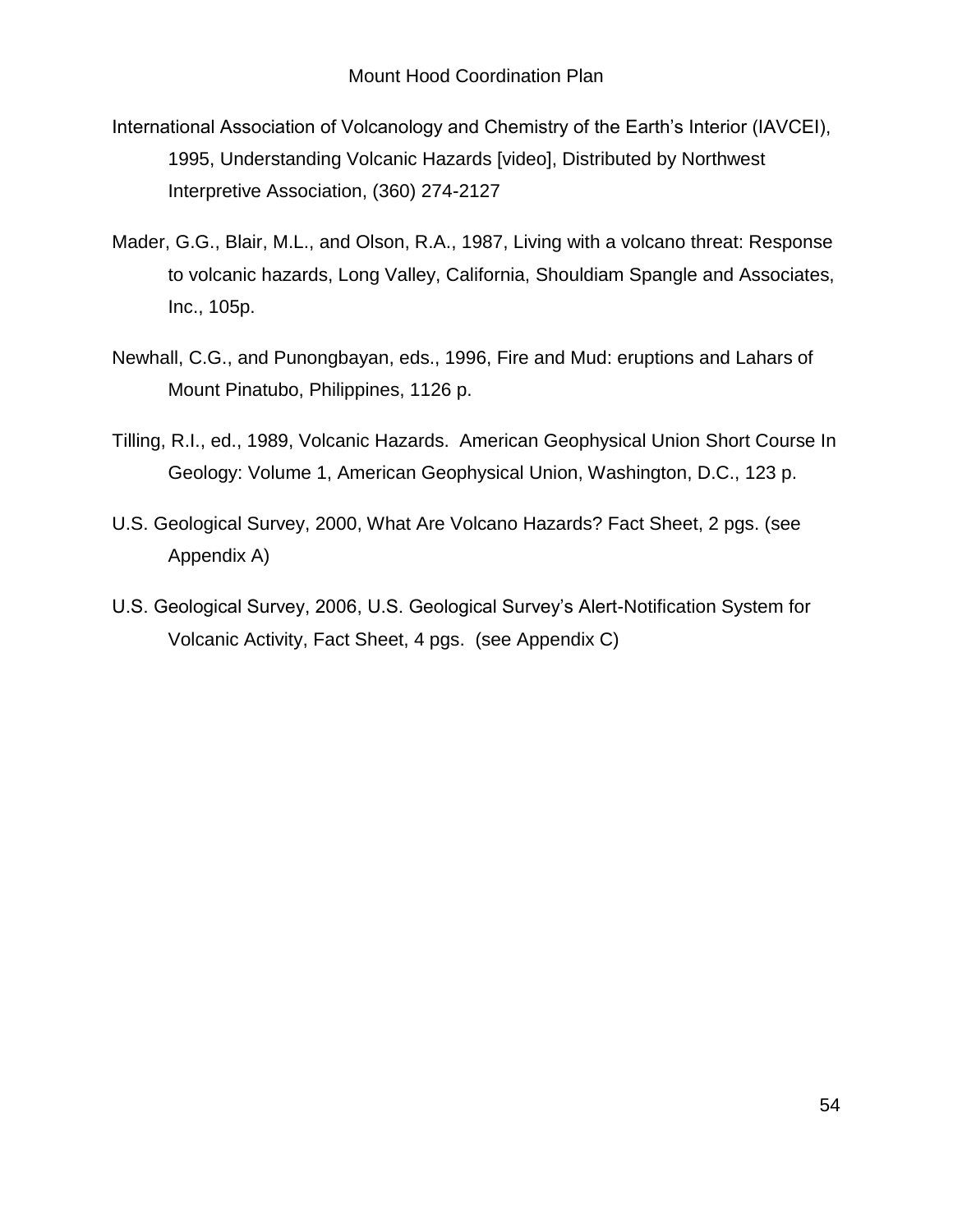International Association of Volcanology and Chemistry of the Earth's Interior (IAVCEI), 1995, Understanding Volcanic Hazards [video], Distributed by Northwest Interpretive Association, (360) 274-2127

Mader, G.G., Blair, M.L., and Olson, R.A., 1987, Living with a volcano threat: Response to volcanic hazards, Long Valley, California, Shouldiam Spangle and Associates, Inc., 105p.

Newhall, C.G., and Punongbayan, eds., 1996, Fire and Mud: eruptions and Lahars of Mount Pinatubo, Philippines, 1126 p.

Tilling, R.I., ed., 1989, Volcanic Hazards. American Geophysical Union Short Course In Geology: Volume 1, American Geophysical Union, Washington, D.C., 123 p.

U.S. Geological Survey, 2000, What Are Volcano Hazards? Fact Sheet, 2 pgs. (see Appendix A)

U.S. Geological Survey, 2006, U.S. Geological Survey's Alert-Notification System for Volcanic Activity, Fact Sheet, 4 pgs. (see Appendix C)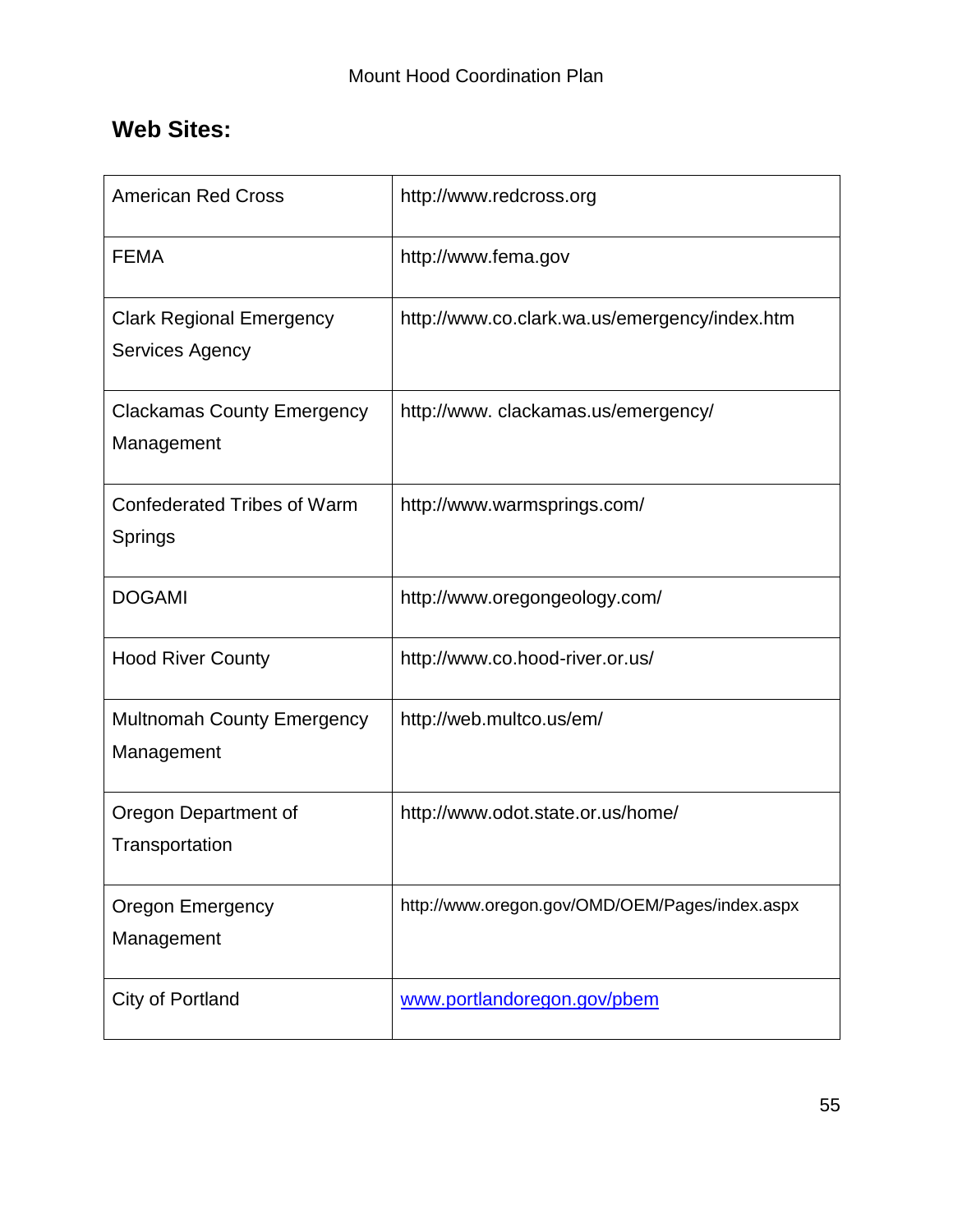## Web Sites:

| | |
|---|---|
| American Red Cross | http://www.redcross.org |
| FEMA | http://www.fema.gov |
| Clark Regional Emergency Services Agency | http://www.co.clark.wa.us/emergency/index.htm |
| Clackamas County Emergency Management | http://www. clackamas.us/emergency/ |
| Confederated Tribes of Warm Springs | http://www.warmsprings.com/ |
| DOGAMI | http://www.oregongeology.com/ |
| Hood River County | http://www.co.hood-river.or.us/ |
| Multnomah County Emergency Management | http://web.multco.us/em/ |
| Oregon Department of Transportation | http://www.odot.state.or.us/home/ |
| Oregon Emergency Management | http://www.oregon.gov/OMD/OEM/Pages/index.aspx |
| City of Portland | www.portlandoregon.gov/pbem |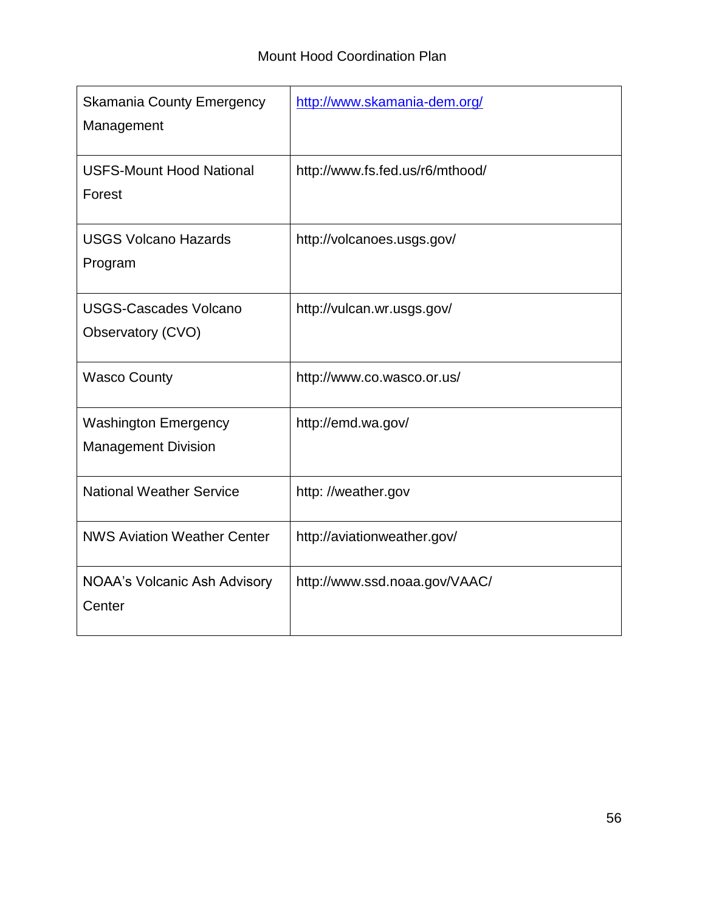| | |
|---|---|
| Skamania County Emergency Management | http://www.skamania-dem.org/ |
| USFS-Mount Hood National Forest | http://www.fs.fed.us/r6/mthood/ |
| USGS Volcano Hazards Program | http://volcanoes.usgs.gov/ |
| USGS-Cascades Volcano Observatory (CVO) | http://vulcan.wr.usgs.gov/ |
| Wasco County | http://www.co.wasco.or.us/ |
| Washington Emergency Management Division | http://emd.wa.gov/ |
| National Weather Service | http: //weather.gov |
| NWS Aviation Weather Center | http://aviationweather.gov/ |
| NOAA's Volcanic Ash Advisory Center | http://www.ssd.noaa.gov/VAAC/ |